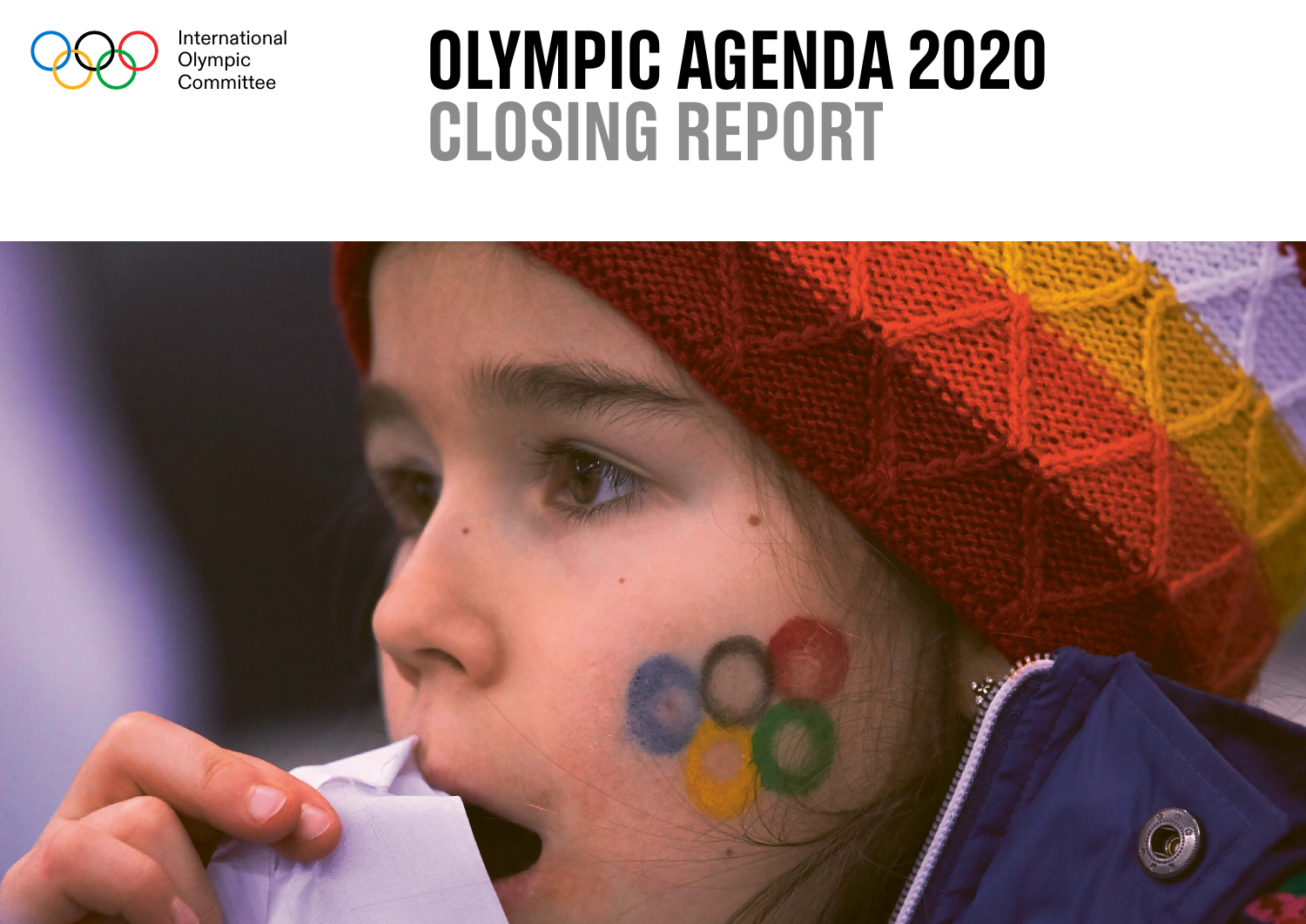International Olympic Committee

# OLYMPIC AGENDA 2020
## CLOSING REPORT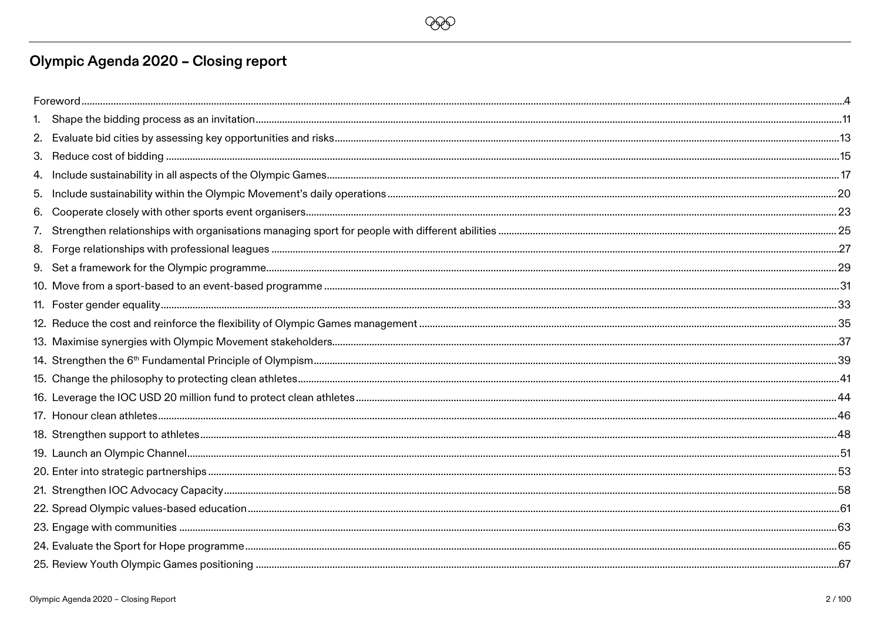# Olympic Agenda 2020 – Closing report

- Foreword ... 4
1. Shape the bidding process as an invitation ... 11
2. Evaluate bid cities by assessing key opportunities and risks ... 13
3. Reduce cost of bidding ... 15
4. Include sustainability in all aspects of the Olympic Games ... 17
5. Include sustainability within the Olympic Movement's daily operations ... 20
6. Cooperate closely with other sports event organisers ... 23
7. Strengthen relationships with organisations managing sport for people with different abilities ... 25
8. Forge relationships with professional leagues ... 27
9. Set a framework for the Olympic programme ... 29
10. Move from a sport-based to an event-based programme ... 31
11. Foster gender equality ... 33
12. Reduce the cost and reinforce the flexibility of Olympic Games management ... 35
13. Maximise synergies with Olympic Movement stakeholders ... 37
14. Strengthen the 6th Fundamental Principle of Olympism ... 39
15. Change the philosophy to protecting clean athletes ... 41
16. Leverage the IOC USD 20 million fund to protect clean athletes ... 44
17. Honour clean athletes ... 46
18. Strengthen support to athletes ... 48
19. Launch an Olympic Channel ... 51
20. Enter into strategic partnerships ... 53
21. Strengthen IOC Advocacy Capacity ... 58
22. Spread Olympic values-based education ... 61
23. Engage with communities ... 63
24. Evaluate the Sport for Hope programme ... 65
25. Review Youth Olympic Games positioning ... 67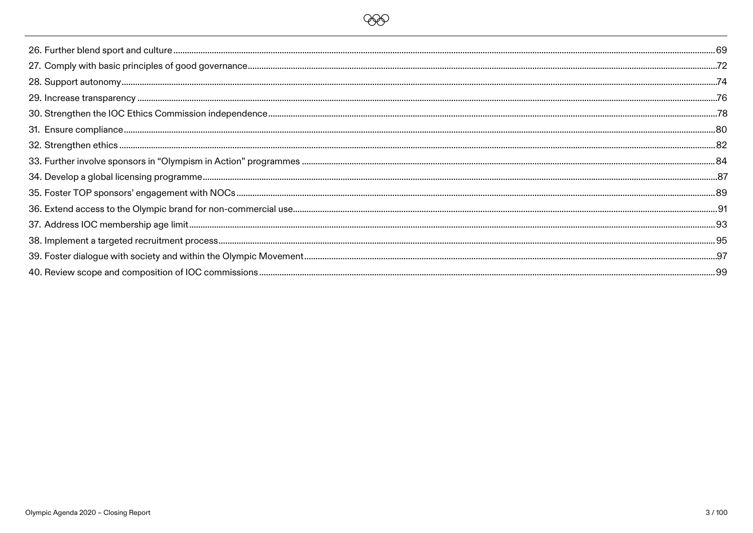26. Further blend sport and culture ............................................................ 69
27. Comply with basic principles of good governance ............................................................ 72
28. Support autonomy ............................................................ 74
29. Increase transparency ............................................................ 76
30. Strengthen the IOC Ethics Commission independence ............................................................ 78
31. Ensure compliance ............................................................ 80
32. Strengthen ethics ............................................................ 82
33. Further involve sponsors in "Olympism in Action" programmes ............................................................ 84
34. Develop a global licensing programme ............................................................ 87
35. Foster TOP sponsors' engagement with NOCs ............................................................ 89
36. Extend access to the Olympic brand for non-commercial use ............................................................ 91
37. Address IOC membership age limit ............................................................ 93
38. Implement a targeted recruitment process ............................................................ 95
39. Foster dialogue with society and within the Olympic Movement ............................................................ 97
40. Review scope and composition of IOC commissions ............................................................ 99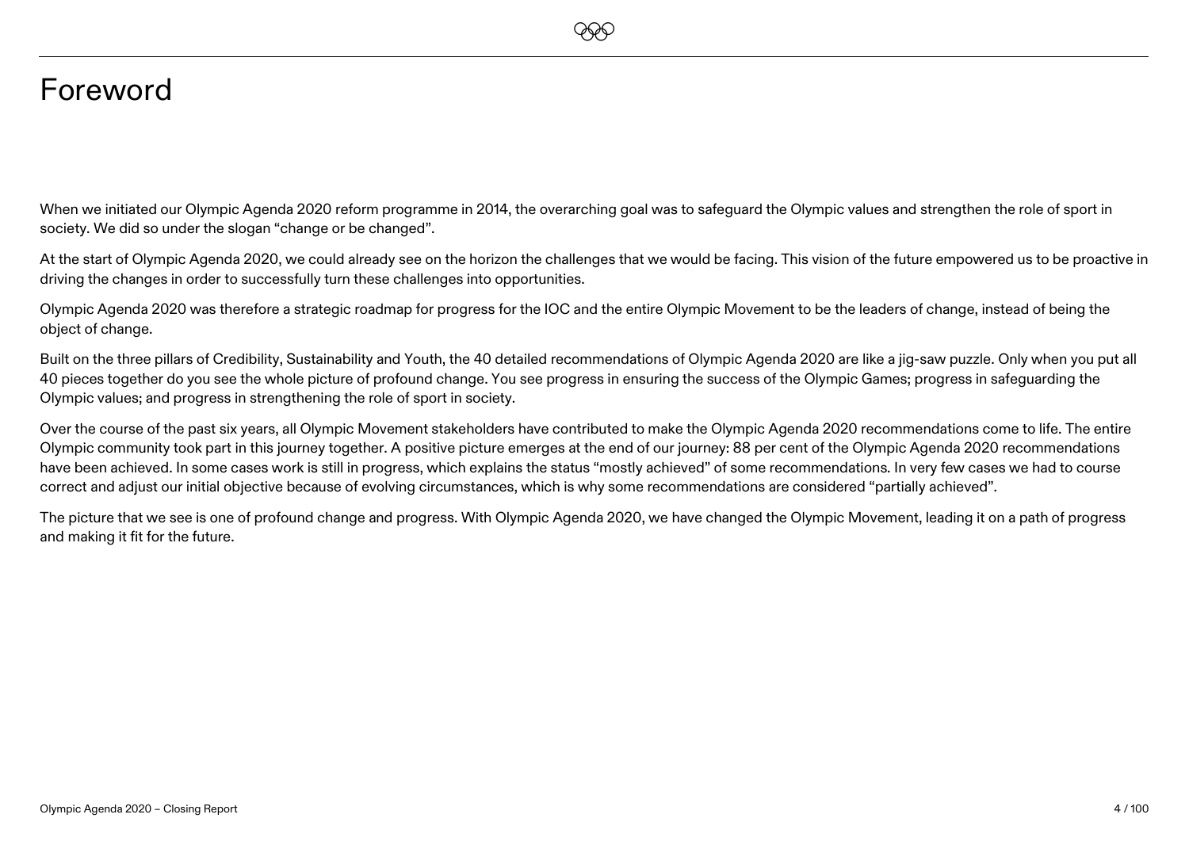# Foreword

When we initiated our Olympic Agenda 2020 reform programme in 2014, the overarching goal was to safeguard the Olympic values and strengthen the role of sport in society. We did so under the slogan "change or be changed".

At the start of Olympic Agenda 2020, we could already see on the horizon the challenges that we would be facing. This vision of the future empowered us to be proactive in driving the changes in order to successfully turn these challenges into opportunities.

Olympic Agenda 2020 was therefore a strategic roadmap for progress for the IOC and the entire Olympic Movement to be the leaders of change, instead of being the object of change.

Built on the three pillars of Credibility, Sustainability and Youth, the 40 detailed recommendations of Olympic Agenda 2020 are like a jig-saw puzzle. Only when you put all 40 pieces together do you see the whole picture of profound change. You see progress in ensuring the success of the Olympic Games; progress in safeguarding the Olympic values; and progress in strengthening the role of sport in society.

Over the course of the past six years, all Olympic Movement stakeholders have contributed to make the Olympic Agenda 2020 recommendations come to life. The entire Olympic community took part in this journey together. A positive picture emerges at the end of our journey: 88 per cent of the Olympic Agenda 2020 recommendations have been achieved. In some cases work is still in progress, which explains the status "mostly achieved" of some recommendations. In very few cases we had to course correct and adjust our initial objective because of evolving circumstances, which is why some recommendations are considered "partially achieved".

The picture that we see is one of profound change and progress. With Olympic Agenda 2020, we have changed the Olympic Movement, leading it on a path of progress and making it fit for the future.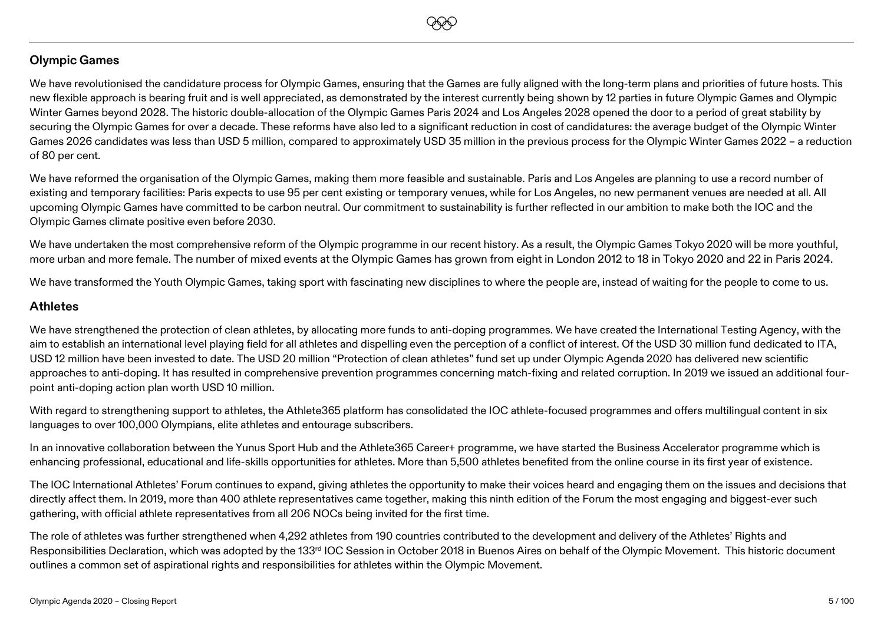## Olympic Games

We have revolutionised the candidature process for Olympic Games, ensuring that the Games are fully aligned with the long-term plans and priorities of future hosts. This new flexible approach is bearing fruit and is well appreciated, as demonstrated by the interest currently being shown by 12 parties in future Olympic Games and Olympic Winter Games beyond 2028. The historic double-allocation of the Olympic Games Paris 2024 and Los Angeles 2028 opened the door to a period of great stability by securing the Olympic Games for over a decade. These reforms have also led to a significant reduction in cost of candidatures: the average budget of the Olympic Winter Games 2026 candidates was less than USD 5 million, compared to approximately USD 35 million in the previous process for the Olympic Winter Games 2022 – a reduction of 80 per cent.

We have reformed the organisation of the Olympic Games, making them more feasible and sustainable. Paris and Los Angeles are planning to use a record number of existing and temporary facilities: Paris expects to use 95 per cent existing or temporary venues, while for Los Angeles, no new permanent venues are needed at all. All upcoming Olympic Games have committed to be carbon neutral. Our commitment to sustainability is further reflected in our ambition to make both the IOC and the Olympic Games climate positive even before 2030.

We have undertaken the most comprehensive reform of the Olympic programme in our recent history. As a result, the Olympic Games Tokyo 2020 will be more youthful, more urban and more female. The number of mixed events at the Olympic Games has grown from eight in London 2012 to 18 in Tokyo 2020 and 22 in Paris 2024.

We have transformed the Youth Olympic Games, taking sport with fascinating new disciplines to where the people are, instead of waiting for the people to come to us.

## Athletes

We have strengthened the protection of clean athletes, by allocating more funds to anti-doping programmes. We have created the International Testing Agency, with the aim to establish an international level playing field for all athletes and dispelling even the perception of a conflict of interest. Of the USD 30 million fund dedicated to ITA, USD 12 million have been invested to date. The USD 20 million "Protection of clean athletes" fund set up under Olympic Agenda 2020 has delivered new scientific approaches to anti-doping. It has resulted in comprehensive prevention programmes concerning match-fixing and related corruption. In 2019 we issued an additional four-point anti-doping action plan worth USD 10 million.

With regard to strengthening support to athletes, the Athlete365 platform has consolidated the IOC athlete-focused programmes and offers multilingual content in six languages to over 100,000 Olympians, elite athletes and entourage subscribers.

In an innovative collaboration between the Yunus Sport Hub and the Athlete365 Career+ programme, we have started the Business Accelerator programme which is enhancing professional, educational and life-skills opportunities for athletes. More than 5,500 athletes benefited from the online course in its first year of existence.

The IOC International Athletes' Forum continues to expand, giving athletes the opportunity to make their voices heard and engaging them on the issues and decisions that directly affect them. In 2019, more than 400 athlete representatives came together, making this ninth edition of the Forum the most engaging and biggest-ever such gathering, with official athlete representatives from all 206 NOCs being invited for the first time.

The role of athletes was further strengthened when 4,292 athletes from 190 countries contributed to the development and delivery of the Athletes' Rights and Responsibilities Declaration, which was adopted by the 133rd IOC Session in October 2018 in Buenos Aires on behalf of the Olympic Movement. This historic document outlines a common set of aspirational rights and responsibilities for athletes within the Olympic Movement.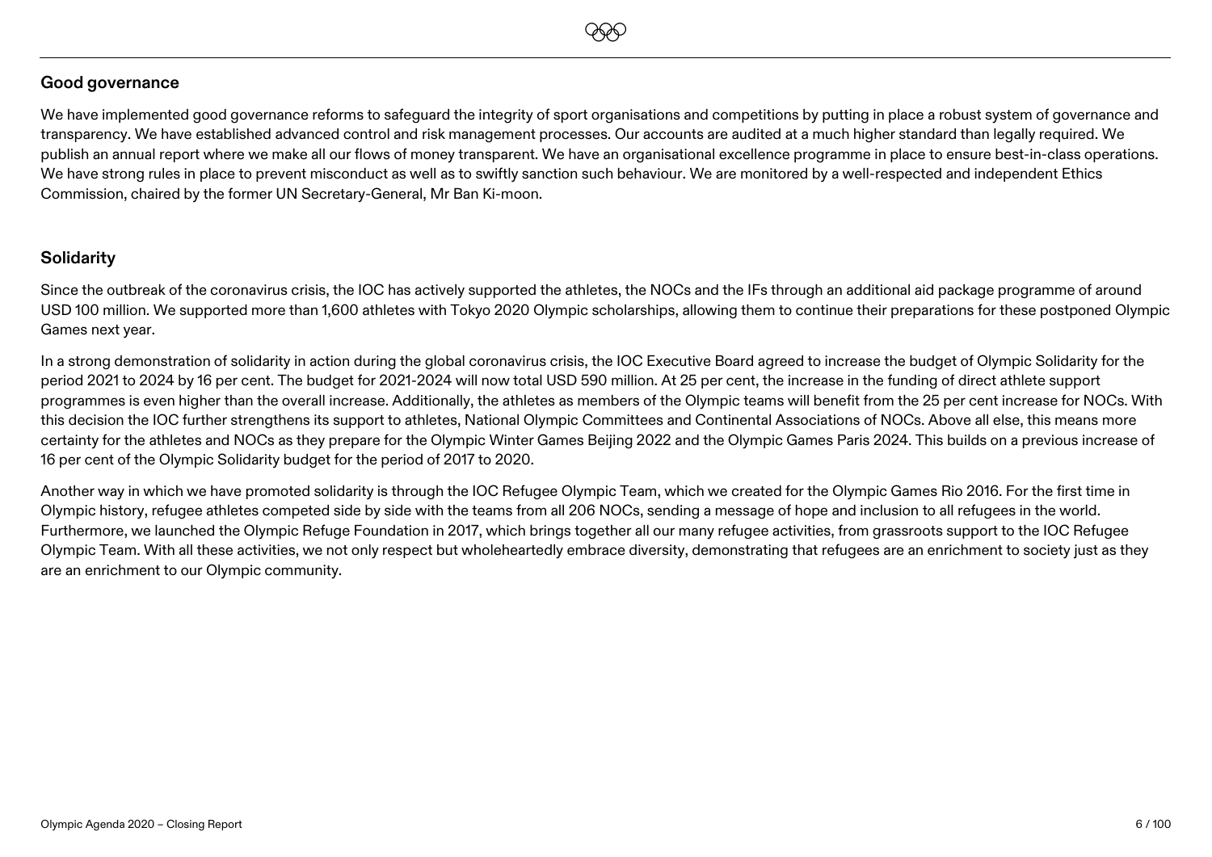## Good governance

We have implemented good governance reforms to safeguard the integrity of sport organisations and competitions by putting in place a robust system of governance and transparency. We have established advanced control and risk management processes. Our accounts are audited at a much higher standard than legally required. We publish an annual report where we make all our flows of money transparent. We have an organisational excellence programme in place to ensure best-in-class operations. We have strong rules in place to prevent misconduct as well as to swiftly sanction such behaviour. We are monitored by a well-respected and independent Ethics Commission, chaired by the former UN Secretary-General, Mr Ban Ki-moon.

## Solidarity

Since the outbreak of the coronavirus crisis, the IOC has actively supported the athletes, the NOCs and the IFs through an additional aid package programme of around USD 100 million. We supported more than 1,600 athletes with Tokyo 2020 Olympic scholarships, allowing them to continue their preparations for these postponed Olympic Games next year.

In a strong demonstration of solidarity in action during the global coronavirus crisis, the IOC Executive Board agreed to increase the budget of Olympic Solidarity for the period 2021 to 2024 by 16 per cent. The budget for 2021-2024 will now total USD 590 million. At 25 per cent, the increase in the funding of direct athlete support programmes is even higher than the overall increase. Additionally, the athletes as members of the Olympic teams will benefit from the 25 per cent increase for NOCs. With this decision the IOC further strengthens its support to athletes, National Olympic Committees and Continental Associations of NOCs. Above all else, this means more certainty for the athletes and NOCs as they prepare for the Olympic Winter Games Beijing 2022 and the Olympic Games Paris 2024. This builds on a previous increase of 16 per cent of the Olympic Solidarity budget for the period of 2017 to 2020.

Another way in which we have promoted solidarity is through the IOC Refugee Olympic Team, which we created for the Olympic Games Rio 2016. For the first time in Olympic history, refugee athletes competed side by side with the teams from all 206 NOCs, sending a message of hope and inclusion to all refugees in the world. Furthermore, we launched the Olympic Refuge Foundation in 2017, which brings together all our many refugee activities, from grassroots support to the IOC Refugee Olympic Team. With all these activities, we not only respect but wholeheartedly embrace diversity, demonstrating that refugees are an enrichment to society just as they are an enrichment to our Olympic community.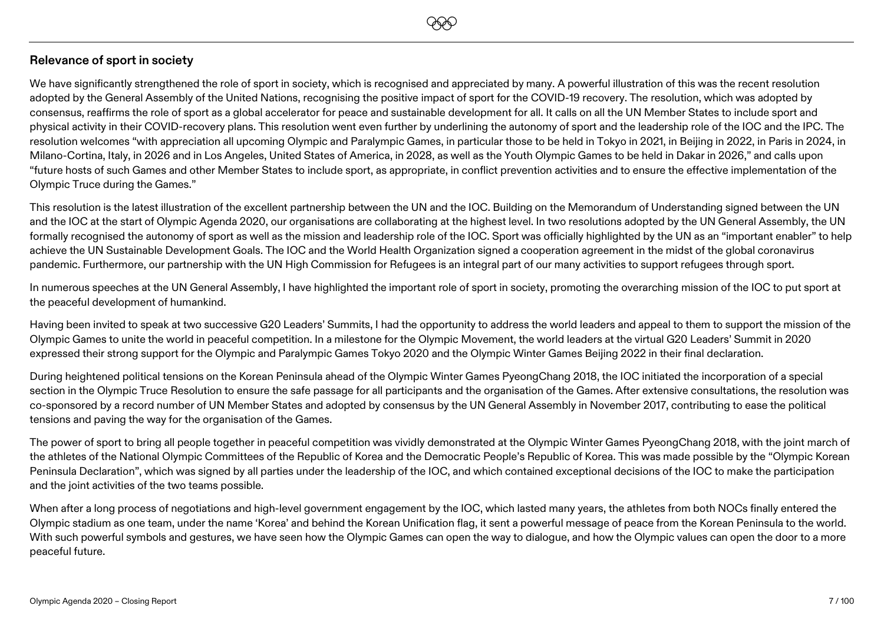## Relevance of sport in society

We have significantly strengthened the role of sport in society, which is recognised and appreciated by many. A powerful illustration of this was the recent resolution adopted by the General Assembly of the United Nations, recognising the positive impact of sport for the COVID-19 recovery. The resolution, which was adopted by consensus, reaffirms the role of sport as a global accelerator for peace and sustainable development for all. It calls on all the UN Member States to include sport and physical activity in their COVID-recovery plans. This resolution went even further by underlining the autonomy of sport and the leadership role of the IOC and the IPC. The resolution welcomes "with appreciation all upcoming Olympic and Paralympic Games, in particular those to be held in Tokyo in 2021, in Beijing in 2022, in Paris in 2024, in Milano-Cortina, Italy, in 2026 and in Los Angeles, United States of America, in 2028, as well as the Youth Olympic Games to be held in Dakar in 2026," and calls upon "future hosts of such Games and other Member States to include sport, as appropriate, in conflict prevention activities and to ensure the effective implementation of the Olympic Truce during the Games."

This resolution is the latest illustration of the excellent partnership between the UN and the IOC. Building on the Memorandum of Understanding signed between the UN and the IOC at the start of Olympic Agenda 2020, our organisations are collaborating at the highest level. In two resolutions adopted by the UN General Assembly, the UN formally recognised the autonomy of sport as well as the mission and leadership role of the IOC. Sport was officially highlighted by the UN as an "important enabler" to help achieve the UN Sustainable Development Goals. The IOC and the World Health Organization signed a cooperation agreement in the midst of the global coronavirus pandemic. Furthermore, our partnership with the UN High Commission for Refugees is an integral part of our many activities to support refugees through sport.

In numerous speeches at the UN General Assembly, I have highlighted the important role of sport in society, promoting the overarching mission of the IOC to put sport at the peaceful development of humankind.

Having been invited to speak at two successive G20 Leaders' Summits, I had the opportunity to address the world leaders and appeal to them to support the mission of the Olympic Games to unite the world in peaceful competition. In a milestone for the Olympic Movement, the world leaders at the virtual G20 Leaders' Summit in 2020 expressed their strong support for the Olympic and Paralympic Games Tokyo 2020 and the Olympic Winter Games Beijing 2022 in their final declaration.

During heightened political tensions on the Korean Peninsula ahead of the Olympic Winter Games PyeongChang 2018, the IOC initiated the incorporation of a special section in the Olympic Truce Resolution to ensure the safe passage for all participants and the organisation of the Games. After extensive consultations, the resolution was co-sponsored by a record number of UN Member States and adopted by consensus by the UN General Assembly in November 2017, contributing to ease the political tensions and paving the way for the organisation of the Games.

The power of sport to bring all people together in peaceful competition was vividly demonstrated at the Olympic Winter Games PyeongChang 2018, with the joint march of the athletes of the National Olympic Committees of the Republic of Korea and the Democratic People's Republic of Korea. This was made possible by the "Olympic Korean Peninsula Declaration", which was signed by all parties under the leadership of the IOC, and which contained exceptional decisions of the IOC to make the participation and the joint activities of the two teams possible.

When after a long process of negotiations and high-level government engagement by the IOC, which lasted many years, the athletes from both NOCs finally entered the Olympic stadium as one team, under the name 'Korea' and behind the Korean Unification flag, it sent a powerful message of peace from the Korean Peninsula to the world. With such powerful symbols and gestures, we have seen how the Olympic Games can open the way to dialogue, and how the Olympic values can open the door to a more peaceful future.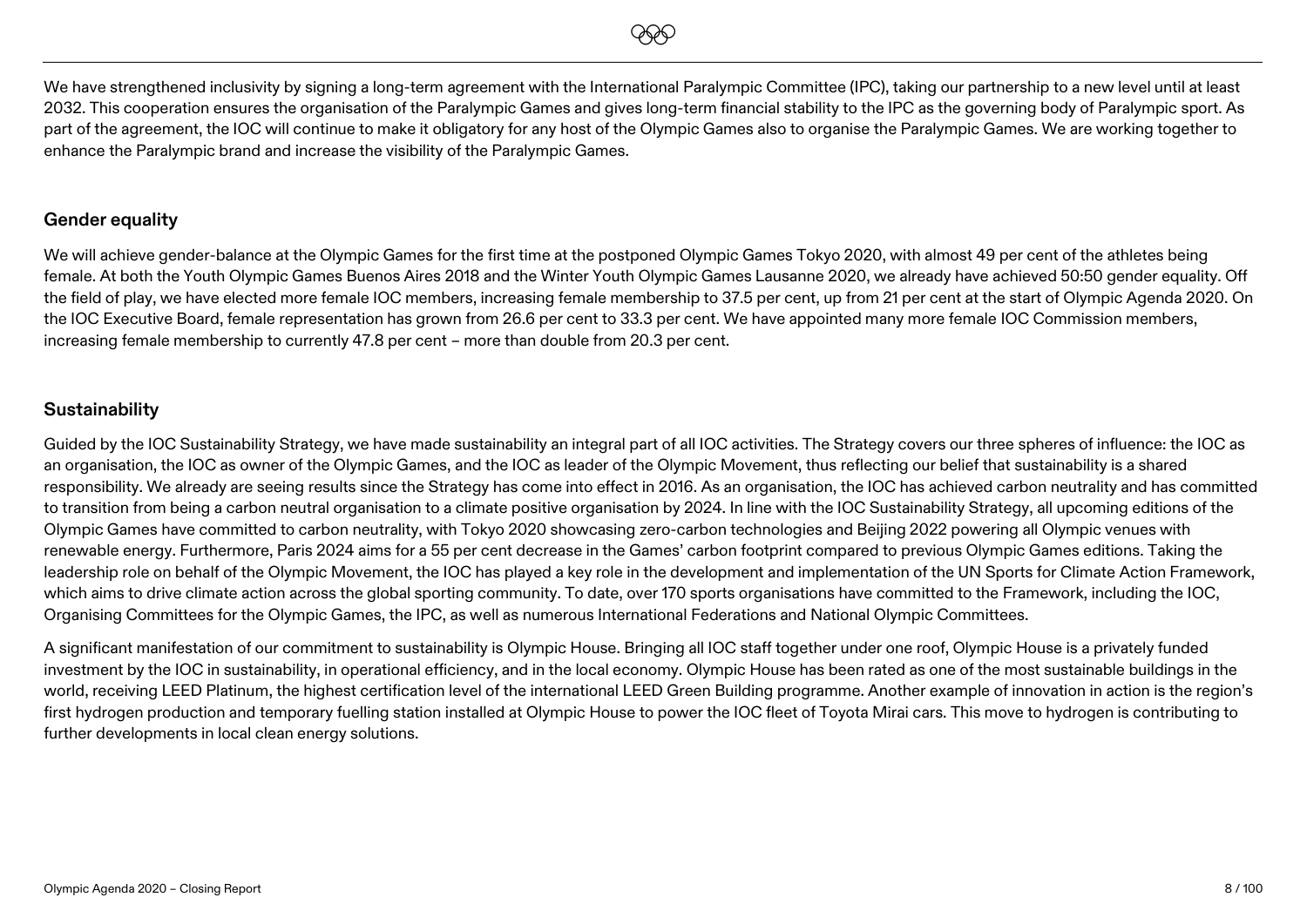We have strengthened inclusivity by signing a long-term agreement with the International Paralympic Committee (IPC), taking our partnership to a new level until at least 2032. This cooperation ensures the organisation of the Paralympic Games and gives long-term financial stability to the IPC as the governing body of Paralympic sport. As part of the agreement, the IOC will continue to make it obligatory for any host of the Olympic Games also to organise the Paralympic Games. We are working together to enhance the Paralympic brand and increase the visibility of the Paralympic Games.

## Gender equality

We will achieve gender-balance at the Olympic Games for the first time at the postponed Olympic Games Tokyo 2020, with almost 49 per cent of the athletes being female. At both the Youth Olympic Games Buenos Aires 2018 and the Winter Youth Olympic Games Lausanne 2020, we already have achieved 50:50 gender equality. Off the field of play, we have elected more female IOC members, increasing female membership to 37.5 per cent, up from 21 per cent at the start of Olympic Agenda 2020. On the IOC Executive Board, female representation has grown from 26.6 per cent to 33.3 per cent. We have appointed many more female IOC Commission members, increasing female membership to currently 47.8 per cent – more than double from 20.3 per cent.

## Sustainability

Guided by the IOC Sustainability Strategy, we have made sustainability an integral part of all IOC activities. The Strategy covers our three spheres of influence: the IOC as an organisation, the IOC as owner of the Olympic Games, and the IOC as leader of the Olympic Movement, thus reflecting our belief that sustainability is a shared responsibility. We already are seeing results since the Strategy has come into effect in 2016. As an organisation, the IOC has achieved carbon neutrality and has committed to transition from being a carbon neutral organisation to a climate positive organisation by 2024. In line with the IOC Sustainability Strategy, all upcoming editions of the Olympic Games have committed to carbon neutrality, with Tokyo 2020 showcasing zero-carbon technologies and Beijing 2022 powering all Olympic venues with renewable energy. Furthermore, Paris 2024 aims for a 55 per cent decrease in the Games' carbon footprint compared to previous Olympic Games editions. Taking the leadership role on behalf of the Olympic Movement, the IOC has played a key role in the development and implementation of the UN Sports for Climate Action Framework, which aims to drive climate action across the global sporting community. To date, over 170 sports organisations have committed to the Framework, including the IOC, Organising Committees for the Olympic Games, the IPC, as well as numerous International Federations and National Olympic Committees.

A significant manifestation of our commitment to sustainability is Olympic House. Bringing all IOC staff together under one roof, Olympic House is a privately funded investment by the IOC in sustainability, in operational efficiency, and in the local economy. Olympic House has been rated as one of the most sustainable buildings in the world, receiving LEED Platinum, the highest certification level of the international LEED Green Building programme. Another example of innovation in action is the region's first hydrogen production and temporary fuelling station installed at Olympic House to power the IOC fleet of Toyota Mirai cars. This move to hydrogen is contributing to further developments in local clean energy solutions.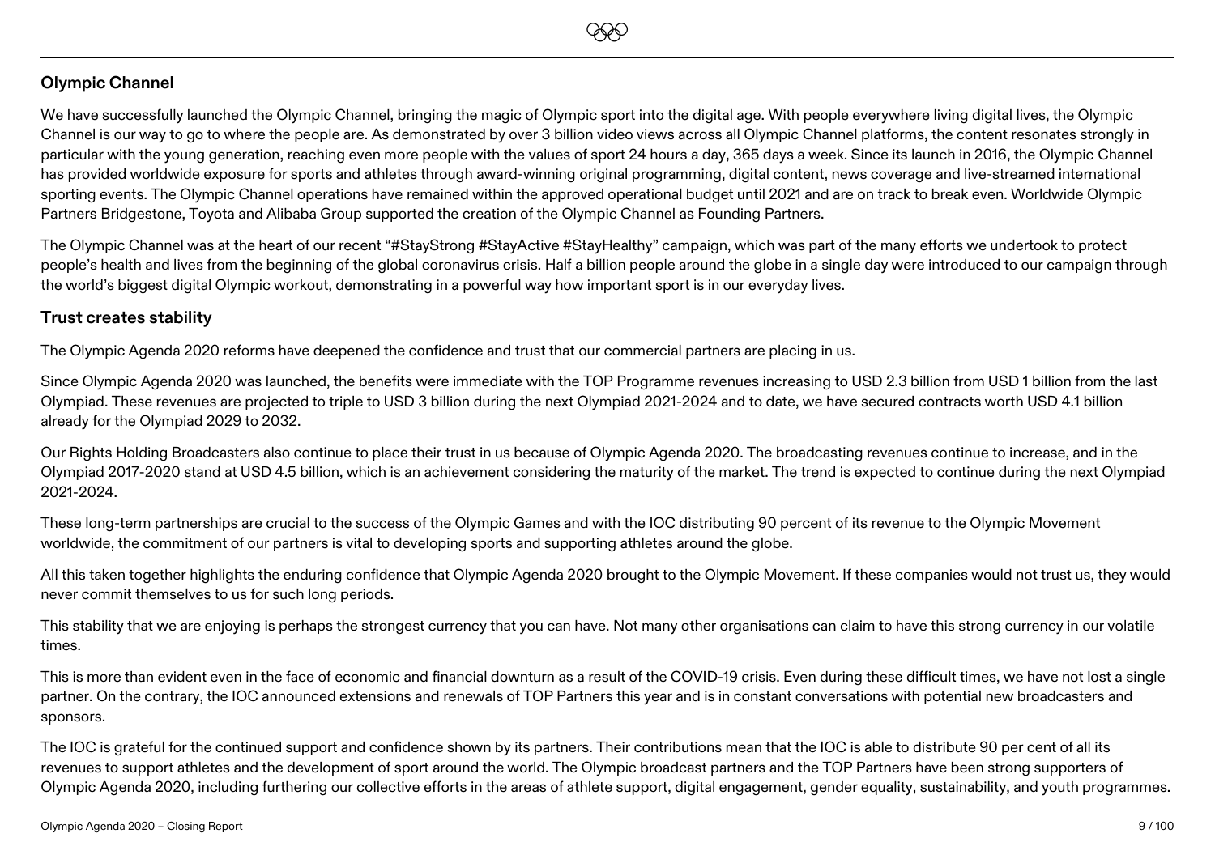## Olympic Channel

We have successfully launched the Olympic Channel, bringing the magic of Olympic sport into the digital age. With people everywhere living digital lives, the Olympic Channel is our way to go to where the people are. As demonstrated by over 3 billion video views across all Olympic Channel platforms, the content resonates strongly in particular with the young generation, reaching even more people with the values of sport 24 hours a day, 365 days a week. Since its launch in 2016, the Olympic Channel has provided worldwide exposure for sports and athletes through award-winning original programming, digital content, news coverage and live-streamed international sporting events. The Olympic Channel operations have remained within the approved operational budget until 2021 and are on track to break even. Worldwide Olympic Partners Bridgestone, Toyota and Alibaba Group supported the creation of the Olympic Channel as Founding Partners.

The Olympic Channel was at the heart of our recent "#StayStrong #StayActive #StayHealthy" campaign, which was part of the many efforts we undertook to protect people's health and lives from the beginning of the global coronavirus crisis. Half a billion people around the globe in a single day were introduced to our campaign through the world's biggest digital Olympic workout, demonstrating in a powerful way how important sport is in our everyday lives.

## Trust creates stability

The Olympic Agenda 2020 reforms have deepened the confidence and trust that our commercial partners are placing in us.

Since Olympic Agenda 2020 was launched, the benefits were immediate with the TOP Programme revenues increasing to USD 2.3 billion from USD 1 billion from the last Olympiad. These revenues are projected to triple to USD 3 billion during the next Olympiad 2021-2024 and to date, we have secured contracts worth USD 4.1 billion already for the Olympiad 2029 to 2032.

Our Rights Holding Broadcasters also continue to place their trust in us because of Olympic Agenda 2020. The broadcasting revenues continue to increase, and in the Olympiad 2017-2020 stand at USD 4.5 billion, which is an achievement considering the maturity of the market. The trend is expected to continue during the next Olympiad 2021-2024.

These long-term partnerships are crucial to the success of the Olympic Games and with the IOC distributing 90 percent of its revenue to the Olympic Movement worldwide, the commitment of our partners is vital to developing sports and supporting athletes around the globe.

All this taken together highlights the enduring confidence that Olympic Agenda 2020 brought to the Olympic Movement. If these companies would not trust us, they would never commit themselves to us for such long periods.

This stability that we are enjoying is perhaps the strongest currency that you can have. Not many other organisations can claim to have this strong currency in our volatile times.

This is more than evident even in the face of economic and financial downturn as a result of the COVID-19 crisis. Even during these difficult times, we have not lost a single partner. On the contrary, the IOC announced extensions and renewals of TOP Partners this year and is in constant conversations with potential new broadcasters and sponsors.

The IOC is grateful for the continued support and confidence shown by its partners. Their contributions mean that the IOC is able to distribute 90 per cent of all its revenues to support athletes and the development of sport around the world. The Olympic broadcast partners and the TOP Partners have been strong supporters of Olympic Agenda 2020, including furthering our collective efforts in the areas of athlete support, digital engagement, gender equality, sustainability, and youth programmes.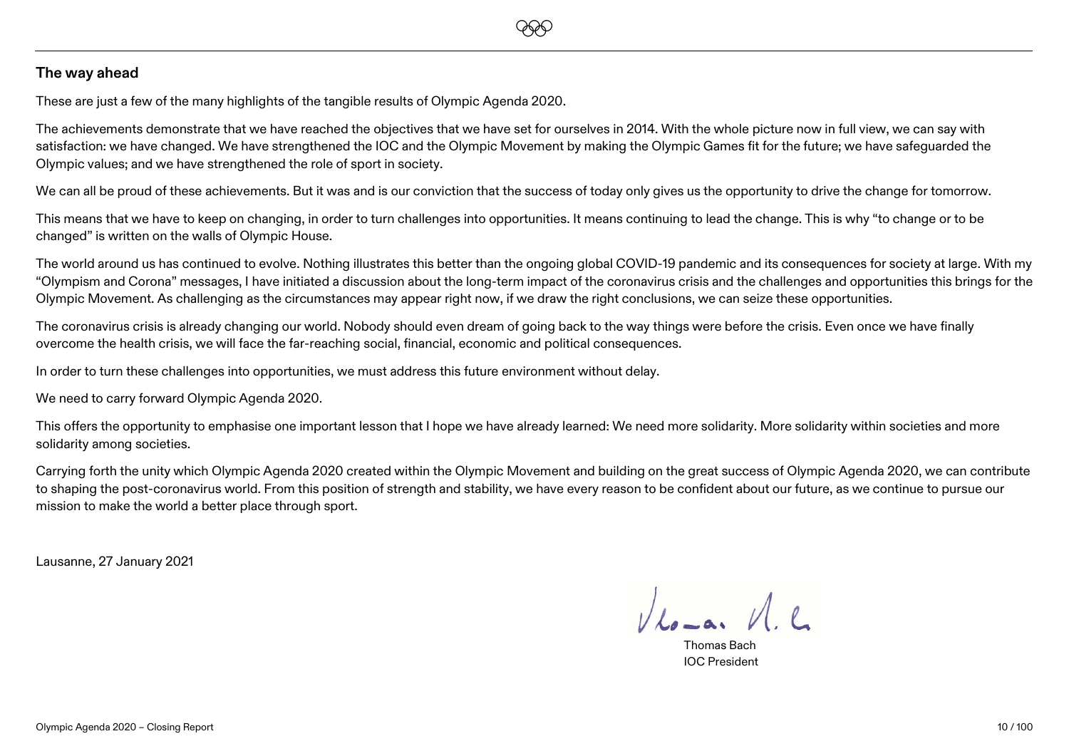## The way ahead

These are just a few of the many highlights of the tangible results of Olympic Agenda 2020.

The achievements demonstrate that we have reached the objectives that we have set for ourselves in 2014. With the whole picture now in full view, we can say with satisfaction: we have changed. We have strengthened the IOC and the Olympic Movement by making the Olympic Games fit for the future; we have safeguarded the Olympic values; and we have strengthened the role of sport in society.

We can all be proud of these achievements. But it was and is our conviction that the success of today only gives us the opportunity to drive the change for tomorrow.

This means that we have to keep on changing, in order to turn challenges into opportunities. It means continuing to lead the change. This is why "to change or to be changed" is written on the walls of Olympic House.

The world around us has continued to evolve. Nothing illustrates this better than the ongoing global COVID-19 pandemic and its consequences for society at large. With my "Olympism and Corona" messages, I have initiated a discussion about the long-term impact of the coronavirus crisis and the challenges and opportunities this brings for the Olympic Movement. As challenging as the circumstances may appear right now, if we draw the right conclusions, we can seize these opportunities.

The coronavirus crisis is already changing our world. Nobody should even dream of going back to the way things were before the crisis. Even once we have finally overcome the health crisis, we will face the far-reaching social, financial, economic and political consequences.

In order to turn these challenges into opportunities, we must address this future environment without delay.

We need to carry forward Olympic Agenda 2020.

This offers the opportunity to emphasise one important lesson that I hope we have already learned: We need more solidarity. More solidarity within societies and more solidarity among societies.

Carrying forth the unity which Olympic Agenda 2020 created within the Olympic Movement and building on the great success of Olympic Agenda 2020, we can contribute to shaping the post-coronavirus world. From this position of strength and stability, we have every reason to be confident about our future, as we continue to pursue our mission to make the world a better place through sport.

Lausanne, 27 January 2021

Thomas Bach
IOC President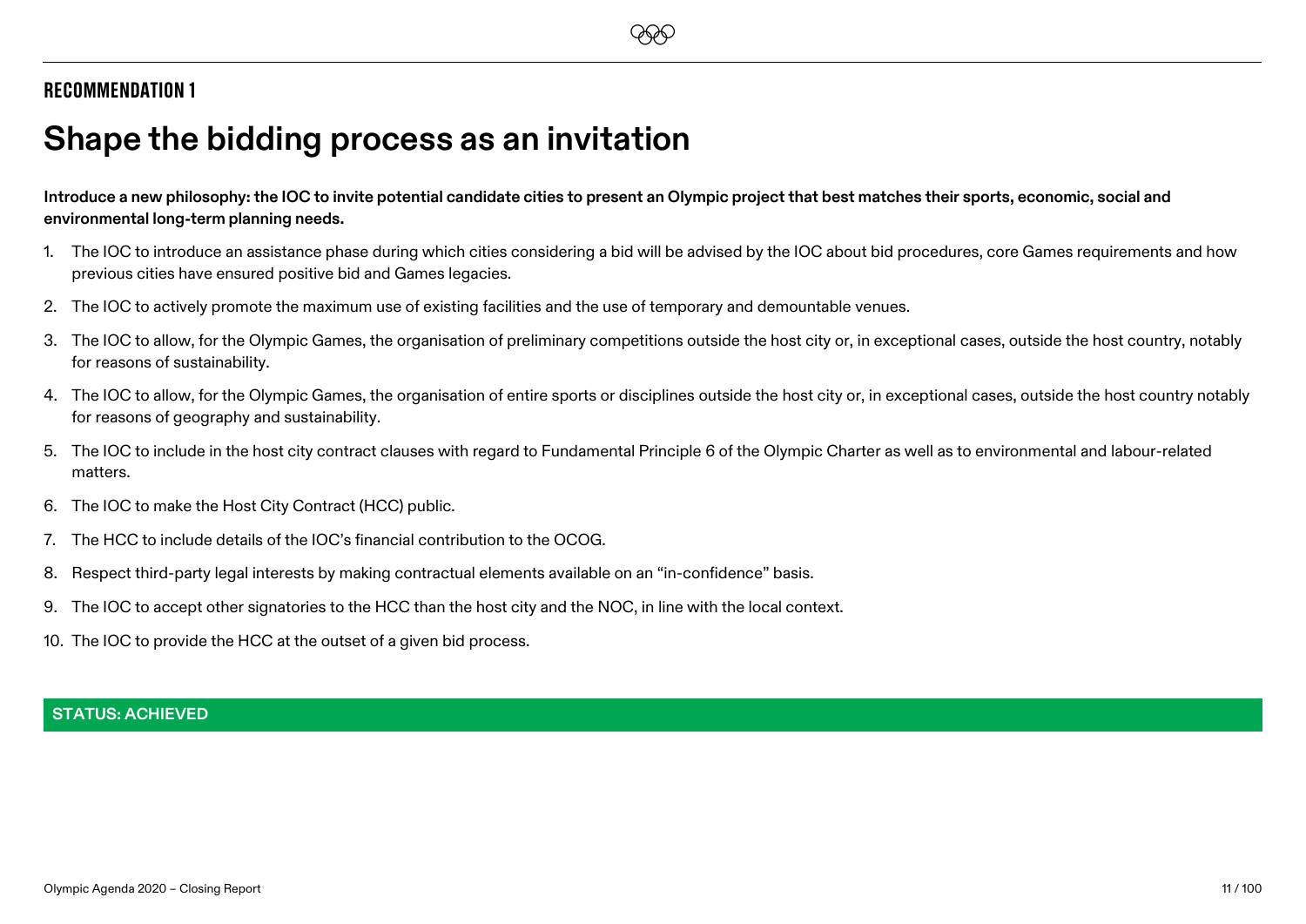## RECOMMENDATION 1

# Shape the bidding process as an invitation

**Introduce a new philosophy: the IOC to invite potential candidate cities to present an Olympic project that best matches their sports, economic, social and environmental long-term planning needs.**

1. The IOC to introduce an assistance phase during which cities considering a bid will be advised by the IOC about bid procedures, core Games requirements and how previous cities have ensured positive bid and Games legacies.
2. The IOC to actively promote the maximum use of existing facilities and the use of temporary and demountable venues.
3. The IOC to allow, for the Olympic Games, the organisation of preliminary competitions outside the host city or, in exceptional cases, outside the host country, notably for reasons of sustainability.
4. The IOC to allow, for the Olympic Games, the organisation of entire sports or disciplines outside the host city or, in exceptional cases, outside the host country notably for reasons of geography and sustainability.
5. The IOC to include in the host city contract clauses with regard to Fundamental Principle 6 of the Olympic Charter as well as to environmental and labour-related matters.
6. The IOC to make the Host City Contract (HCC) public.
7. The HCC to include details of the IOC's financial contribution to the OCOG.
8. Respect third-party legal interests by making contractual elements available on an "in-confidence" basis.
9. The IOC to accept other signatories to the HCC than the host city and the NOC, in line with the local context.
10. The IOC to provide the HCC at the outset of a given bid process.

**STATUS: ACHIEVED**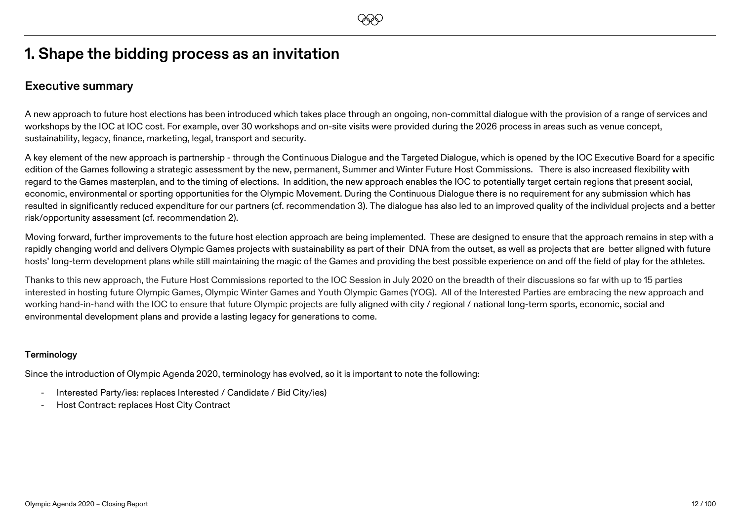# 1. Shape the bidding process as an invitation

## Executive summary

A new approach to future host elections has been introduced which takes place through an ongoing, non-committal dialogue with the provision of a range of services and workshops by the IOC at IOC cost. For example, over 30 workshops and on-site visits were provided during the 2026 process in areas such as venue concept, sustainability, legacy, finance, marketing, legal, transport and security.

A key element of the new approach is partnership - through the Continuous Dialogue and the Targeted Dialogue, which is opened by the IOC Executive Board for a specific edition of the Games following a strategic assessment by the new, permanent, Summer and Winter Future Host Commissions. There is also increased flexibility with regard to the Games masterplan, and to the timing of elections. In addition, the new approach enables the IOC to potentially target certain regions that present social, economic, environmental or sporting opportunities for the Olympic Movement. During the Continuous Dialogue there is no requirement for any submission which has resulted in significantly reduced expenditure for our partners (cf. recommendation 3). The dialogue has also led to an improved quality of the individual projects and a better risk/opportunity assessment (cf. recommendation 2).

Moving forward, further improvements to the future host election approach are being implemented. These are designed to ensure that the approach remains in step with a rapidly changing world and delivers Olympic Games projects with sustainability as part of their DNA from the outset, as well as projects that are better aligned with future hosts' long-term development plans while still maintaining the magic of the Games and providing the best possible experience on and off the field of play for the athletes.

Thanks to this new approach, the Future Host Commissions reported to the IOC Session in July 2020 on the breadth of their discussions so far with up to 15 parties interested in hosting future Olympic Games, Olympic Winter Games and Youth Olympic Games (YOG). All of the Interested Parties are embracing the new approach and working hand-in-hand with the IOC to ensure that future Olympic projects are fully aligned with city / regional / national long-term sports, economic, social and environmental development plans and provide a lasting legacy for generations to come.

**Terminology**

Since the introduction of Olympic Agenda 2020, terminology has evolved, so it is important to note the following:

- Interested Party/ies: replaces Interested / Candidate / Bid City/ies)
- Host Contract: replaces Host City Contract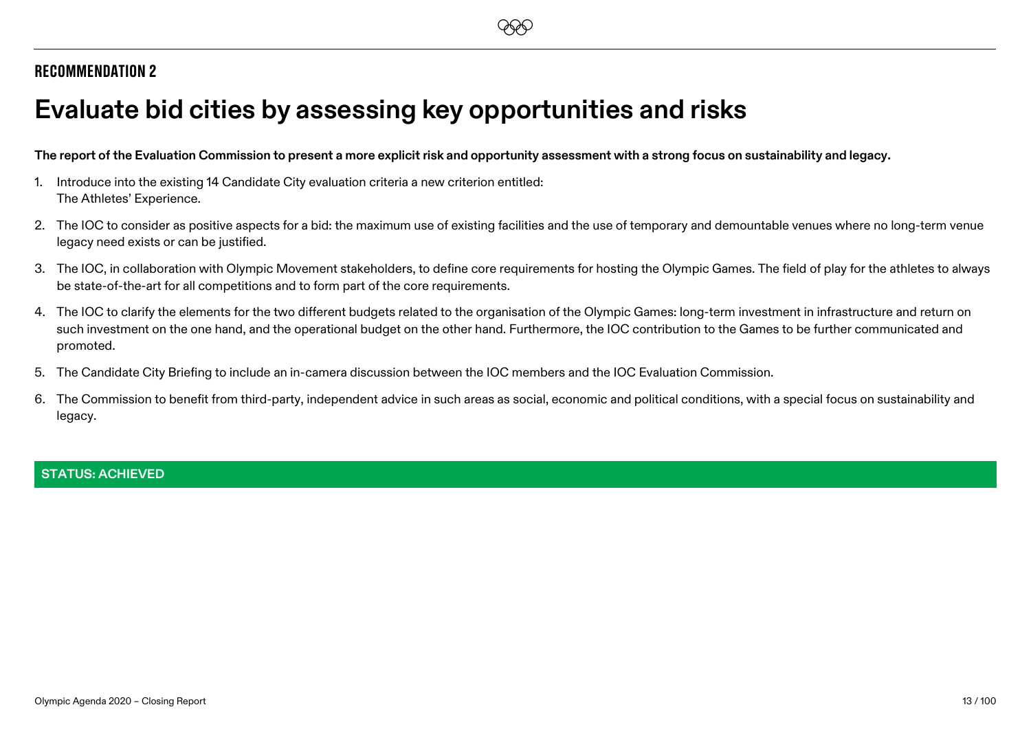## RECOMMENDATION 2

# Evaluate bid cities by assessing key opportunities and risks

**The report of the Evaluation Commission to present a more explicit risk and opportunity assessment with a strong focus on sustainability and legacy.**

1. Introduce into the existing 14 Candidate City evaluation criteria a new criterion entitled: The Athletes' Experience.
2. The IOC to consider as positive aspects for a bid: the maximum use of existing facilities and the use of temporary and demountable venues where no long-term venue legacy need exists or can be justified.
3. The IOC, in collaboration with Olympic Movement stakeholders, to define core requirements for hosting the Olympic Games. The field of play for the athletes to always be state-of-the-art for all competitions and to form part of the core requirements.
4. The IOC to clarify the elements for the two different budgets related to the organisation of the Olympic Games: long-term investment in infrastructure and return on such investment on the one hand, and the operational budget on the other hand. Furthermore, the IOC contribution to the Games to be further communicated and promoted.
5. The Candidate City Briefing to include an in-camera discussion between the IOC members and the IOC Evaluation Commission.
6. The Commission to benefit from third-party, independent advice in such areas as social, economic and political conditions, with a special focus on sustainability and legacy.

**STATUS: ACHIEVED**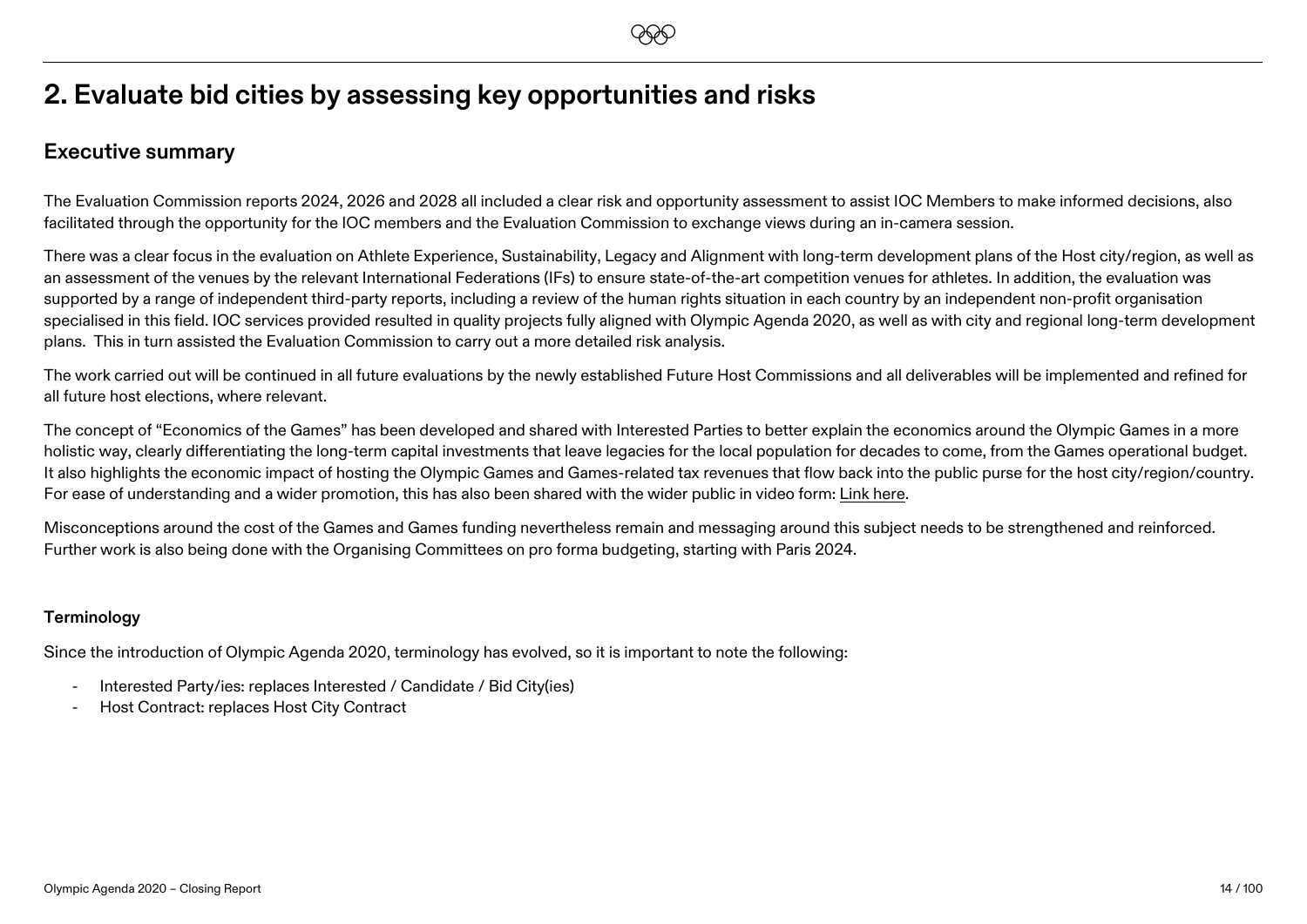# 2. Evaluate bid cities by assessing key opportunities and risks

## Executive summary

The Evaluation Commission reports 2024, 2026 and 2028 all included a clear risk and opportunity assessment to assist IOC Members to make informed decisions, also facilitated through the opportunity for the IOC members and the Evaluation Commission to exchange views during an in-camera session.

There was a clear focus in the evaluation on Athlete Experience, Sustainability, Legacy and Alignment with long-term development plans of the Host city/region, as well as an assessment of the venues by the relevant International Federations (IFs) to ensure state-of-the-art competition venues for athletes. In addition, the evaluation was supported by a range of independent third-party reports, including a review of the human rights situation in each country by an independent non-profit organisation specialised in this field. IOC services provided resulted in quality projects fully aligned with Olympic Agenda 2020, as well as with city and regional long-term development plans. This in turn assisted the Evaluation Commission to carry out a more detailed risk analysis.

The work carried out will be continued in all future evaluations by the newly established Future Host Commissions and all deliverables will be implemented and refined for all future host elections, where relevant.

The concept of "Economics of the Games" has been developed and shared with Interested Parties to better explain the economics around the Olympic Games in a more holistic way, clearly differentiating the long-term capital investments that leave legacies for the local population for decades to come, from the Games operational budget. It also highlights the economic impact of hosting the Olympic Games and Games-related tax revenues that flow back into the public purse for the host city/region/country. For ease of understanding and a wider promotion, this has also been shared with the wider public in video form: Link here.

Misconceptions around the cost of the Games and Games funding nevertheless remain and messaging around this subject needs to be strengthened and reinforced. Further work is also being done with the Organising Committees on pro forma budgeting, starting with Paris 2024.

**Terminology**

Since the introduction of Olympic Agenda 2020, terminology has evolved, so it is important to note the following:

- Interested Party/ies: replaces Interested / Candidate / Bid City(ies)
- Host Contract: replaces Host City Contract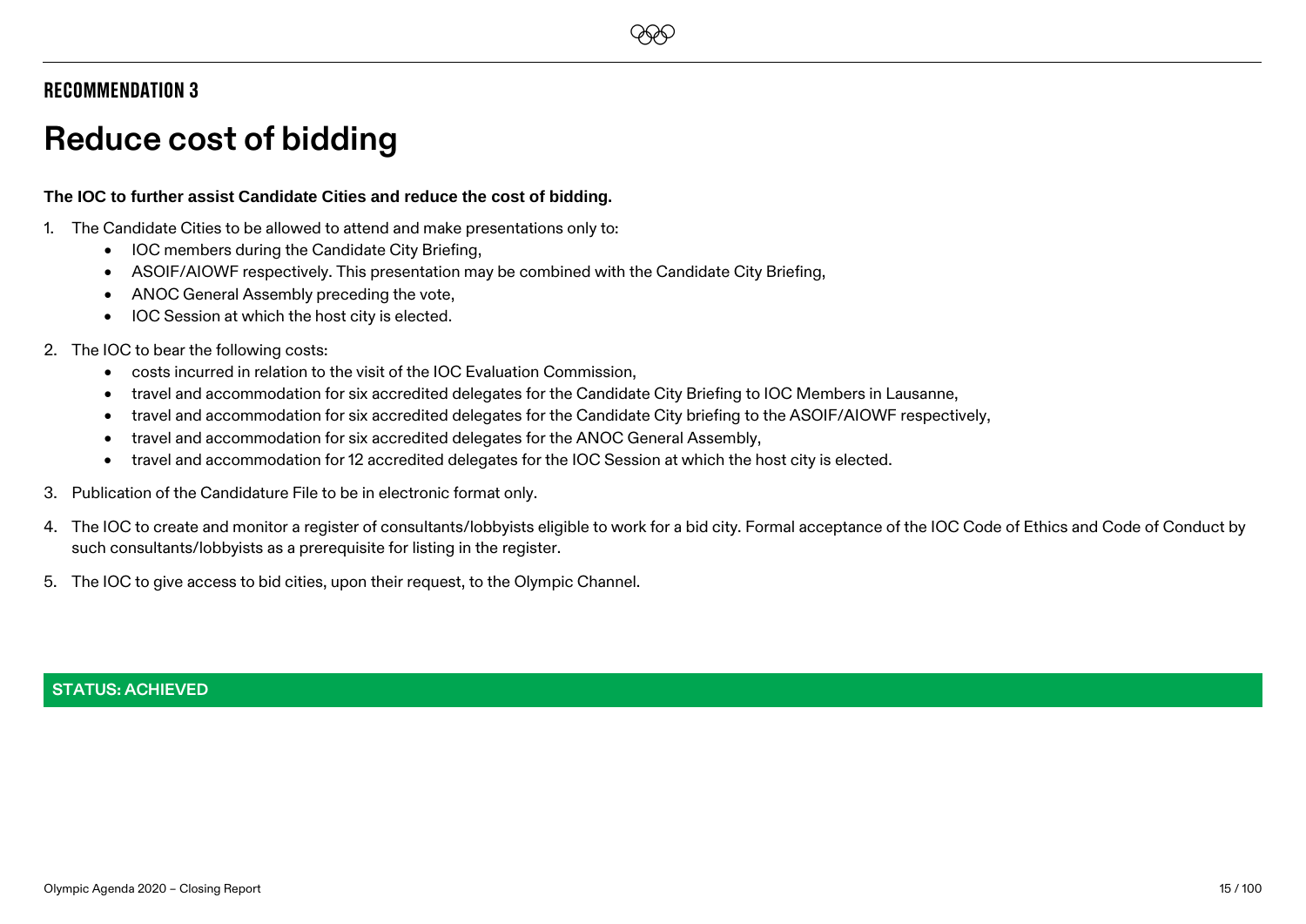## RECOMMENDATION 3

# Reduce cost of bidding

**The IOC to further assist Candidate Cities and reduce the cost of bidding.**

1. The Candidate Cities to be allowed to attend and make presentations only to:
   - IOC members during the Candidate City Briefing,
   - ASOIF/AIOWF respectively. This presentation may be combined with the Candidate City Briefing,
   - ANOC General Assembly preceding the vote,
   - IOC Session at which the host city is elected.
2. The IOC to bear the following costs:
   - costs incurred in relation to the visit of the IOC Evaluation Commission,
   - travel and accommodation for six accredited delegates for the Candidate City Briefing to IOC Members in Lausanne,
   - travel and accommodation for six accredited delegates for the Candidate City briefing to the ASOIF/AIOWF respectively,
   - travel and accommodation for six accredited delegates for the ANOC General Assembly,
   - travel and accommodation for 12 accredited delegates for the IOC Session at which the host city is elected.
3. Publication of the Candidature File to be in electronic format only.
4. The IOC to create and monitor a register of consultants/lobbyists eligible to work for a bid city. Formal acceptance of the IOC Code of Ethics and Code of Conduct by such consultants/lobbyists as a prerequisite for listing in the register.
5. The IOC to give access to bid cities, upon their request, to the Olympic Channel.

**STATUS: ACHIEVED**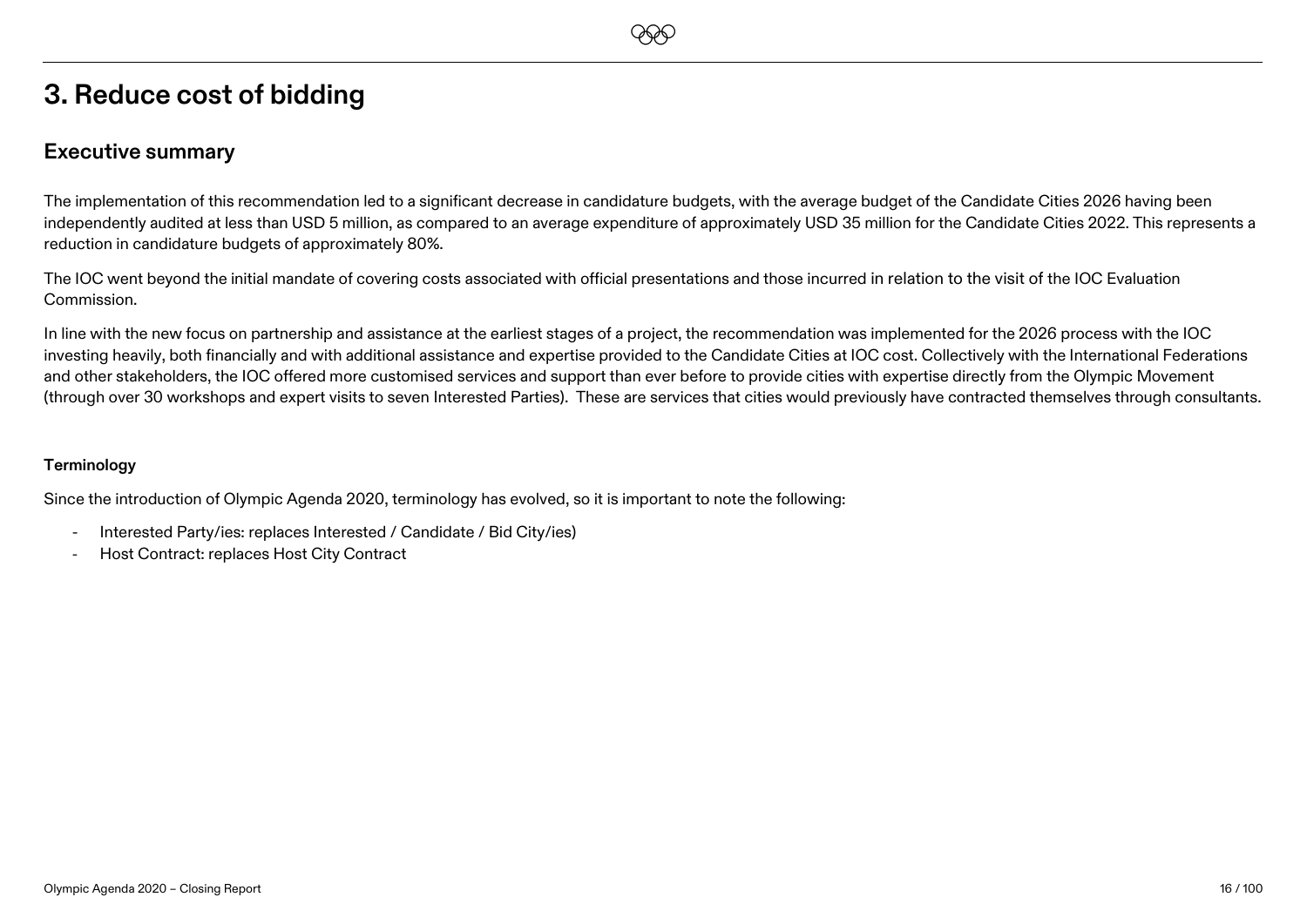# 3. Reduce cost of bidding

## Executive summary

The implementation of this recommendation led to a significant decrease in candidature budgets, with the average budget of the Candidate Cities 2026 having been independently audited at less than USD 5 million, as compared to an average expenditure of approximately USD 35 million for the Candidate Cities 2022. This represents a reduction in candidature budgets of approximately 80%.

The IOC went beyond the initial mandate of covering costs associated with official presentations and those incurred in relation to the visit of the IOC Evaluation Commission.

In line with the new focus on partnership and assistance at the earliest stages of a project, the recommendation was implemented for the 2026 process with the IOC investing heavily, both financially and with additional assistance and expertise provided to the Candidate Cities at IOC cost. Collectively with the International Federations and other stakeholders, the IOC offered more customised services and support than ever before to provide cities with expertise directly from the Olympic Movement (through over 30 workshops and expert visits to seven Interested Parties). These are services that cities would previously have contracted themselves through consultants.

**Terminology**

Since the introduction of Olympic Agenda 2020, terminology has evolved, so it is important to note the following:

- Interested Party/ies: replaces Interested / Candidate / Bid City/ies)
- Host Contract: replaces Host City Contract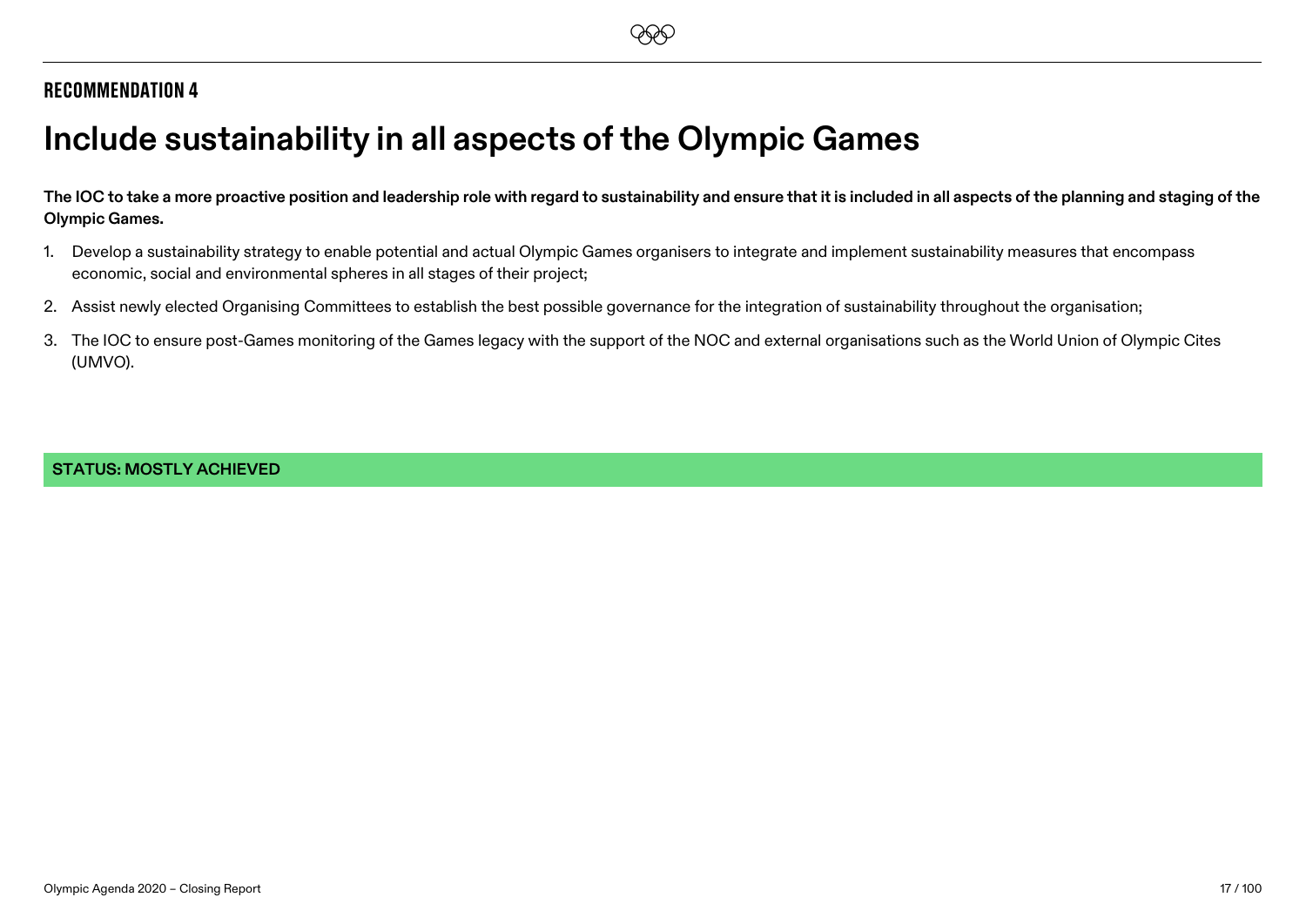## RECOMMENDATION 4

# Include sustainability in all aspects of the Olympic Games

**The IOC to take a more proactive position and leadership role with regard to sustainability and ensure that it is included in all aspects of the planning and staging of the Olympic Games.**

1. Develop a sustainability strategy to enable potential and actual Olympic Games organisers to integrate and implement sustainability measures that encompass economic, social and environmental spheres in all stages of their project;
2. Assist newly elected Organising Committees to establish the best possible governance for the integration of sustainability throughout the organisation;
3. The IOC to ensure post-Games monitoring of the Games legacy with the support of the NOC and external organisations such as the World Union of Olympic Cites (UMVO).

**STATUS: MOSTLY ACHIEVED**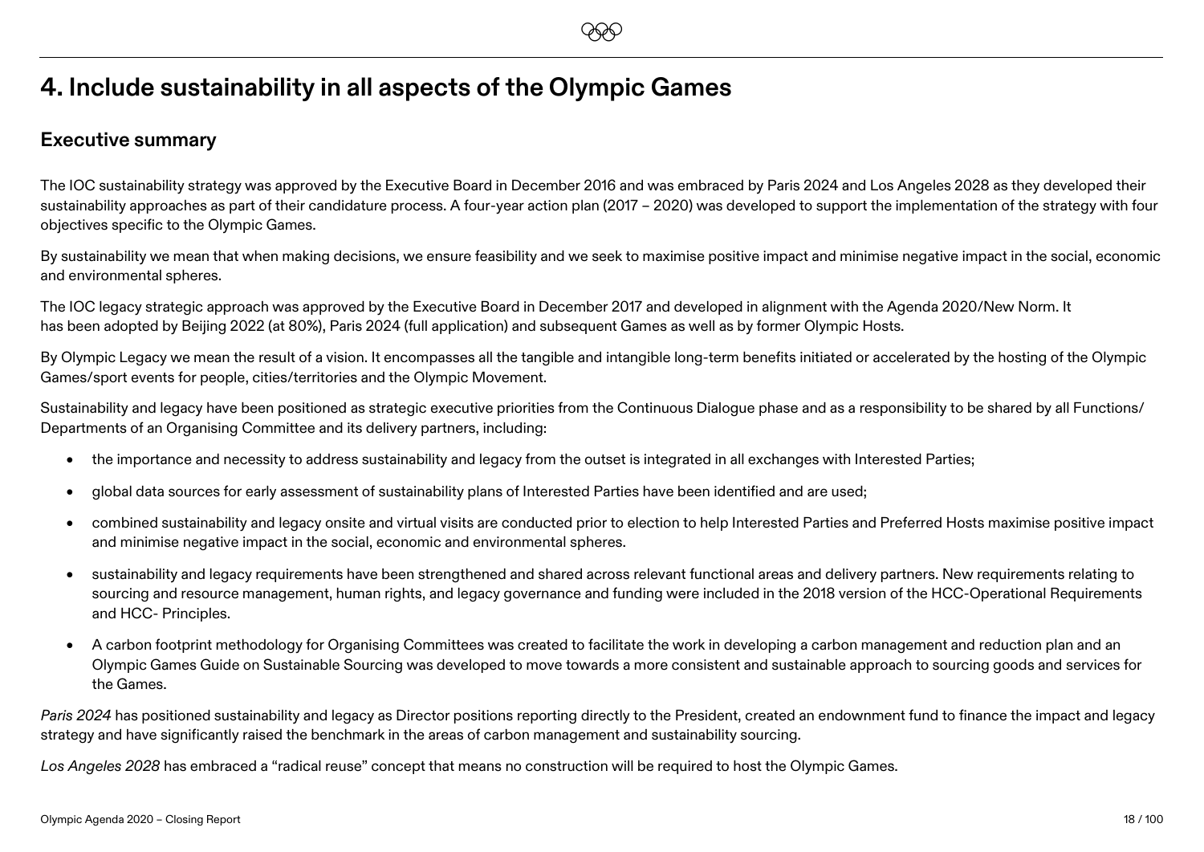# 4. Include sustainability in all aspects of the Olympic Games

## Executive summary

The IOC sustainability strategy was approved by the Executive Board in December 2016 and was embraced by Paris 2024 and Los Angeles 2028 as they developed their sustainability approaches as part of their candidature process. A four-year action plan (2017 – 2020) was developed to support the implementation of the strategy with four objectives specific to the Olympic Games.

By sustainability we mean that when making decisions, we ensure feasibility and we seek to maximise positive impact and minimise negative impact in the social, economic and environmental spheres.

The IOC legacy strategic approach was approved by the Executive Board in December 2017 and developed in alignment with the Agenda 2020/New Norm. It has been adopted by Beijing 2022 (at 80%), Paris 2024 (full application) and subsequent Games as well as by former Olympic Hosts.

By Olympic Legacy we mean the result of a vision. It encompasses all the tangible and intangible long-term benefits initiated or accelerated by the hosting of the Olympic Games/sport events for people, cities/territories and the Olympic Movement.

Sustainability and legacy have been positioned as strategic executive priorities from the Continuous Dialogue phase and as a responsibility to be shared by all Functions/ Departments of an Organising Committee and its delivery partners, including:

- the importance and necessity to address sustainability and legacy from the outset is integrated in all exchanges with Interested Parties;
- global data sources for early assessment of sustainability plans of Interested Parties have been identified and are used;
- combined sustainability and legacy onsite and virtual visits are conducted prior to election to help Interested Parties and Preferred Hosts maximise positive impact and minimise negative impact in the social, economic and environmental spheres.
- sustainability and legacy requirements have been strengthened and shared across relevant functional areas and delivery partners. New requirements relating to sourcing and resource management, human rights, and legacy governance and funding were included in the 2018 version of the HCC-Operational Requirements and HCC- Principles.
- A carbon footprint methodology for Organising Committees was created to facilitate the work in developing a carbon management and reduction plan and an Olympic Games Guide on Sustainable Sourcing was developed to move towards a more consistent and sustainable approach to sourcing goods and services for the Games.

*Paris 2024* has positioned sustainability and legacy as Director positions reporting directly to the President, created an endowment fund to finance the impact and legacy strategy and have significantly raised the benchmark in the areas of carbon management and sustainability sourcing.

*Los Angeles 2028* has embraced a "radical reuse" concept that means no construction will be required to host the Olympic Games.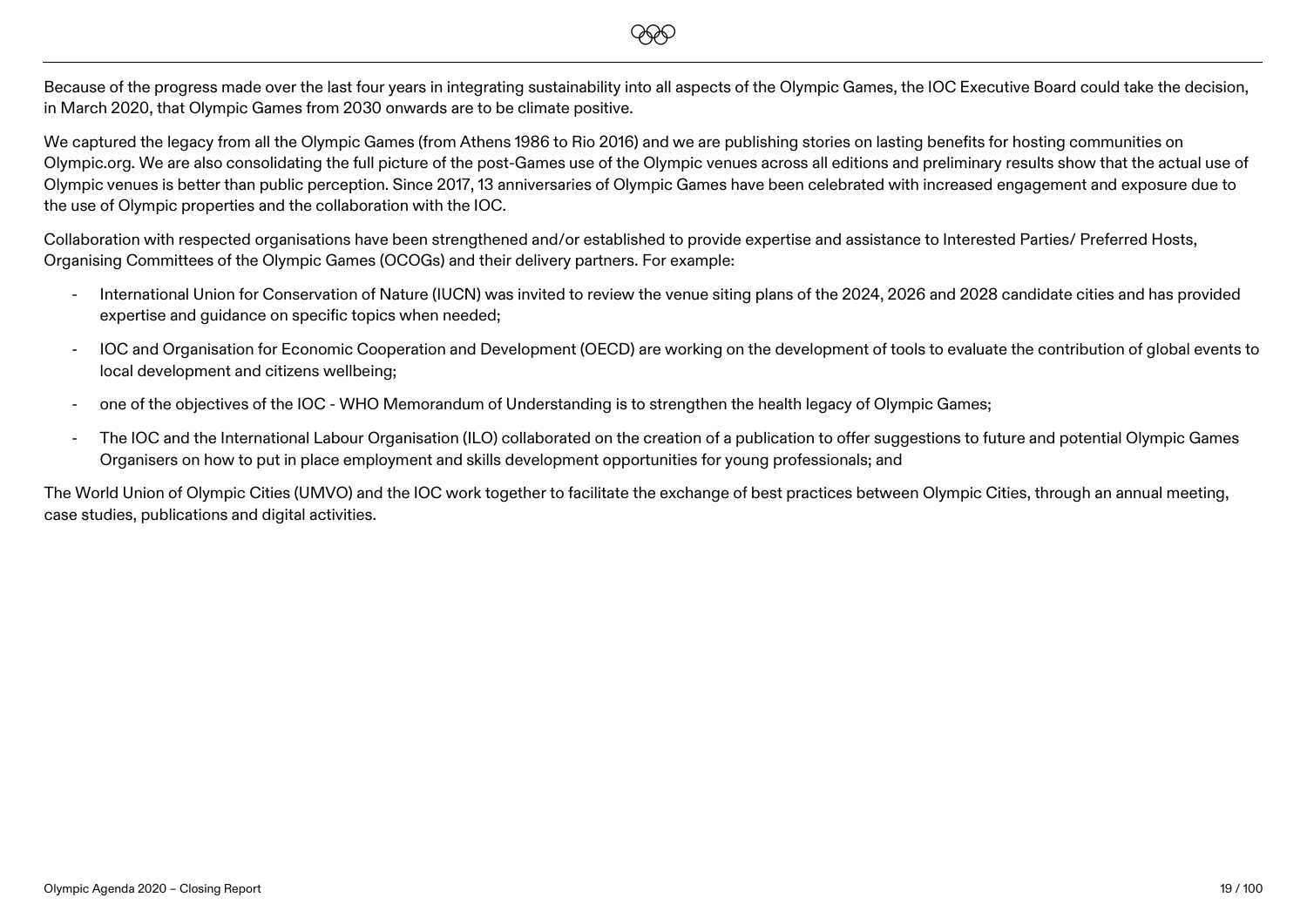Because of the progress made over the last four years in integrating sustainability into all aspects of the Olympic Games, the IOC Executive Board could take the decision, in March 2020, that Olympic Games from 2030 onwards are to be climate positive.

We captured the legacy from all the Olympic Games (from Athens 1986 to Rio 2016) and we are publishing stories on lasting benefits for hosting communities on Olympic.org. We are also consolidating the full picture of the post-Games use of the Olympic venues across all editions and preliminary results show that the actual use of Olympic venues is better than public perception. Since 2017, 13 anniversaries of Olympic Games have been celebrated with increased engagement and exposure due to the use of Olympic properties and the collaboration with the IOC.

Collaboration with respected organisations have been strengthened and/or established to provide expertise and assistance to Interested Parties/ Preferred Hosts, Organising Committees of the Olympic Games (OCOGs) and their delivery partners. For example:

- International Union for Conservation of Nature (IUCN) was invited to review the venue siting plans of the 2024, 2026 and 2028 candidate cities and has provided expertise and guidance on specific topics when needed;
- IOC and Organisation for Economic Cooperation and Development (OECD) are working on the development of tools to evaluate the contribution of global events to local development and citizens wellbeing;
- one of the objectives of the IOC - WHO Memorandum of Understanding is to strengthen the health legacy of Olympic Games;
- The IOC and the International Labour Organisation (ILO) collaborated on the creation of a publication to offer suggestions to future and potential Olympic Games Organisers on how to put in place employment and skills development opportunities for young professionals; and

The World Union of Olympic Cities (UMVO) and the IOC work together to facilitate the exchange of best practices between Olympic Cities, through an annual meeting, case studies, publications and digital activities.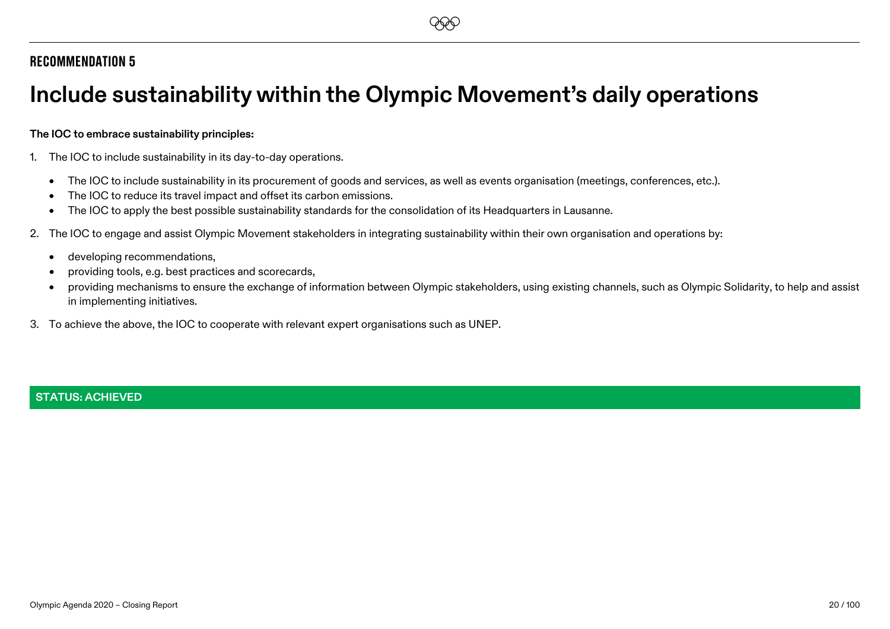## RECOMMENDATION 5

# Include sustainability within the Olympic Movement's daily operations

**The IOC to embrace sustainability principles:**

1. The IOC to include sustainability in its day-to-day operations.
   - The IOC to include sustainability in its procurement of goods and services, as well as events organisation (meetings, conferences, etc.).
   - The IOC to reduce its travel impact and offset its carbon emissions.
   - The IOC to apply the best possible sustainability standards for the consolidation of its Headquarters in Lausanne.
2. The IOC to engage and assist Olympic Movement stakeholders in integrating sustainability within their own organisation and operations by:
   - developing recommendations,
   - providing tools, e.g. best practices and scorecards,
   - providing mechanisms to ensure the exchange of information between Olympic stakeholders, using existing channels, such as Olympic Solidarity, to help and assist in implementing initiatives.
3. To achieve the above, the IOC to cooperate with relevant expert organisations such as UNEP.

**STATUS: ACHIEVED**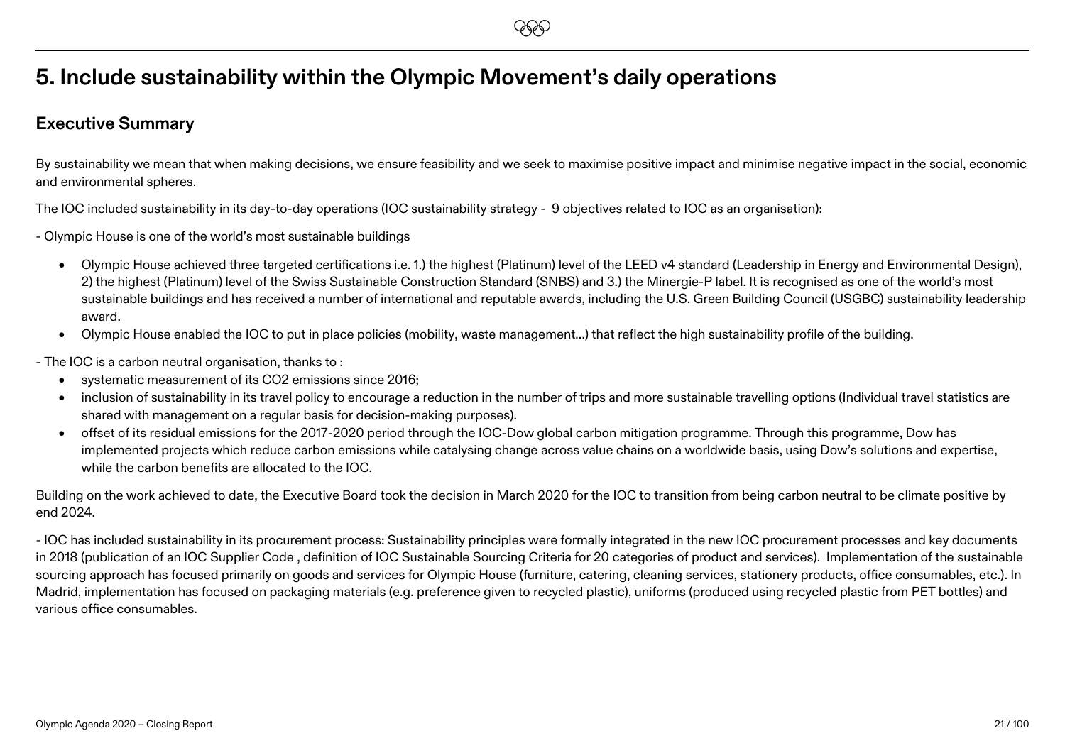# 5. Include sustainability within the Olympic Movement's daily operations

## Executive Summary

By sustainability we mean that when making decisions, we ensure feasibility and we seek to maximise positive impact and minimise negative impact in the social, economic and environmental spheres.

The IOC included sustainability in its day-to-day operations (IOC sustainability strategy - 9 objectives related to IOC as an organisation):

- Olympic House is one of the world's most sustainable buildings

- Olympic House achieved three targeted certifications i.e. 1.) the highest (Platinum) level of the LEED v4 standard (Leadership in Energy and Environmental Design), 2) the highest (Platinum) level of the Swiss Sustainable Construction Standard (SNBS) and 3.) the Minergie-P label. It is recognised as one of the world's most sustainable buildings and has received a number of international and reputable awards, including the U.S. Green Building Council (USGBC) sustainability leadership award.
- Olympic House enabled the IOC to put in place policies (mobility, waste management…) that reflect the high sustainability profile of the building.

- The IOC is a carbon neutral organisation, thanks to :

- systematic measurement of its $CO_2$ emissions since 2016;
- inclusion of sustainability in its travel policy to encourage a reduction in the number of trips and more sustainable travelling options (Individual travel statistics are shared with management on a regular basis for decision-making purposes).
- offset of its residual emissions for the 2017-2020 period through the IOC-Dow global carbon mitigation programme. Through this programme, Dow has implemented projects which reduce carbon emissions while catalysing change across value chains on a worldwide basis, using Dow's solutions and expertise, while the carbon benefits are allocated to the IOC.

Building on the work achieved to date, the Executive Board took the decision in March 2020 for the IOC to transition from being carbon neutral to be climate positive by end 2024.

- IOC has included sustainability in its procurement process: Sustainability principles were formally integrated in the new IOC procurement processes and key documents in 2018 (publication of an IOC Supplier Code , definition of IOC Sustainable Sourcing Criteria for 20 categories of product and services). Implementation of the sustainable sourcing approach has focused primarily on goods and services for Olympic House (furniture, catering, cleaning services, stationery products, office consumables, etc.). In Madrid, implementation has focused on packaging materials (e.g. preference given to recycled plastic), uniforms (produced using recycled plastic from PET bottles) and various office consumables.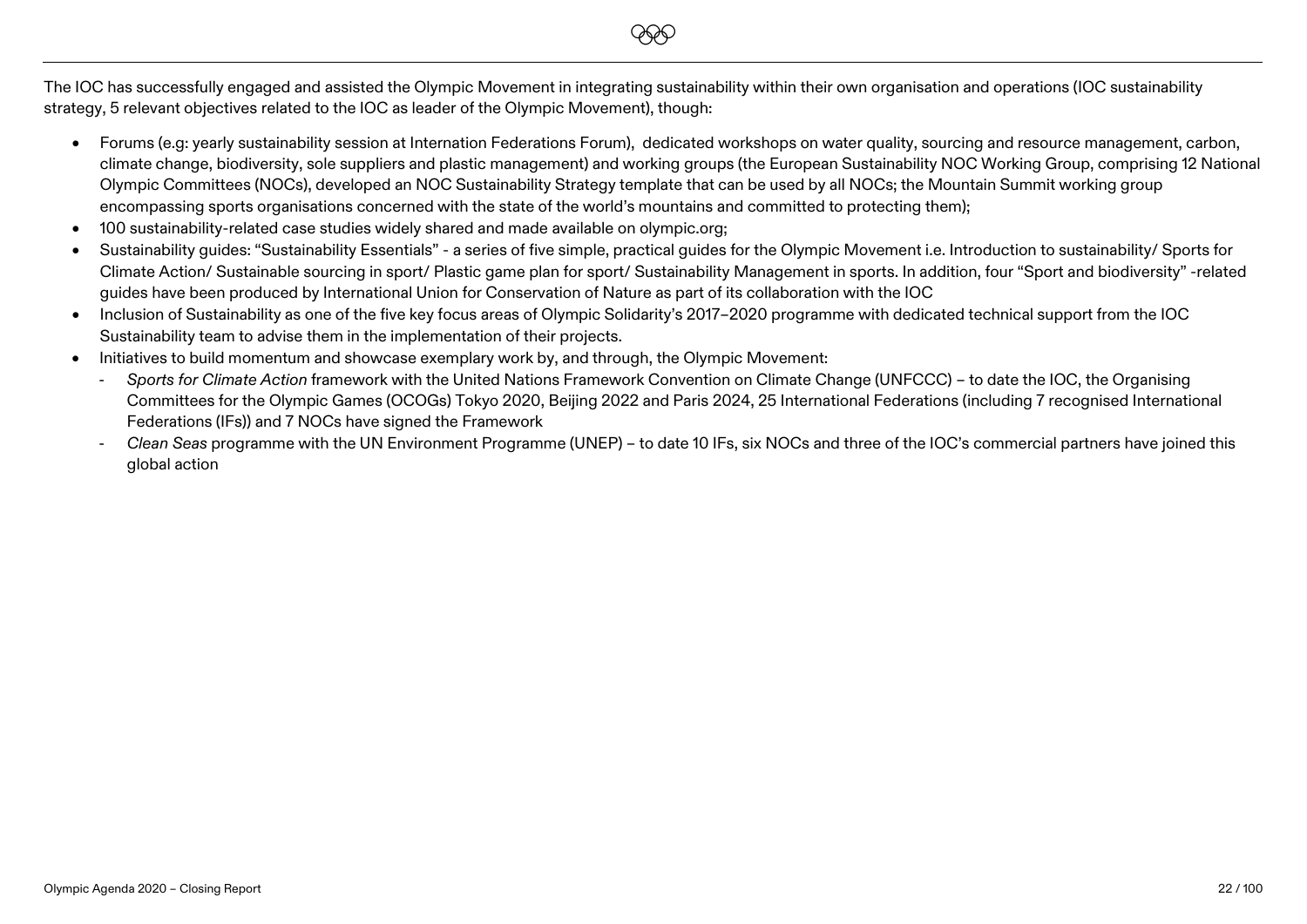The IOC has successfully engaged and assisted the Olympic Movement in integrating sustainability within their own organisation and operations (IOC sustainability strategy, 5 relevant objectives related to the IOC as leader of the Olympic Movement), though:

- Forums (e.g: yearly sustainability session at Internation Federations Forum), dedicated workshops on water quality, sourcing and resource management, carbon, climate change, biodiversity, sole suppliers and plastic management) and working groups (the European Sustainability NOC Working Group, comprising 12 National Olympic Committees (NOCs), developed an NOC Sustainability Strategy template that can be used by all NOCs; the Mountain Summit working group encompassing sports organisations concerned with the state of the world's mountains and committed to protecting them);
- 100 sustainability-related case studies widely shared and made available on olympic.org;
- Sustainability guides: "Sustainability Essentials" - a series of five simple, practical guides for the Olympic Movement i.e. Introduction to sustainability/ Sports for Climate Action/ Sustainable sourcing in sport/ Plastic game plan for sport/ Sustainability Management in sports. In addition, four "Sport and biodiversity" -related guides have been produced by International Union for Conservation of Nature as part of its collaboration with the IOC
- Inclusion of Sustainability as one of the five key focus areas of Olympic Solidarity's 2017–2020 programme with dedicated technical support from the IOC Sustainability team to advise them in the implementation of their projects.
- Initiatives to build momentum and showcase exemplary work by, and through, the Olympic Movement:
  - *Sports for Climate Action* framework with the United Nations Framework Convention on Climate Change (UNFCCC) – to date the IOC, the Organising Committees for the Olympic Games (OCOGs) Tokyo 2020, Beijing 2022 and Paris 2024, 25 International Federations (including 7 recognised International Federations (IFs)) and 7 NOCs have signed the Framework
  - *Clean Seas* programme with the UN Environment Programme (UNEP) – to date 10 IFs, six NOCs and three of the IOC's commercial partners have joined this global action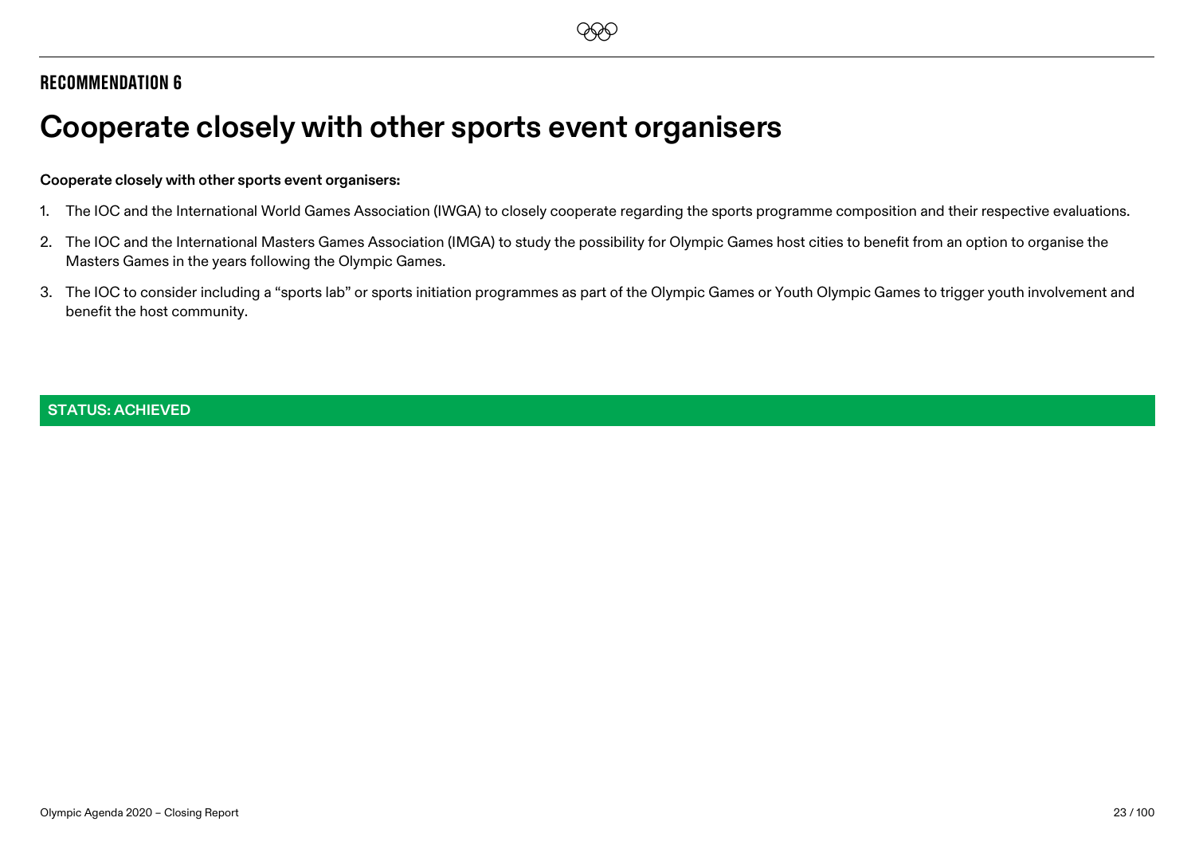## RECOMMENDATION 6

# Cooperate closely with other sports event organisers

**Cooperate closely with other sports event organisers:**

1. The IOC and the International World Games Association (IWGA) to closely cooperate regarding the sports programme composition and their respective evaluations.
2. The IOC and the International Masters Games Association (IMGA) to study the possibility for Olympic Games host cities to benefit from an option to organise the Masters Games in the years following the Olympic Games.
3. The IOC to consider including a "sports lab" or sports initiation programmes as part of the Olympic Games or Youth Olympic Games to trigger youth involvement and benefit the host community.

**STATUS: ACHIEVED**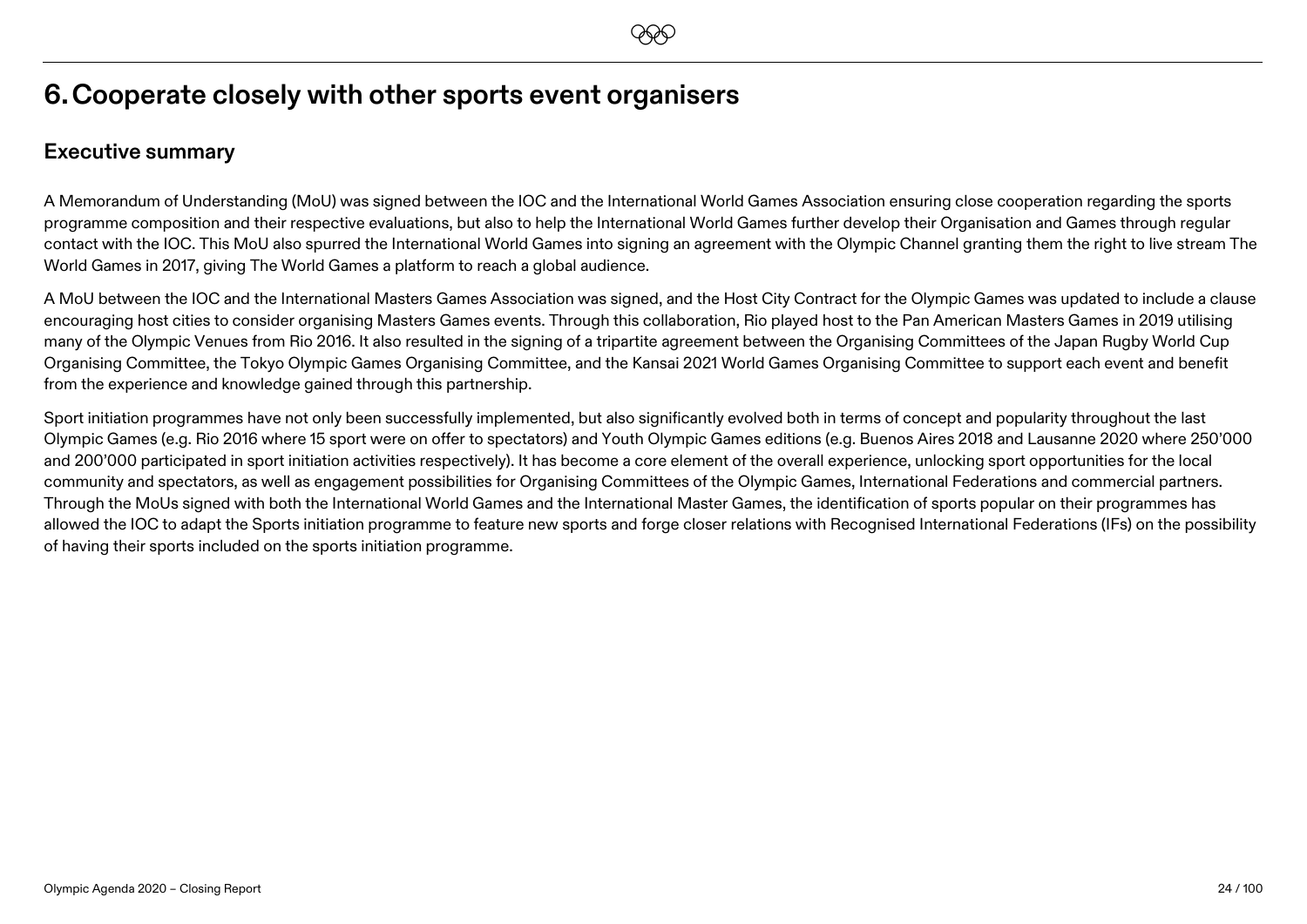# 6. Cooperate closely with other sports event organisers

## Executive summary

A Memorandum of Understanding (MoU) was signed between the IOC and the International World Games Association ensuring close cooperation regarding the sports programme composition and their respective evaluations, but also to help the International World Games further develop their Organisation and Games through regular contact with the IOC. This MoU also spurred the International World Games into signing an agreement with the Olympic Channel granting them the right to live stream The World Games in 2017, giving The World Games a platform to reach a global audience.

A MoU between the IOC and the International Masters Games Association was signed, and the Host City Contract for the Olympic Games was updated to include a clause encouraging host cities to consider organising Masters Games events. Through this collaboration, Rio played host to the Pan American Masters Games in 2019 utilising many of the Olympic Venues from Rio 2016. It also resulted in the signing of a tripartite agreement between the Organising Committees of the Japan Rugby World Cup Organising Committee, the Tokyo Olympic Games Organising Committee, and the Kansai 2021 World Games Organising Committee to support each event and benefit from the experience and knowledge gained through this partnership.

Sport initiation programmes have not only been successfully implemented, but also significantly evolved both in terms of concept and popularity throughout the last Olympic Games (e.g. Rio 2016 where 15 sport were on offer to spectators) and Youth Olympic Games editions (e.g. Buenos Aires 2018 and Lausanne 2020 where 250'000 and 200'000 participated in sport initiation activities respectively). It has become a core element of the overall experience, unlocking sport opportunities for the local community and spectators, as well as engagement possibilities for Organising Committees of the Olympic Games, International Federations and commercial partners. Through the MoUs signed with both the International World Games and the International Master Games, the identification of sports popular on their programmes has allowed the IOC to adapt the Sports initiation programme to feature new sports and forge closer relations with Recognised International Federations (IFs) on the possibility of having their sports included on the sports initiation programme.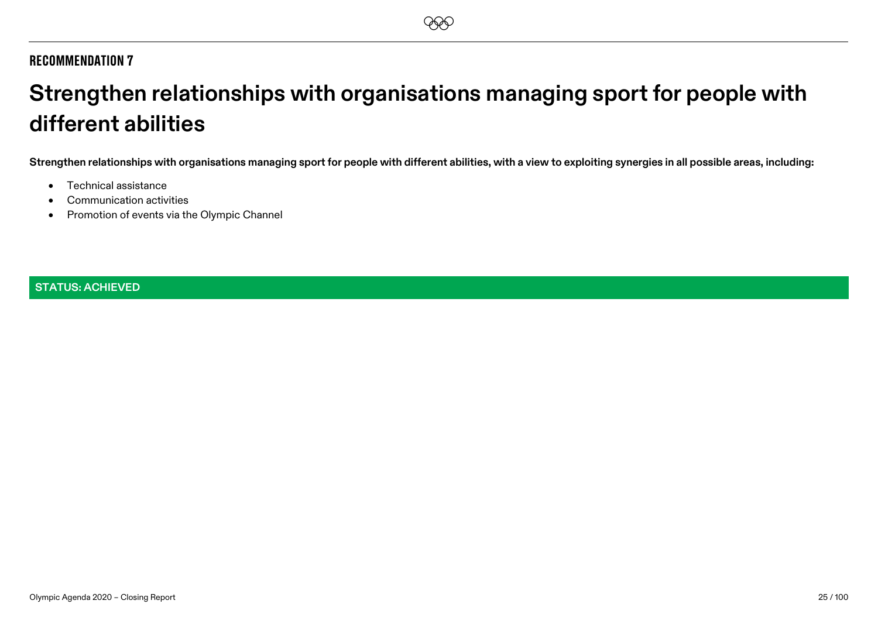## RECOMMENDATION 7

# Strengthen relationships with organisations managing sport for people with different abilities

**Strengthen relationships with organisations managing sport for people with different abilities, with a view to exploiting synergies in all possible areas, including:**

- Technical assistance
- Communication activities
- Promotion of events via the Olympic Channel

**STATUS: ACHIEVED**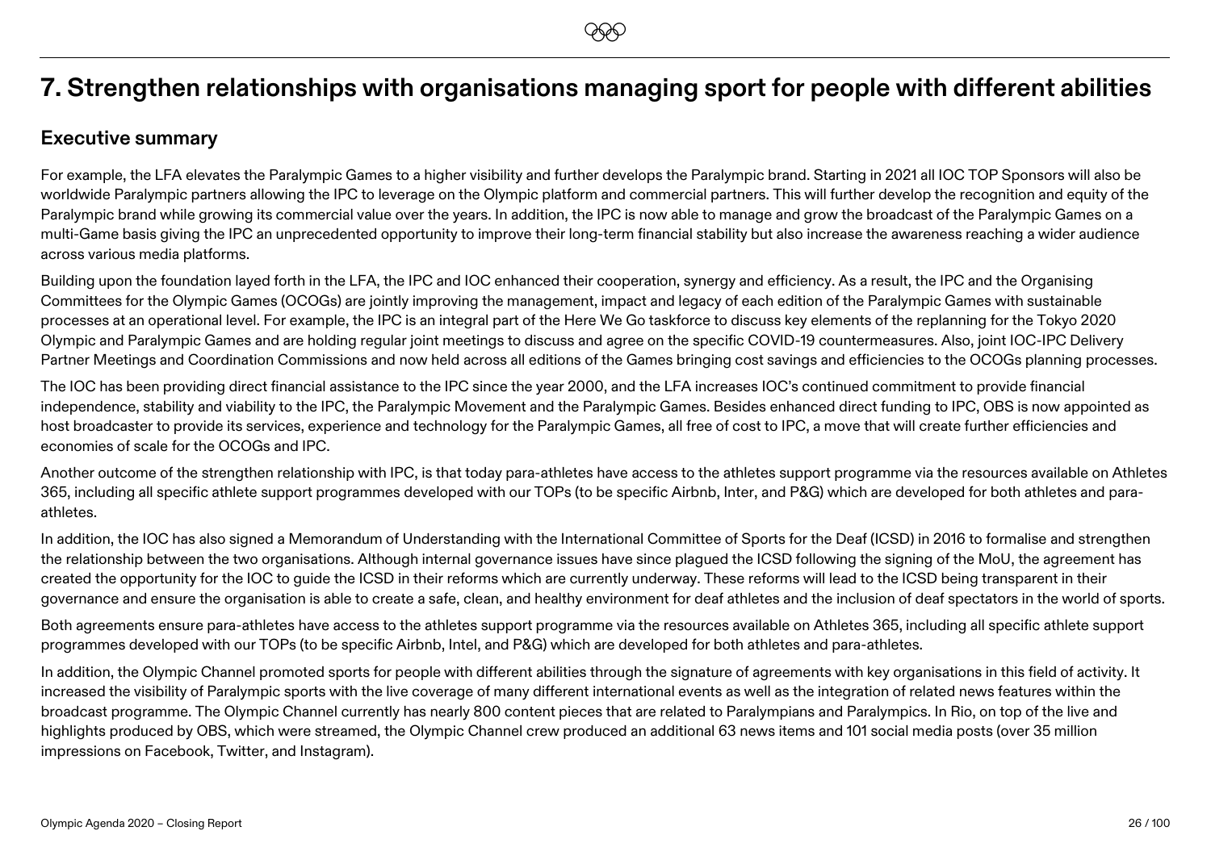# 7. Strengthen relationships with organisations managing sport for people with different abilities

## Executive summary

For example, the LFA elevates the Paralympic Games to a higher visibility and further develops the Paralympic brand. Starting in 2021 all IOC TOP Sponsors will also be worldwide Paralympic partners allowing the IPC to leverage on the Olympic platform and commercial partners. This will further develop the recognition and equity of the Paralympic brand while growing its commercial value over the years. In addition, the IPC is now able to manage and grow the broadcast of the Paralympic Games on a multi-Game basis giving the IPC an unprecedented opportunity to improve their long-term financial stability but also increase the awareness reaching a wider audience across various media platforms.

Building upon the foundation layed forth in the LFA, the IPC and IOC enhanced their cooperation, synergy and efficiency. As a result, the IPC and the Organising Committees for the Olympic Games (OCOGs) are jointly improving the management, impact and legacy of each edition of the Paralympic Games with sustainable processes at an operational level. For example, the IPC is an integral part of the Here We Go taskforce to discuss key elements of the replanning for the Tokyo 2020 Olympic and Paralympic Games and are holding regular joint meetings to discuss and agree on the specific COVID-19 countermeasures. Also, joint IOC-IPC Delivery Partner Meetings and Coordination Commissions and now held across all editions of the Games bringing cost savings and efficiencies to the OCOGs planning processes.

The IOC has been providing direct financial assistance to the IPC since the year 2000, and the LFA increases IOC's continued commitment to provide financial independence, stability and viability to the IPC, the Paralympic Movement and the Paralympic Games. Besides enhanced direct funding to IPC, OBS is now appointed as host broadcaster to provide its services, experience and technology for the Paralympic Games, all free of cost to IPC, a move that will create further efficiencies and economies of scale for the OCOGs and IPC.

Another outcome of the strengthen relationship with IPC, is that today para-athletes have access to the athletes support programme via the resources available on Athletes 365, including all specific athlete support programmes developed with our TOPs (to be specific Airbnb, Inter, and P&G) which are developed for both athletes and para-athletes.

In addition, the IOC has also signed a Memorandum of Understanding with the International Committee of Sports for the Deaf (ICSD) in 2016 to formalise and strengthen the relationship between the two organisations. Although internal governance issues have since plagued the ICSD following the signing of the MoU, the agreement has created the opportunity for the IOC to guide the ICSD in their reforms which are currently underway. These reforms will lead to the ICSD being transparent in their governance and ensure the organisation is able to create a safe, clean, and healthy environment for deaf athletes and the inclusion of deaf spectators in the world of sports.

Both agreements ensure para-athletes have access to the athletes support programme via the resources available on Athletes 365, including all specific athlete support programmes developed with our TOPs (to be specific Airbnb, Intel, and P&G) which are developed for both athletes and para-athletes.

In addition, the Olympic Channel promoted sports for people with different abilities through the signature of agreements with key organisations in this field of activity. It increased the visibility of Paralympic sports with the live coverage of many different international events as well as the integration of related news features within the broadcast programme. The Olympic Channel currently has nearly 800 content pieces that are related to Paralympians and Paralympics. In Rio, on top of the live and highlights produced by OBS, which were streamed, the Olympic Channel crew produced an additional 63 news items and 101 social media posts (over 35 million impressions on Facebook, Twitter, and Instagram).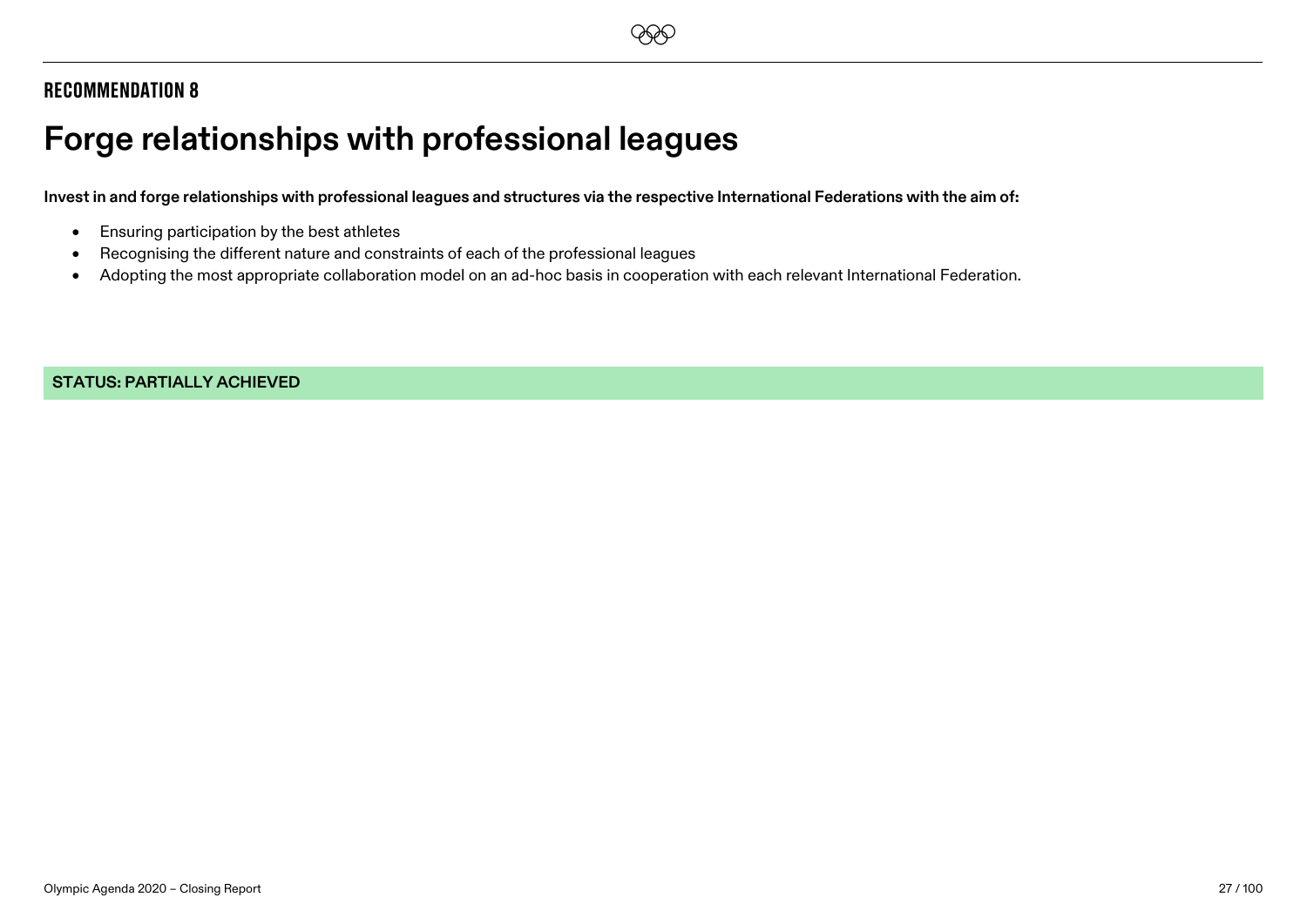**RECOMMENDATION 8**

# Forge relationships with professional leagues

**Invest in and forge relationships with professional leagues and structures via the respective International Federations with the aim of:**

- Ensuring participation by the best athletes
- Recognising the different nature and constraints of each of the professional leagues
- Adopting the most appropriate collaboration model on an ad-hoc basis in cooperation with each relevant International Federation.

**STATUS: PARTIALLY ACHIEVED**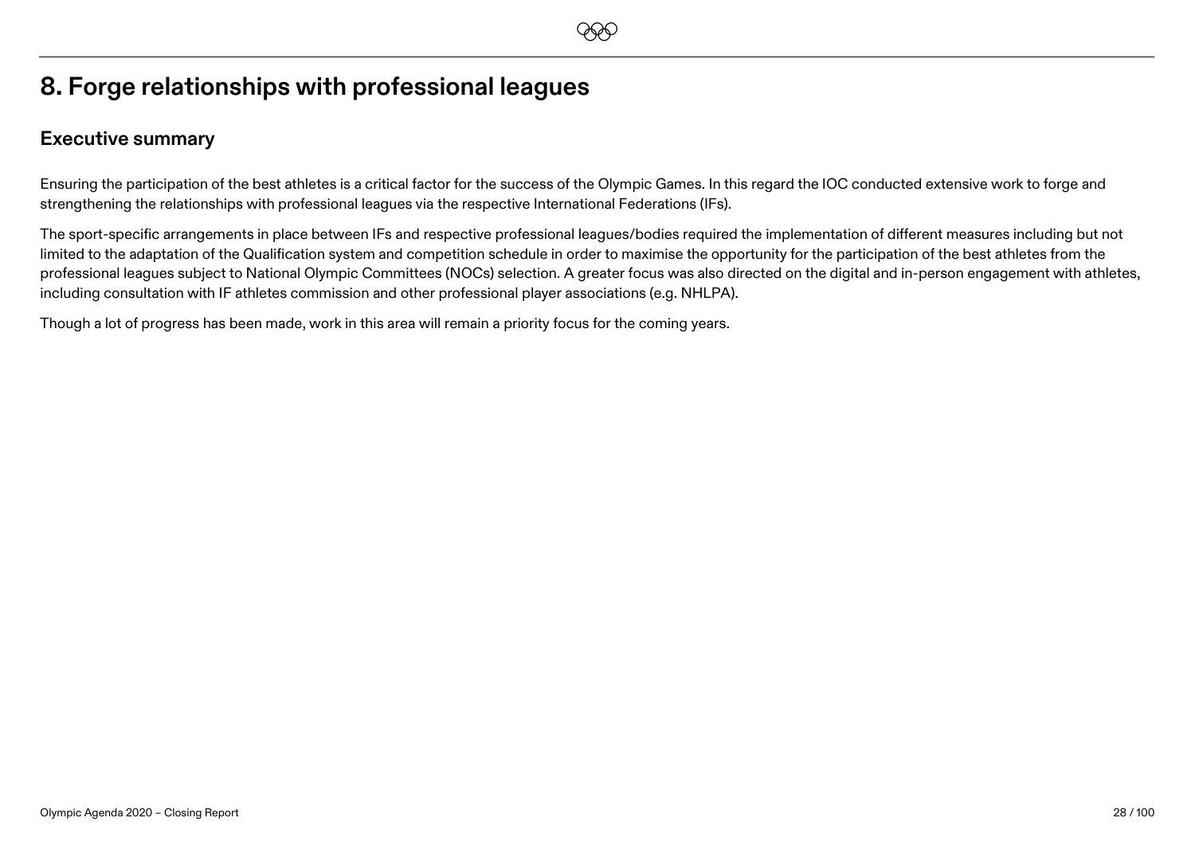# 8. Forge relationships with professional leagues

## Executive summary

Ensuring the participation of the best athletes is a critical factor for the success of the Olympic Games. In this regard the IOC conducted extensive work to forge and strengthening the relationships with professional leagues via the respective International Federations (IFs).

The sport-specific arrangements in place between IFs and respective professional leagues/bodies required the implementation of different measures including but not limited to the adaptation of the Qualification system and competition schedule in order to maximise the opportunity for the participation of the best athletes from the professional leagues subject to National Olympic Committees (NOCs) selection. A greater focus was also directed on the digital and in-person engagement with athletes, including consultation with IF athletes commission and other professional player associations (e.g. NHLPA).

Though a lot of progress has been made, work in this area will remain a priority focus for the coming years.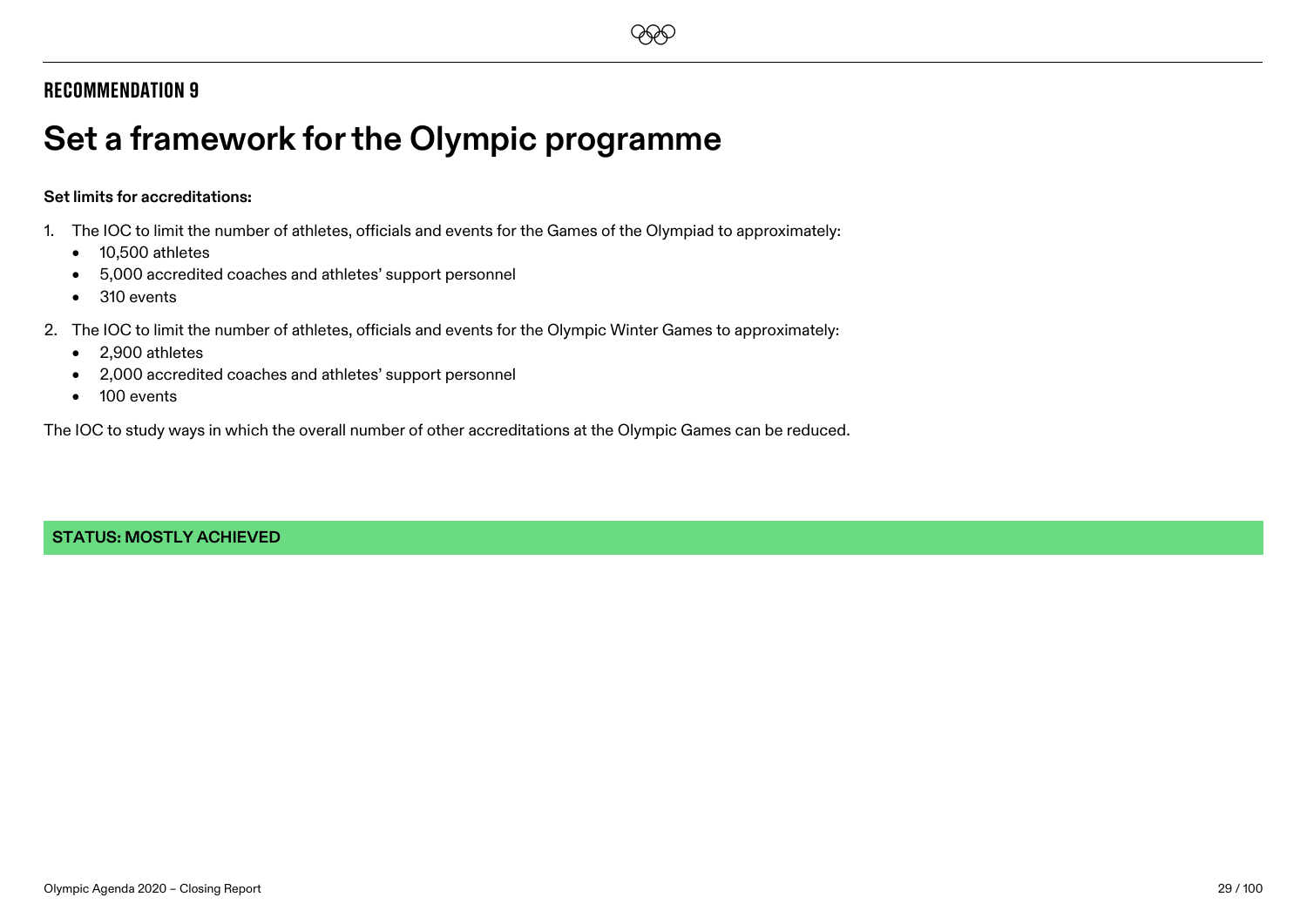## RECOMMENDATION 9

# Set a framework for the Olympic programme

**Set limits for accreditations:**

1. The IOC to limit the number of athletes, officials and events for the Games of the Olympiad to approximately:
   - 10,500 athletes
   - 5,000 accredited coaches and athletes' support personnel
   - 310 events
2. The IOC to limit the number of athletes, officials and events for the Olympic Winter Games to approximately:
   - 2,900 athletes
   - 2,000 accredited coaches and athletes' support personnel
   - 100 events

The IOC to study ways in which the overall number of other accreditations at the Olympic Games can be reduced.

**STATUS: MOSTLY ACHIEVED**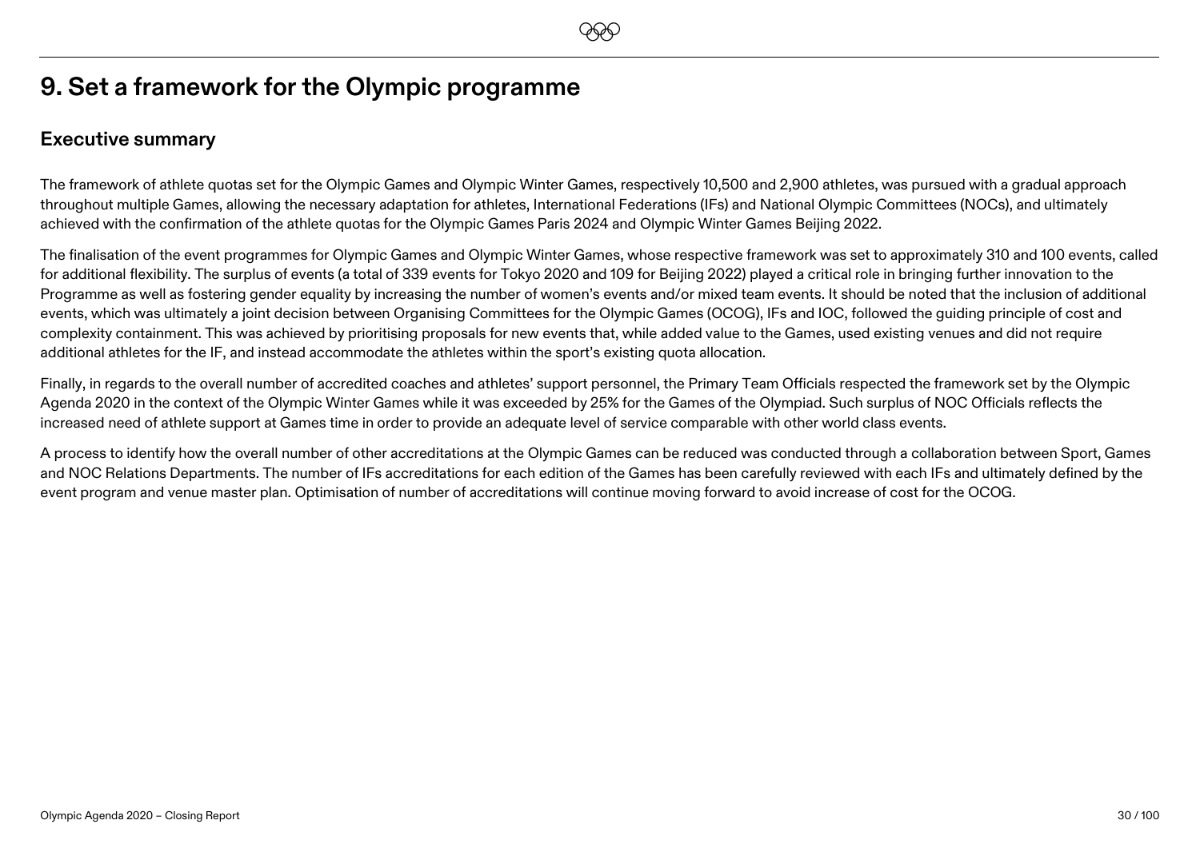# 9. Set a framework for the Olympic programme

## Executive summary

The framework of athlete quotas set for the Olympic Games and Olympic Winter Games, respectively 10,500 and 2,900 athletes, was pursued with a gradual approach throughout multiple Games, allowing the necessary adaptation for athletes, International Federations (IFs) and National Olympic Committees (NOCs), and ultimately achieved with the confirmation of the athlete quotas for the Olympic Games Paris 2024 and Olympic Winter Games Beijing 2022.

The finalisation of the event programmes for Olympic Games and Olympic Winter Games, whose respective framework was set to approximately 310 and 100 events, called for additional flexibility. The surplus of events (a total of 339 events for Tokyo 2020 and 109 for Beijing 2022) played a critical role in bringing further innovation to the Programme as well as fostering gender equality by increasing the number of women's events and/or mixed team events. It should be noted that the inclusion of additional events, which was ultimately a joint decision between Organising Committees for the Olympic Games (OCOG), IFs and IOC, followed the guiding principle of cost and complexity containment. This was achieved by prioritising proposals for new events that, while added value to the Games, used existing venues and did not require additional athletes for the IF, and instead accommodate the athletes within the sport's existing quota allocation.

Finally, in regards to the overall number of accredited coaches and athletes' support personnel, the Primary Team Officials respected the framework set by the Olympic Agenda 2020 in the context of the Olympic Winter Games while it was exceeded by 25% for the Games of the Olympiad. Such surplus of NOC Officials reflects the increased need of athlete support at Games time in order to provide an adequate level of service comparable with other world class events.

A process to identify how the overall number of other accreditations at the Olympic Games can be reduced was conducted through a collaboration between Sport, Games and NOC Relations Departments. The number of IFs accreditations for each edition of the Games has been carefully reviewed with each IFs and ultimately defined by the event program and venue master plan. Optimisation of number of accreditations will continue moving forward to avoid increase of cost for the OCOG.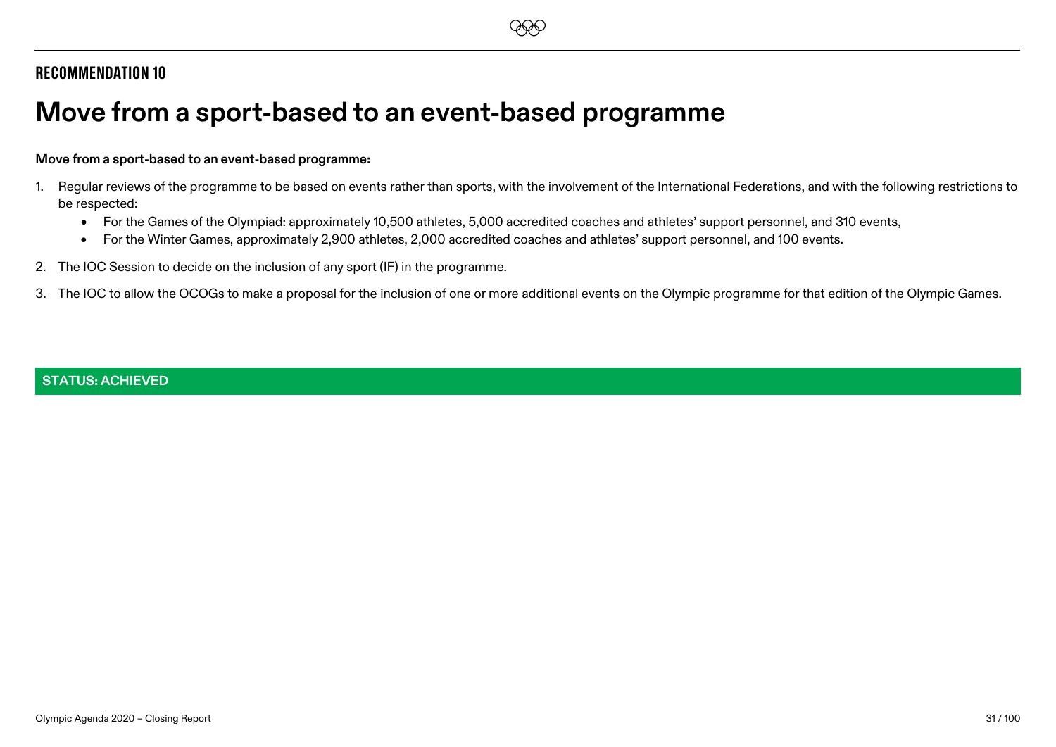## RECOMMENDATION 10

# Move from a sport-based to an event-based programme

**Move from a sport-based to an event-based programme:**

1. Regular reviews of the programme to be based on events rather than sports, with the involvement of the International Federations, and with the following restrictions to be respected:
   - For the Games of the Olympiad: approximately 10,500 athletes, 5,000 accredited coaches and athletes' support personnel, and 310 events,
   - For the Winter Games, approximately 2,900 athletes, 2,000 accredited coaches and athletes' support personnel, and 100 events.
2. The IOC Session to decide on the inclusion of any sport (IF) in the programme.
3. The IOC to allow the OCOGs to make a proposal for the inclusion of one or more additional events on the Olympic programme for that edition of the Olympic Games.

**STATUS: ACHIEVED**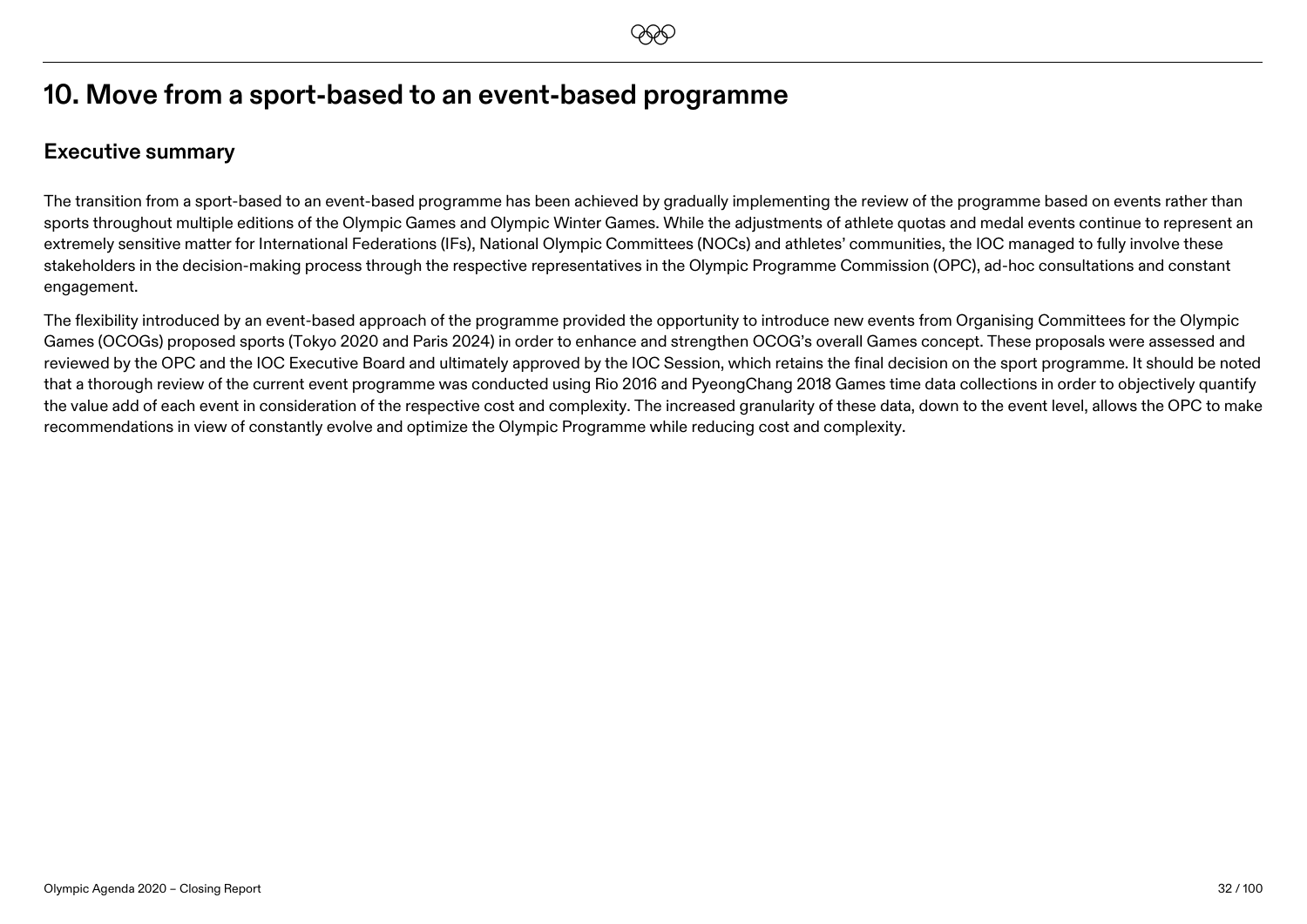# 10. Move from a sport-based to an event-based programme

## Executive summary

The transition from a sport-based to an event-based programme has been achieved by gradually implementing the review of the programme based on events rather than sports throughout multiple editions of the Olympic Games and Olympic Winter Games. While the adjustments of athlete quotas and medal events continue to represent an extremely sensitive matter for International Federations (IFs), National Olympic Committees (NOCs) and athletes' communities, the IOC managed to fully involve these stakeholders in the decision-making process through the respective representatives in the Olympic Programme Commission (OPC), ad-hoc consultations and constant engagement.

The flexibility introduced by an event-based approach of the programme provided the opportunity to introduce new events from Organising Committees for the Olympic Games (OCOGs) proposed sports (Tokyo 2020 and Paris 2024) in order to enhance and strengthen OCOG's overall Games concept. These proposals were assessed and reviewed by the OPC and the IOC Executive Board and ultimately approved by the IOC Session, which retains the final decision on the sport programme. It should be noted that a thorough review of the current event programme was conducted using Rio 2016 and PyeongChang 2018 Games time data collections in order to objectively quantify the value add of each event in consideration of the respective cost and complexity. The increased granularity of these data, down to the event level, allows the OPC to make recommendations in view of constantly evolve and optimize the Olympic Programme while reducing cost and complexity.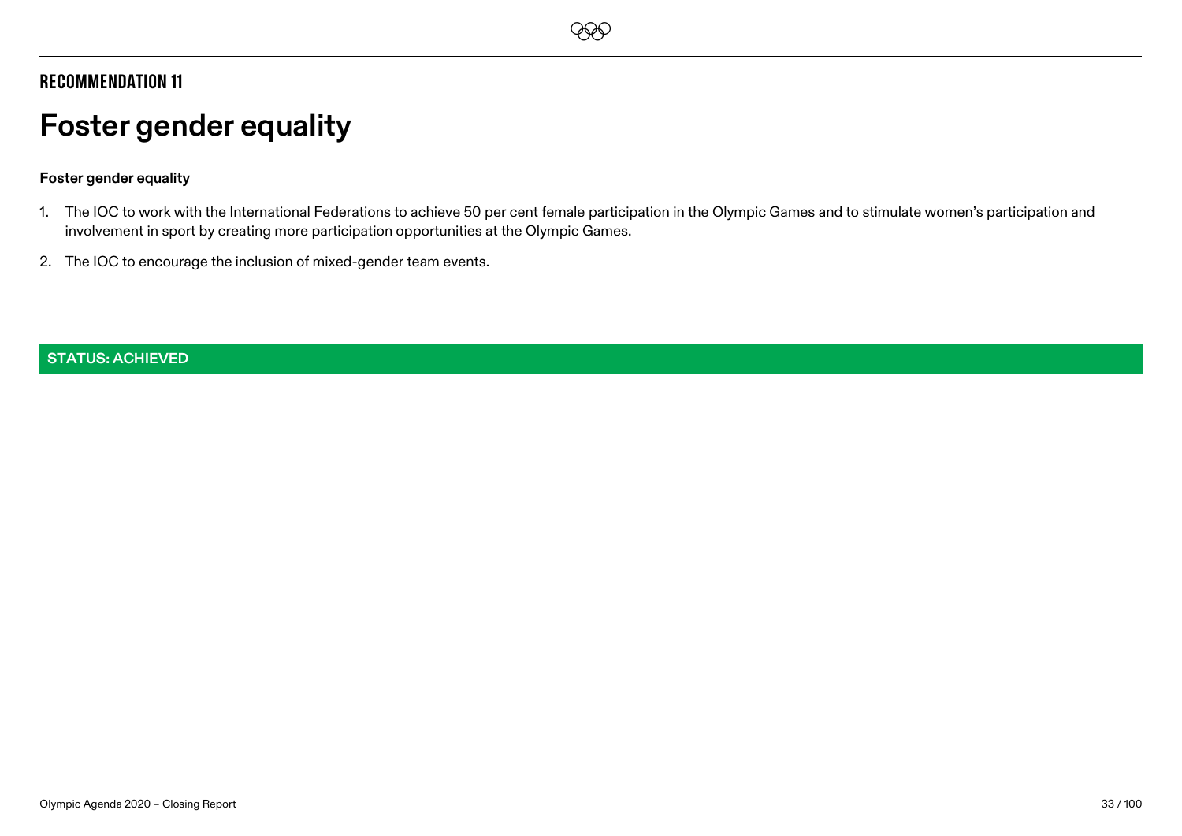## RECOMMENDATION 11

# Foster gender equality

**Foster gender equality**

1. The IOC to work with the International Federations to achieve 50 per cent female participation in the Olympic Games and to stimulate women's participation and involvement in sport by creating more participation opportunities at the Olympic Games.
2. The IOC to encourage the inclusion of mixed-gender team events.

**STATUS: ACHIEVED**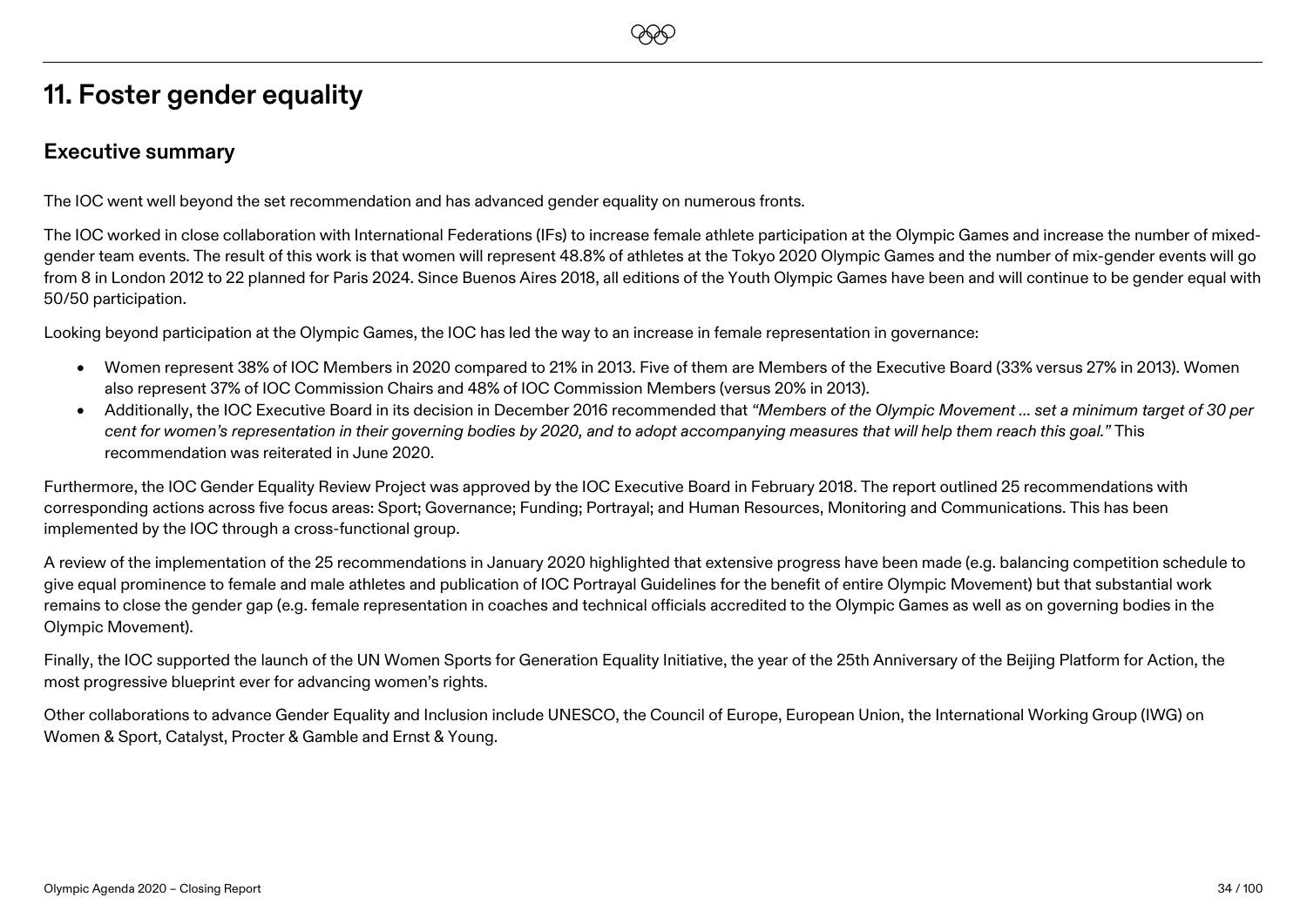# 11. Foster gender equality

## Executive summary

The IOC went well beyond the set recommendation and has advanced gender equality on numerous fronts.

The IOC worked in close collaboration with International Federations (IFs) to increase female athlete participation at the Olympic Games and increase the number of mixed-gender team events. The result of this work is that women will represent 48.8% of athletes at the Tokyo 2020 Olympic Games and the number of mix-gender events will go from 8 in London 2012 to 22 planned for Paris 2024. Since Buenos Aires 2018, all editions of the Youth Olympic Games have been and will continue to be gender equal with 50/50 participation.

Looking beyond participation at the Olympic Games, the IOC has led the way to an increase in female representation in governance:

- Women represent 38% of IOC Members in 2020 compared to 21% in 2013. Five of them are Members of the Executive Board (33% versus 27% in 2013). Women also represent 37% of IOC Commission Chairs and 48% of IOC Commission Members (versus 20% in 2013).
- Additionally, the IOC Executive Board in its decision in December 2016 recommended that *"Members of the Olympic Movement ... set a minimum target of 30 per cent for women's representation in their governing bodies by 2020, and to adopt accompanying measures that will help them reach this goal."* This recommendation was reiterated in June 2020.

Furthermore, the IOC Gender Equality Review Project was approved by the IOC Executive Board in February 2018. The report outlined 25 recommendations with corresponding actions across five focus areas: Sport; Governance; Funding; Portrayal; and Human Resources, Monitoring and Communications. This has been implemented by the IOC through a cross-functional group.

A review of the implementation of the 25 recommendations in January 2020 highlighted that extensive progress have been made (e.g. balancing competition schedule to give equal prominence to female and male athletes and publication of IOC Portrayal Guidelines for the benefit of entire Olympic Movement) but that substantial work remains to close the gender gap (e.g. female representation in coaches and technical officials accredited to the Olympic Games as well as on governing bodies in the Olympic Movement).

Finally, the IOC supported the launch of the UN Women Sports for Generation Equality Initiative, the year of the 25th Anniversary of the Beijing Platform for Action, the most progressive blueprint ever for advancing women's rights.

Other collaborations to advance Gender Equality and Inclusion include UNESCO, the Council of Europe, European Union, the International Working Group (IWG) on Women & Sport, Catalyst, Procter & Gamble and Ernst & Young.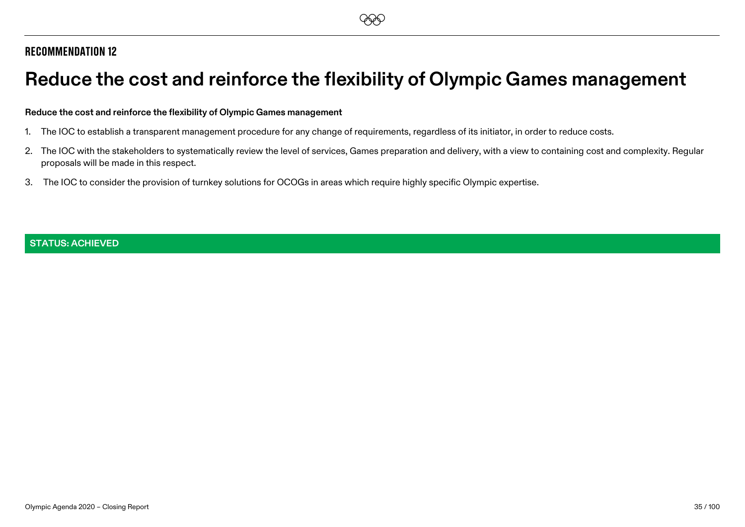## RECOMMENDATION 12

# Reduce the cost and reinforce the flexibility of Olympic Games management

**Reduce the cost and reinforce the flexibility of Olympic Games management**

1. The IOC to establish a transparent management procedure for any change of requirements, regardless of its initiator, in order to reduce costs.
2. The IOC with the stakeholders to systematically review the level of services, Games preparation and delivery, with a view to containing cost and complexity. Regular proposals will be made in this respect.
3. The IOC to consider the provision of turnkey solutions for OCOGs in areas which require highly specific Olympic expertise.

**STATUS: ACHIEVED**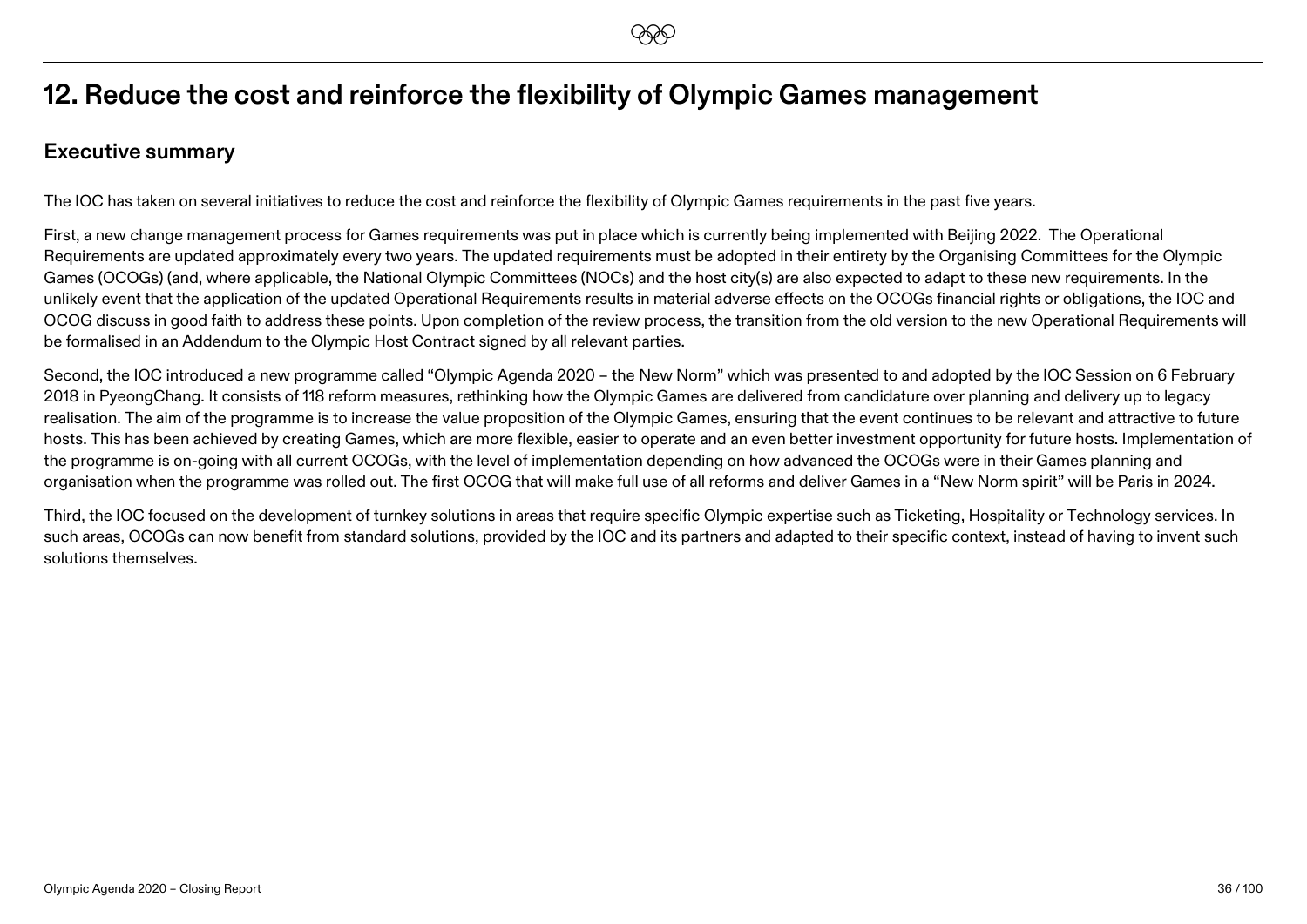# 12. Reduce the cost and reinforce the flexibility of Olympic Games management

## Executive summary

The IOC has taken on several initiatives to reduce the cost and reinforce the flexibility of Olympic Games requirements in the past five years.

First, a new change management process for Games requirements was put in place which is currently being implemented with Beijing 2022. The Operational Requirements are updated approximately every two years. The updated requirements must be adopted in their entirety by the Organising Committees for the Olympic Games (OCOGs) (and, where applicable, the National Olympic Committees (NOCs) and the host city(s) are also expected to adapt to these new requirements. In the unlikely event that the application of the updated Operational Requirements results in material adverse effects on the OCOGs financial rights or obligations, the IOC and OCOG discuss in good faith to address these points. Upon completion of the review process, the transition from the old version to the new Operational Requirements will be formalised in an Addendum to the Olympic Host Contract signed by all relevant parties.

Second, the IOC introduced a new programme called "Olympic Agenda 2020 – the New Norm" which was presented to and adopted by the IOC Session on 6 February 2018 in PyeongChang. It consists of 118 reform measures, rethinking how the Olympic Games are delivered from candidature over planning and delivery up to legacy realisation. The aim of the programme is to increase the value proposition of the Olympic Games, ensuring that the event continues to be relevant and attractive to future hosts. This has been achieved by creating Games, which are more flexible, easier to operate and an even better investment opportunity for future hosts. Implementation of the programme is on-going with all current OCOGs, with the level of implementation depending on how advanced the OCOGs were in their Games planning and organisation when the programme was rolled out. The first OCOG that will make full use of all reforms and deliver Games in a "New Norm spirit" will be Paris in 2024.

Third, the IOC focused on the development of turnkey solutions in areas that require specific Olympic expertise such as Ticketing, Hospitality or Technology services. In such areas, OCOGs can now benefit from standard solutions, provided by the IOC and its partners and adapted to their specific context, instead of having to invent such solutions themselves.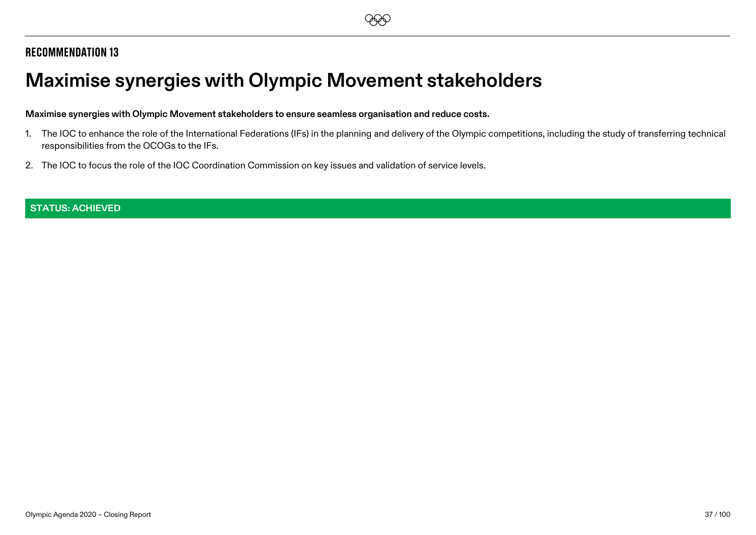## RECOMMENDATION 13

# Maximise synergies with Olympic Movement stakeholders

**Maximise synergies with Olympic Movement stakeholders to ensure seamless organisation and reduce costs.**

1. The IOC to enhance the role of the International Federations (IFs) in the planning and delivery of the Olympic competitions, including the study of transferring technical responsibilities from the OCOGs to the IFs.
2. The IOC to focus the role of the IOC Coordination Commission on key issues and validation of service levels.

**STATUS: ACHIEVED**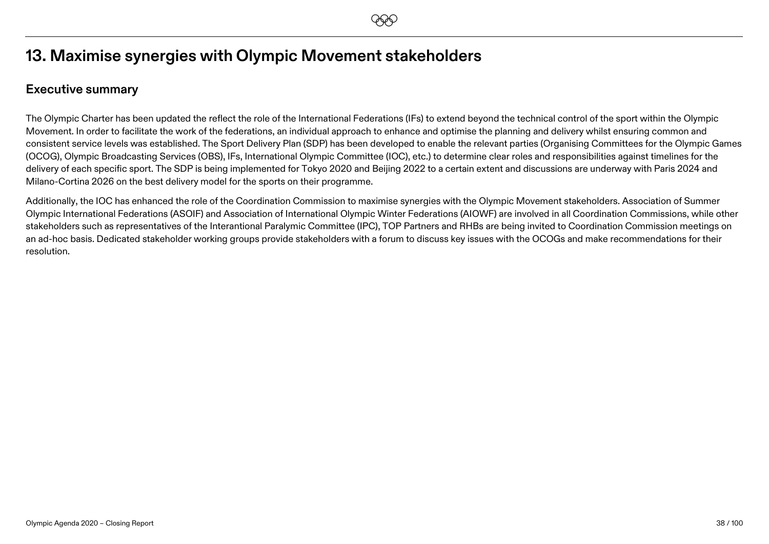# 13. Maximise synergies with Olympic Movement stakeholders

## Executive summary

The Olympic Charter has been updated the reflect the role of the International Federations (IFs) to extend beyond the technical control of the sport within the Olympic Movement. In order to facilitate the work of the federations, an individual approach to enhance and optimise the planning and delivery whilst ensuring common and consistent service levels was established. The Sport Delivery Plan (SDP) has been developed to enable the relevant parties (Organising Committees for the Olympic Games (OCOG), Olympic Broadcasting Services (OBS), IFs, International Olympic Committee (IOC), etc.) to determine clear roles and responsibilities against timelines for the delivery of each specific sport. The SDP is being implemented for Tokyo 2020 and Beijing 2022 to a certain extent and discussions are underway with Paris 2024 and Milano-Cortina 2026 on the best delivery model for the sports on their programme.

Additionally, the IOC has enhanced the role of the Coordination Commission to maximise synergies with the Olympic Movement stakeholders. Association of Summer Olympic International Federations (ASOIF) and Association of International Olympic Winter Federations (AIOWF) are involved in all Coordination Commissions, while other stakeholders such as representatives of the Interantional Paralymic Committee (IPC), TOP Partners and RHBs are being invited to Coordination Commission meetings on an ad-hoc basis. Dedicated stakeholder working groups provide stakeholders with a forum to discuss key issues with the OCOGs and make recommendations for their resolution.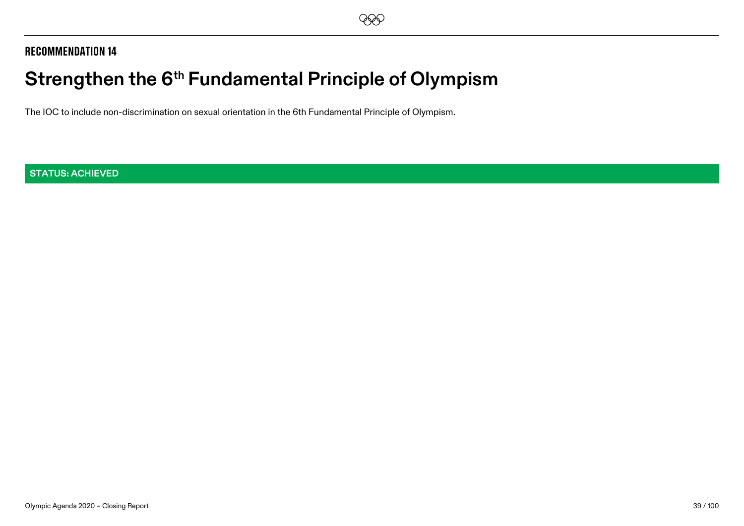**RECOMMENDATION 14**

# Strengthen the 6th Fundamental Principle of Olympism

The IOC to include non-discrimination on sexual orientation in the 6th Fundamental Principle of Olympism.

**STATUS: ACHIEVED**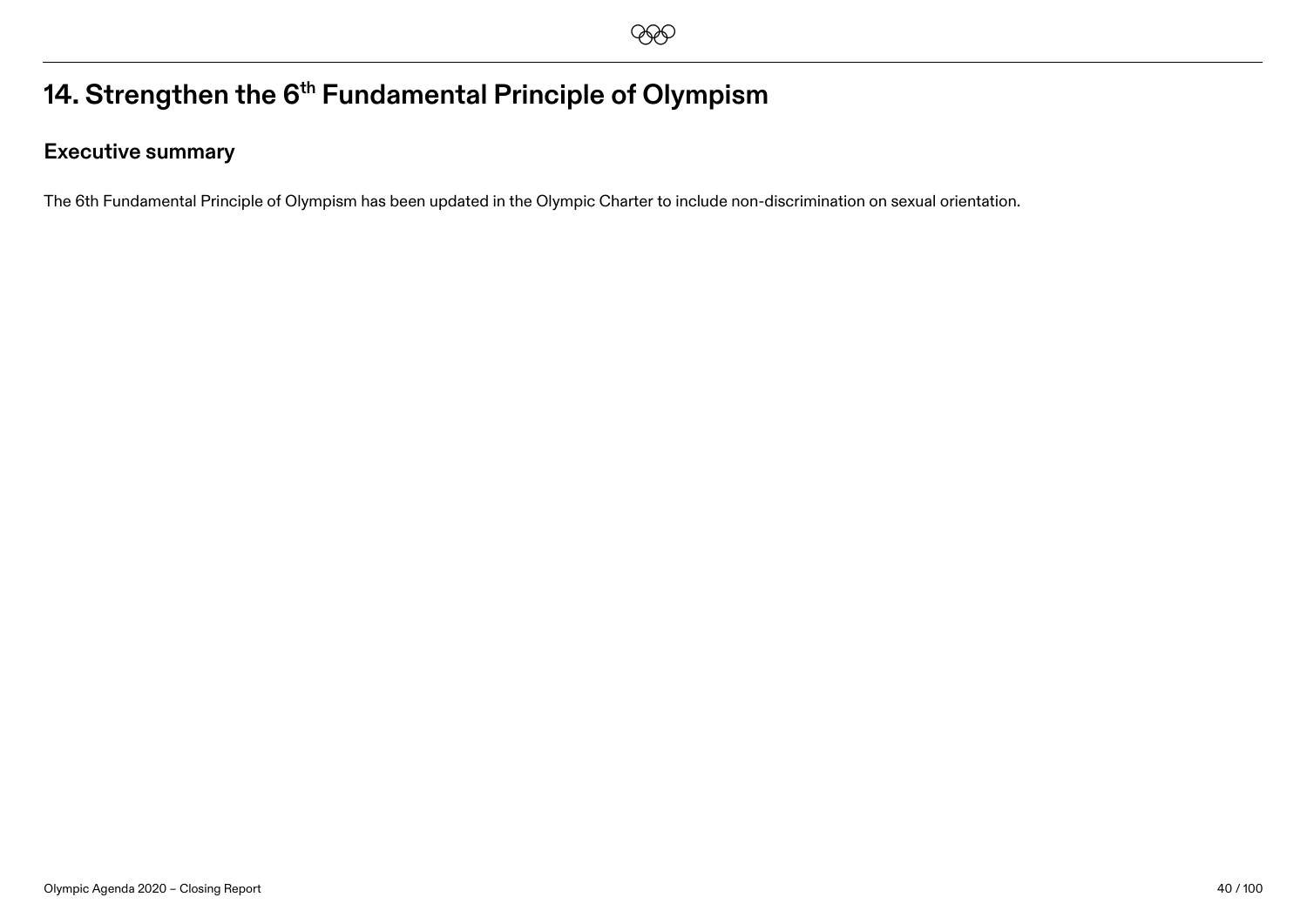# 14. Strengthen the 6th Fundamental Principle of Olympism

## Executive summary

The 6th Fundamental Principle of Olympism has been updated in the Olympic Charter to include non-discrimination on sexual orientation.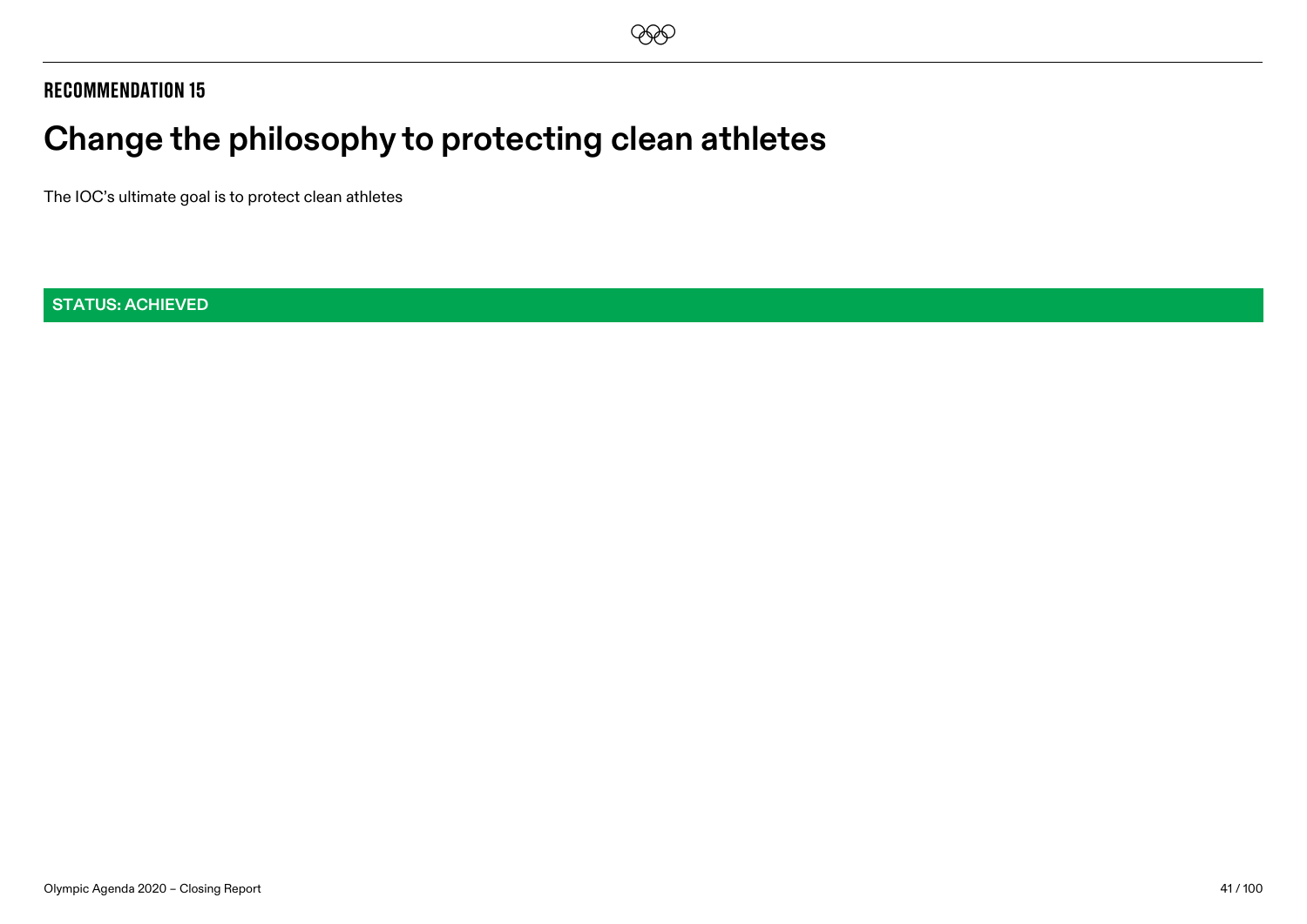**RECOMMENDATION 15**

# Change the philosophy to protecting clean athletes

The IOC's ultimate goal is to protect clean athletes

**STATUS: ACHIEVED**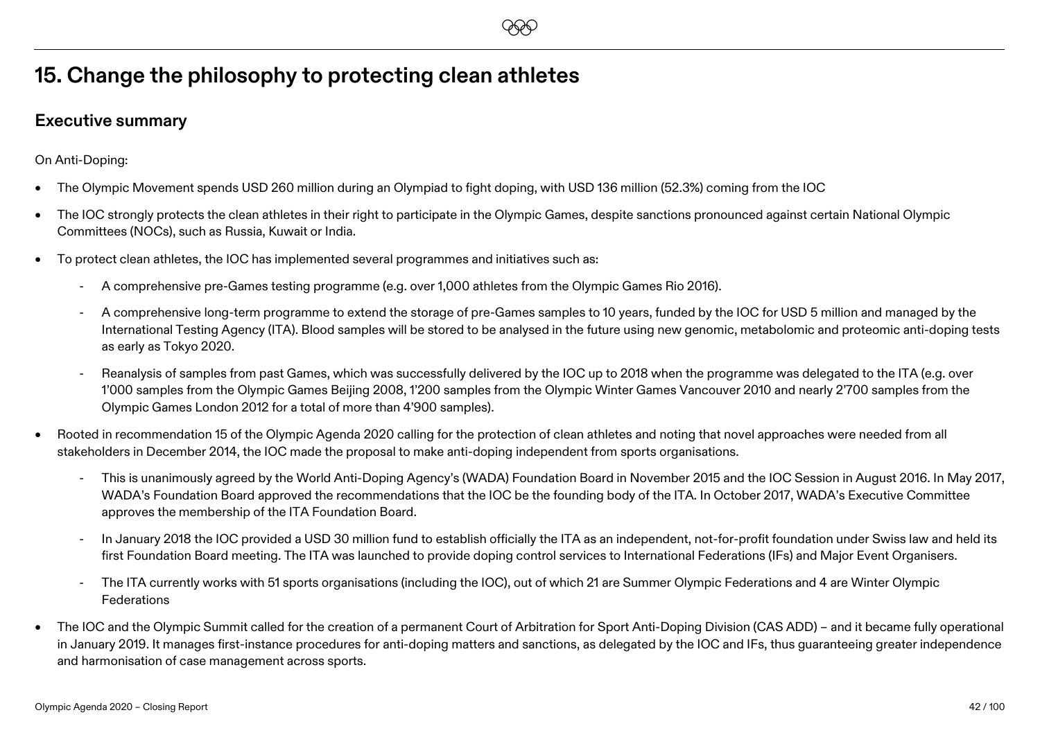# 15. Change the philosophy to protecting clean athletes

## Executive summary

On Anti-Doping:

- The Olympic Movement spends USD 260 million during an Olympiad to fight doping, with USD 136 million (52.3%) coming from the IOC
- The IOC strongly protects the clean athletes in their right to participate in the Olympic Games, despite sanctions pronounced against certain National Olympic Committees (NOCs), such as Russia, Kuwait or India.
- To protect clean athletes, the IOC has implemented several programmes and initiatives such as:
  - A comprehensive pre-Games testing programme (e.g. over 1,000 athletes from the Olympic Games Rio 2016).
  - A comprehensive long-term programme to extend the storage of pre-Games samples to 10 years, funded by the IOC for USD 5 million and managed by the International Testing Agency (ITA). Blood samples will be stored to be analysed in the future using new genomic, metabolomic and proteomic anti-doping tests as early as Tokyo 2020.
  - Reanalysis of samples from past Games, which was successfully delivered by the IOC up to 2018 when the programme was delegated to the ITA (e.g. over 1'000 samples from the Olympic Games Beijing 2008, 1'200 samples from the Olympic Winter Games Vancouver 2010 and nearly 2'700 samples from the Olympic Games London 2012 for a total of more than 4'900 samples).
- Rooted in recommendation 15 of the Olympic Agenda 2020 calling for the protection of clean athletes and noting that novel approaches were needed from all stakeholders in December 2014, the IOC made the proposal to make anti-doping independent from sports organisations.
  - This is unanimously agreed by the World Anti-Doping Agency's (WADA) Foundation Board in November 2015 and the IOC Session in August 2016. In May 2017, WADA's Foundation Board approved the recommendations that the IOC be the founding body of the ITA. In October 2017, WADA's Executive Committee approves the membership of the ITA Foundation Board.
  - In January 2018 the IOC provided a USD 30 million fund to establish officially the ITA as an independent, not-for-profit foundation under Swiss law and held its first Foundation Board meeting. The ITA was launched to provide doping control services to International Federations (IFs) and Major Event Organisers.
  - The ITA currently works with 51 sports organisations (including the IOC), out of which 21 are Summer Olympic Federations and 4 are Winter Olympic Federations
- The IOC and the Olympic Summit called for the creation of a permanent Court of Arbitration for Sport Anti-Doping Division (CAS ADD) – and it became fully operational in January 2019. It manages first-instance procedures for anti-doping matters and sanctions, as delegated by the IOC and IFs, thus guaranteeing greater independence and harmonisation of case management across sports.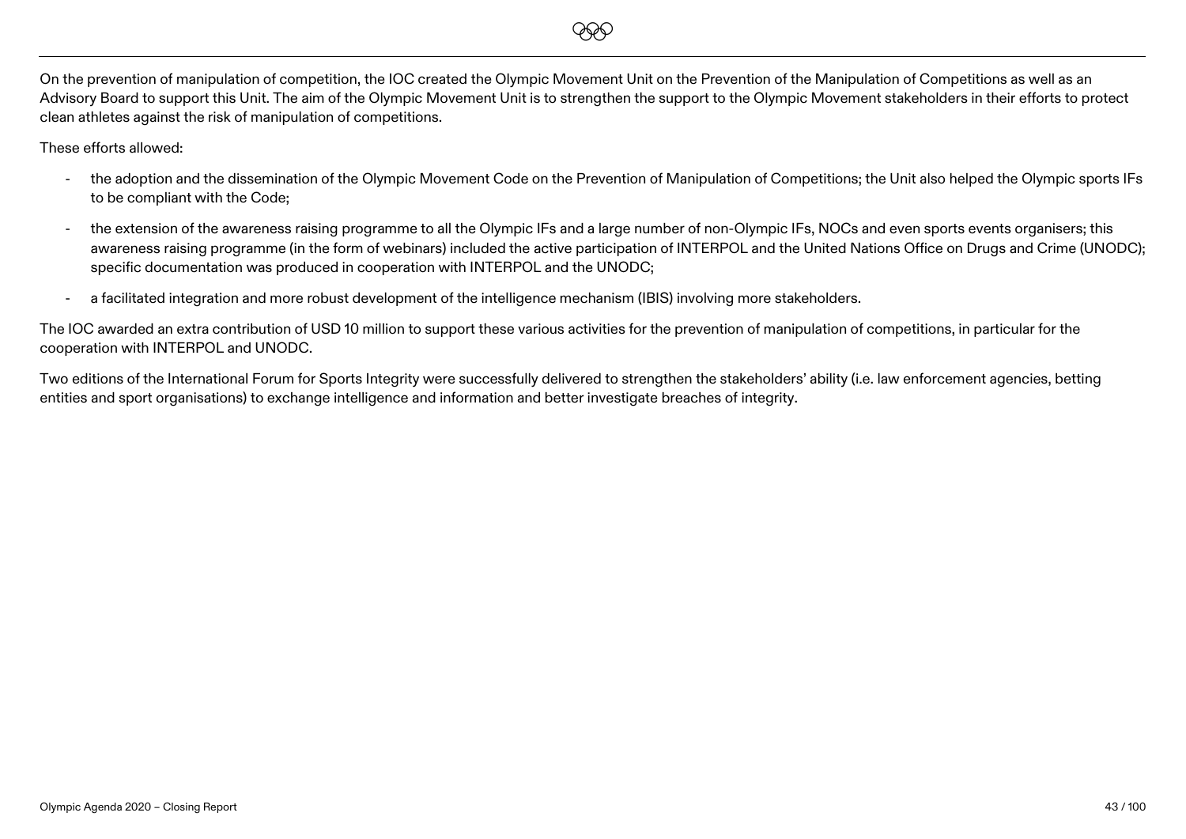On the prevention of manipulation of competition, the IOC created the Olympic Movement Unit on the Prevention of the Manipulation of Competitions as well as an Advisory Board to support this Unit. The aim of the Olympic Movement Unit is to strengthen the support to the Olympic Movement stakeholders in their efforts to protect clean athletes against the risk of manipulation of competitions.

These efforts allowed:

- the adoption and the dissemination of the Olympic Movement Code on the Prevention of Manipulation of Competitions; the Unit also helped the Olympic sports IFs to be compliant with the Code;
- the extension of the awareness raising programme to all the Olympic IFs and a large number of non-Olympic IFs, NOCs and even sports events organisers; this awareness raising programme (in the form of webinars) included the active participation of INTERPOL and the United Nations Office on Drugs and Crime (UNODC); specific documentation was produced in cooperation with INTERPOL and the UNODC;
- a facilitated integration and more robust development of the intelligence mechanism (IBIS) involving more stakeholders.

The IOC awarded an extra contribution of USD 10 million to support these various activities for the prevention of manipulation of competitions, in particular for the cooperation with INTERPOL and UNODC.

Two editions of the International Forum for Sports Integrity were successfully delivered to strengthen the stakeholders' ability (i.e. law enforcement agencies, betting entities and sport organisations) to exchange intelligence and information and better investigate breaches of integrity.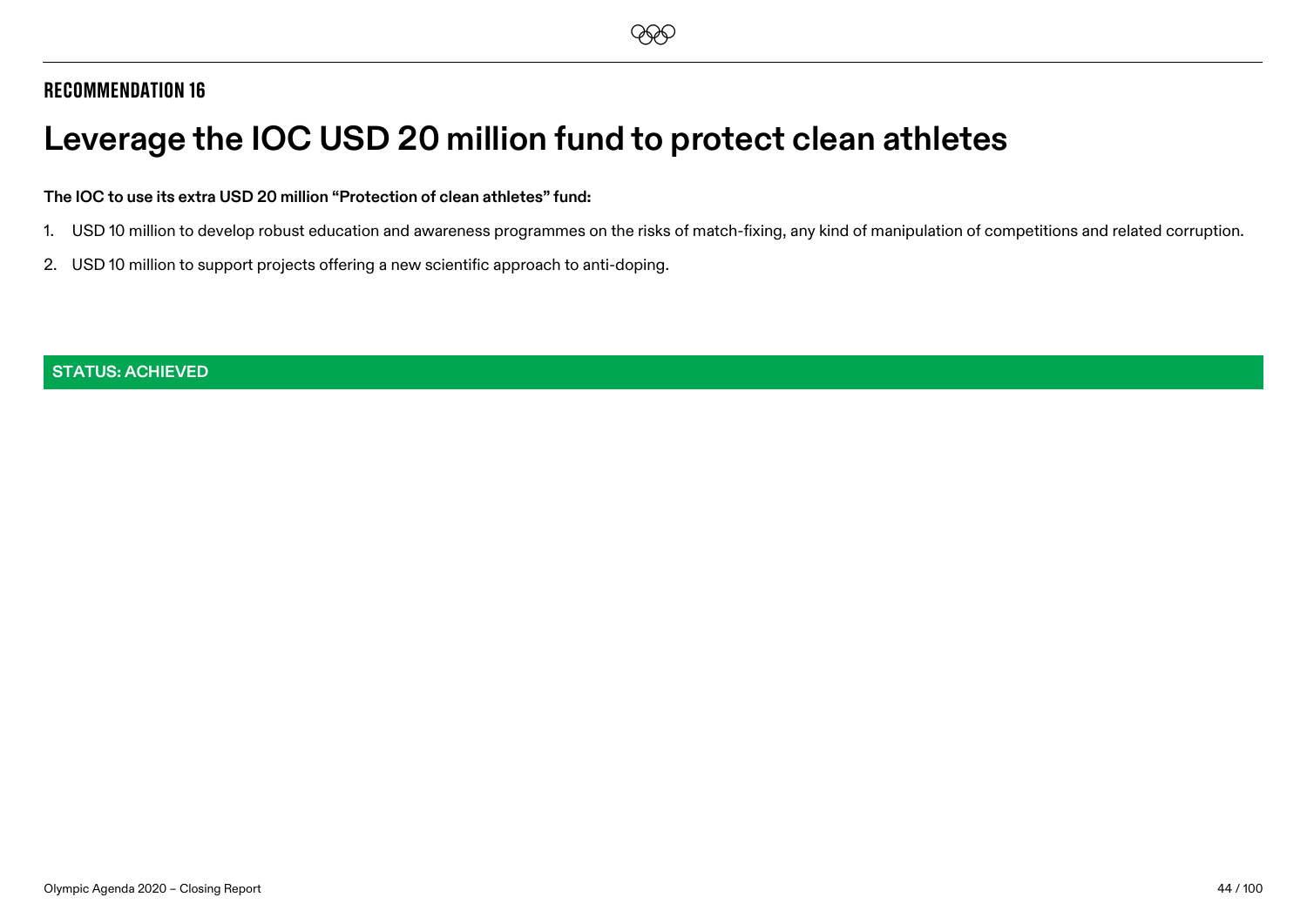## RECOMMENDATION 16

# Leverage the IOC USD 20 million fund to protect clean athletes

**The IOC to use its extra USD 20 million "Protection of clean athletes" fund:**

1. USD 10 million to develop robust education and awareness programmes on the risks of match-fixing, any kind of manipulation of competitions and related corruption.
2. USD 10 million to support projects offering a new scientific approach to anti-doping.

**STATUS: ACHIEVED**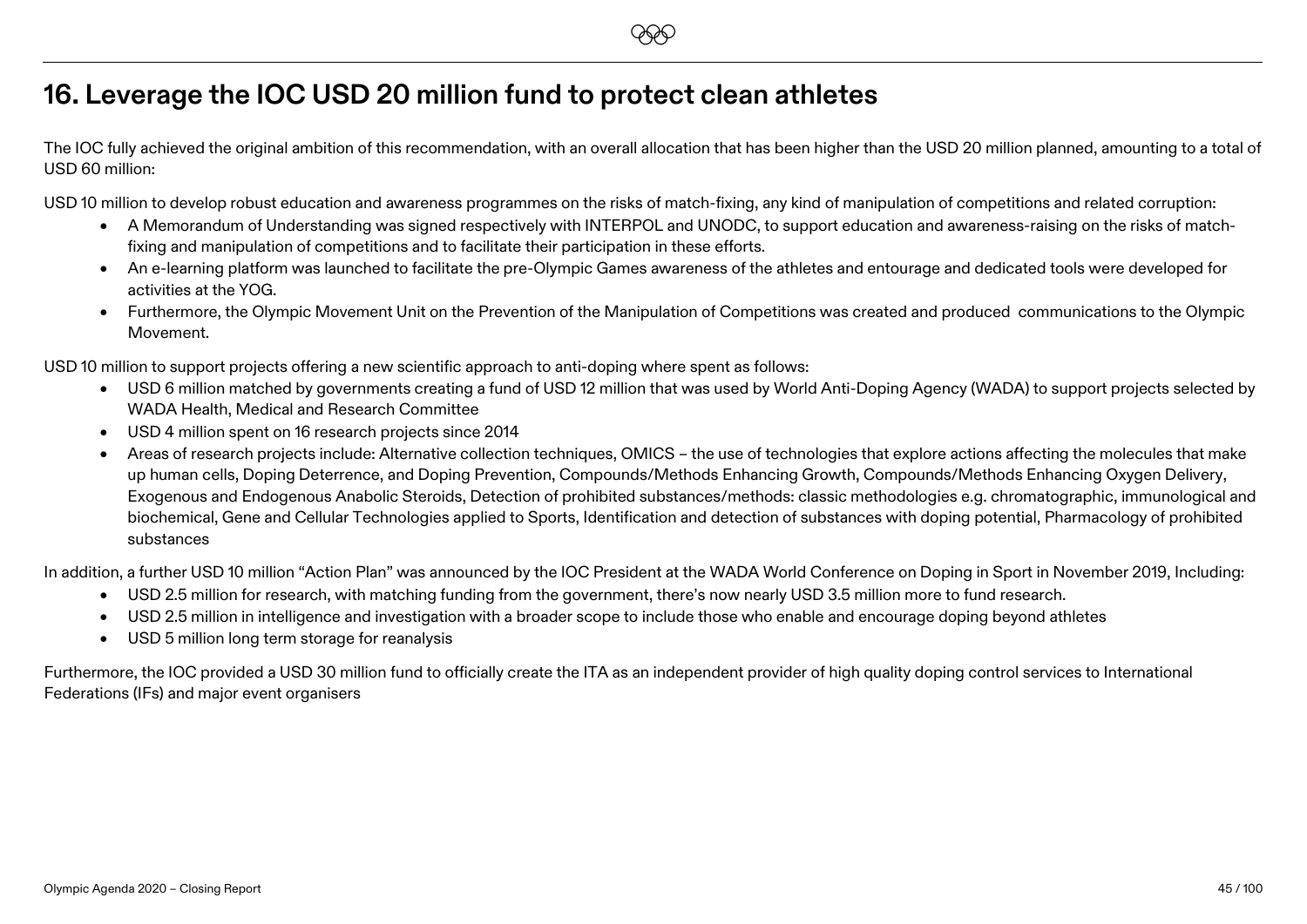# 16. Leverage the IOC USD 20 million fund to protect clean athletes

The IOC fully achieved the original ambition of this recommendation, with an overall allocation that has been higher than the USD 20 million planned, amounting to a total of USD 60 million:

USD 10 million to develop robust education and awareness programmes on the risks of match-fixing, any kind of manipulation of competitions and related corruption:

- A Memorandum of Understanding was signed respectively with INTERPOL and UNODC, to support education and awareness-raising on the risks of match-fixing and manipulation of competitions and to facilitate their participation in these efforts.
- An e-learning platform was launched to facilitate the pre-Olympic Games awareness of the athletes and entourage and dedicated tools were developed for activities at the YOG.
- Furthermore, the Olympic Movement Unit on the Prevention of the Manipulation of Competitions was created and produced communications to the Olympic Movement.

USD 10 million to support projects offering a new scientific approach to anti-doping where spent as follows:

- USD 6 million matched by governments creating a fund of USD 12 million that was used by World Anti-Doping Agency (WADA) to support projects selected by WADA Health, Medical and Research Committee
- USD 4 million spent on 16 research projects since 2014
- Areas of research projects include: Alternative collection techniques, OMICS – the use of technologies that explore actions affecting the molecules that make up human cells, Doping Deterrence, and Doping Prevention, Compounds/Methods Enhancing Growth, Compounds/Methods Enhancing Oxygen Delivery, Exogenous and Endogenous Anabolic Steroids, Detection of prohibited substances/methods: classic methodologies e.g. chromatographic, immunological and biochemical, Gene and Cellular Technologies applied to Sports, Identification and detection of substances with doping potential, Pharmacology of prohibited substances

In addition, a further USD 10 million "Action Plan" was announced by the IOC President at the WADA World Conference on Doping in Sport in November 2019, Including:

- USD 2.5 million for research, with matching funding from the government, there's now nearly USD 3.5 million more to fund research.
- USD 2.5 million in intelligence and investigation with a broader scope to include those who enable and encourage doping beyond athletes
- USD 5 million long term storage for reanalysis

Furthermore, the IOC provided a USD 30 million fund to officially create the ITA as an independent provider of high quality doping control services to International Federations (IFs) and major event organisers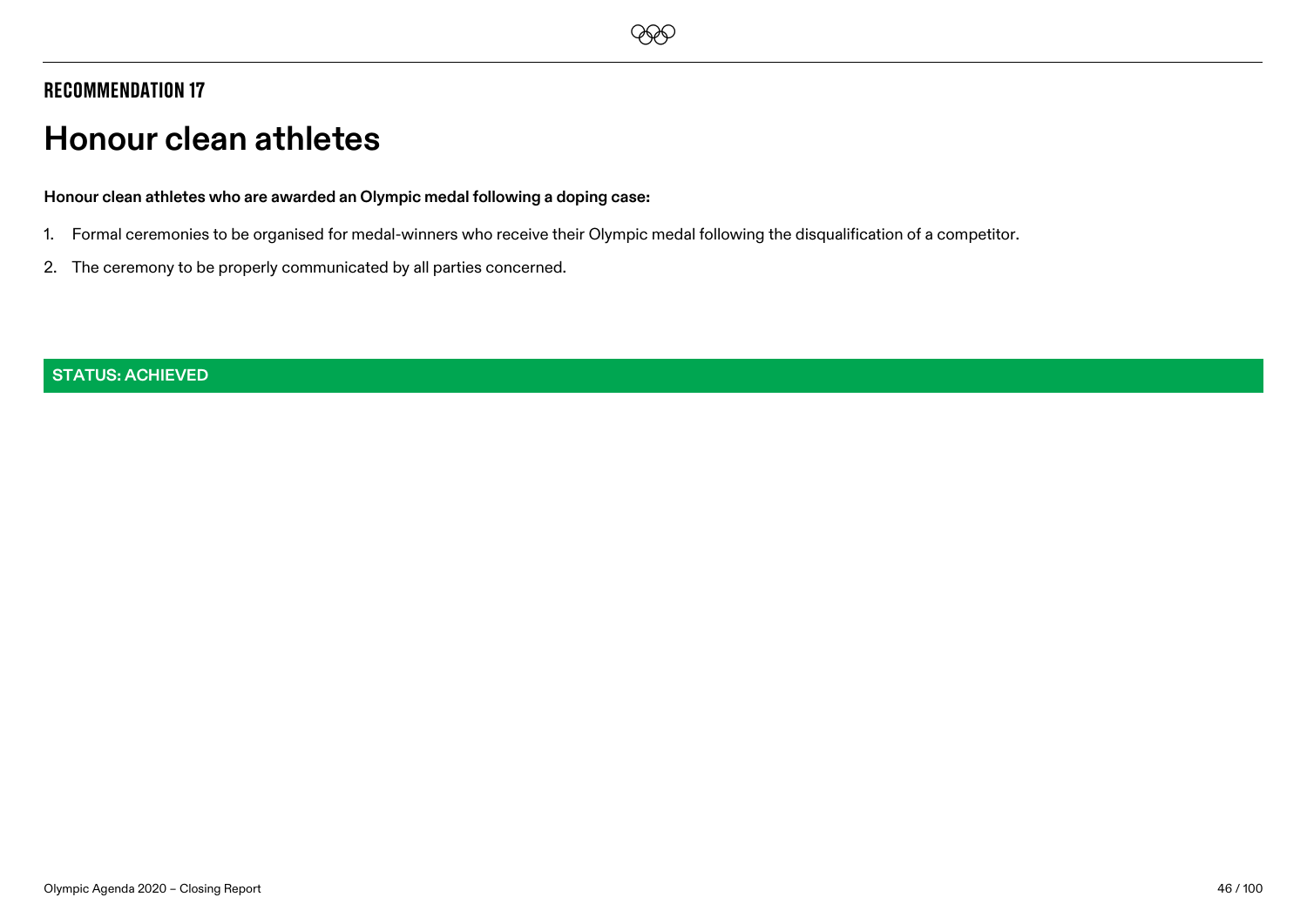## RECOMMENDATION 17

# Honour clean athletes

**Honour clean athletes who are awarded an Olympic medal following a doping case:**

1. Formal ceremonies to be organised for medal-winners who receive their Olympic medal following the disqualification of a competitor.
2. The ceremony to be properly communicated by all parties concerned.

**STATUS: ACHIEVED**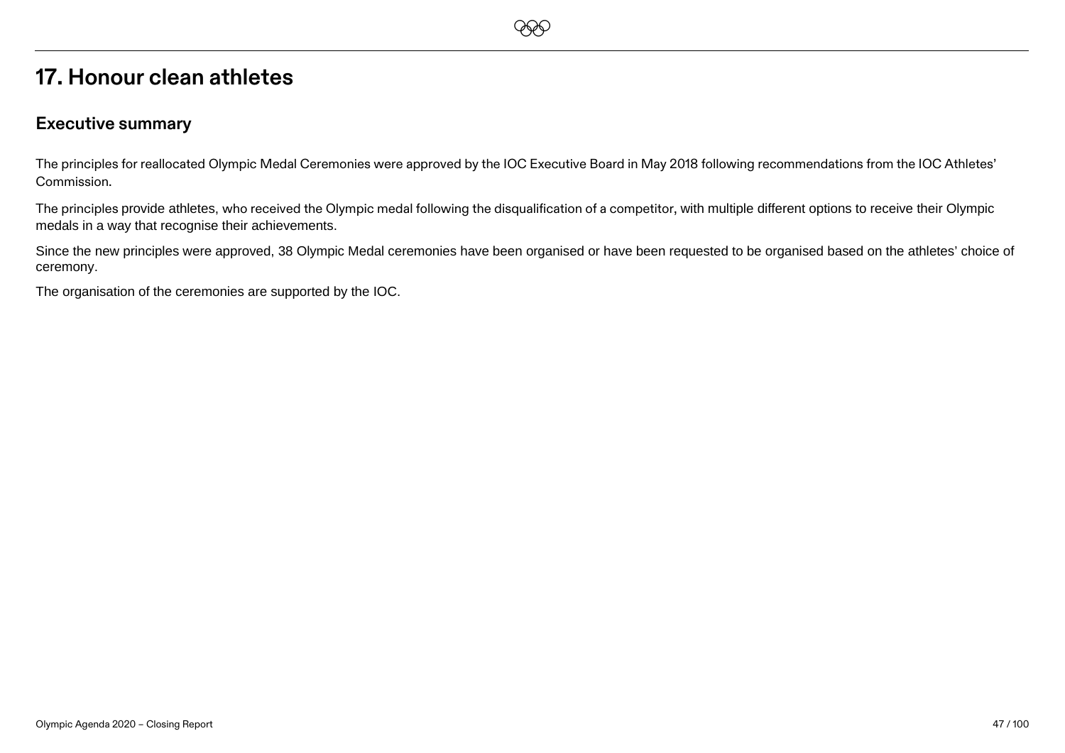# 17. Honour clean athletes

## Executive summary

The principles for reallocated Olympic Medal Ceremonies were approved by the IOC Executive Board in May 2018 following recommendations from the IOC Athletes' Commission.

The principles provide athletes, who received the Olympic medal following the disqualification of a competitor, with multiple different options to receive their Olympic medals in a way that recognise their achievements.

Since the new principles were approved, 38 Olympic Medal ceremonies have been organised or have been requested to be organised based on the athletes' choice of ceremony.

The organisation of the ceremonies are supported by the IOC.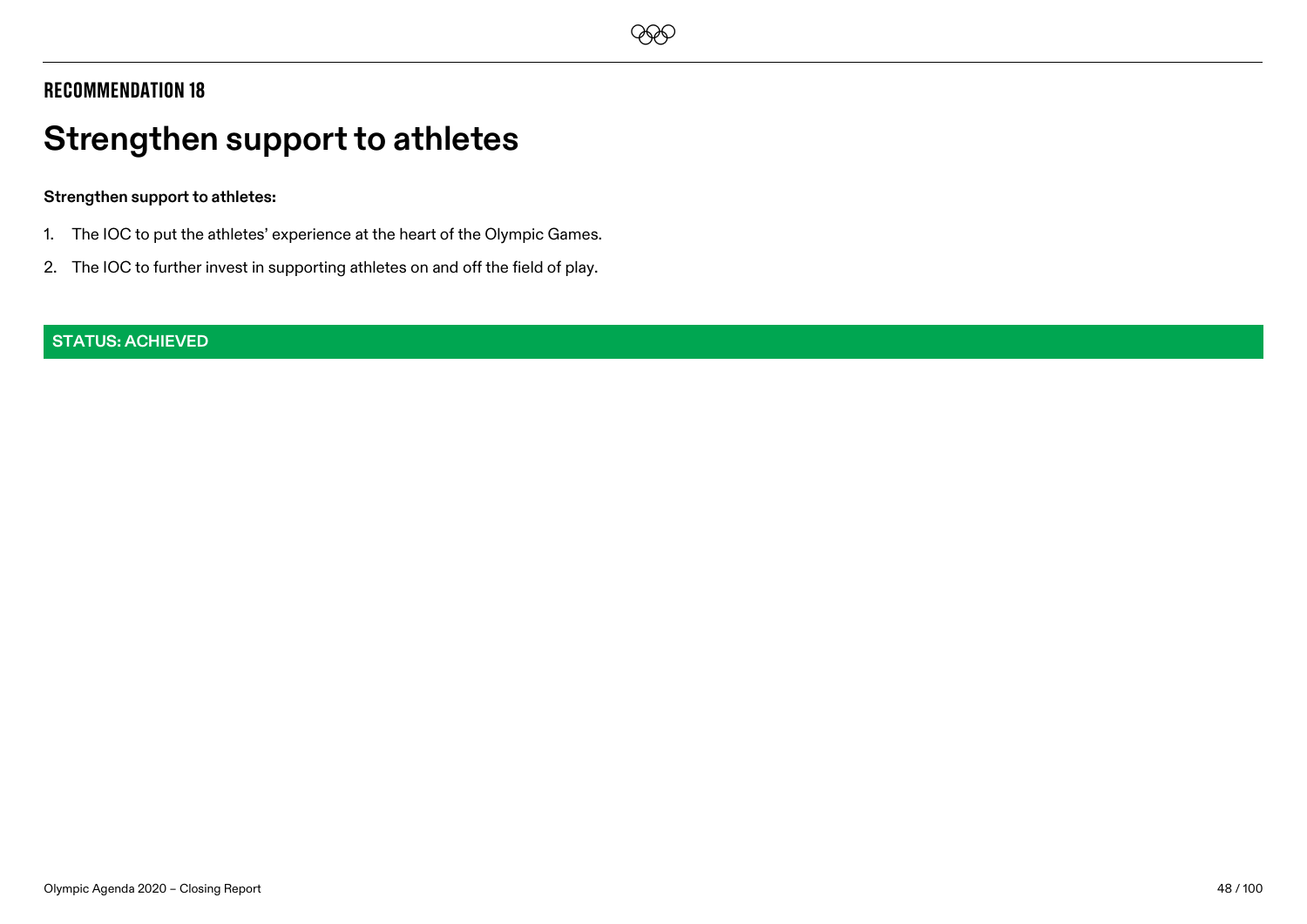## RECOMMENDATION 18

# Strengthen support to athletes

**Strengthen support to athletes:**

1. The IOC to put the athletes' experience at the heart of the Olympic Games.
2. The IOC to further invest in supporting athletes on and off the field of play.

**STATUS: ACHIEVED**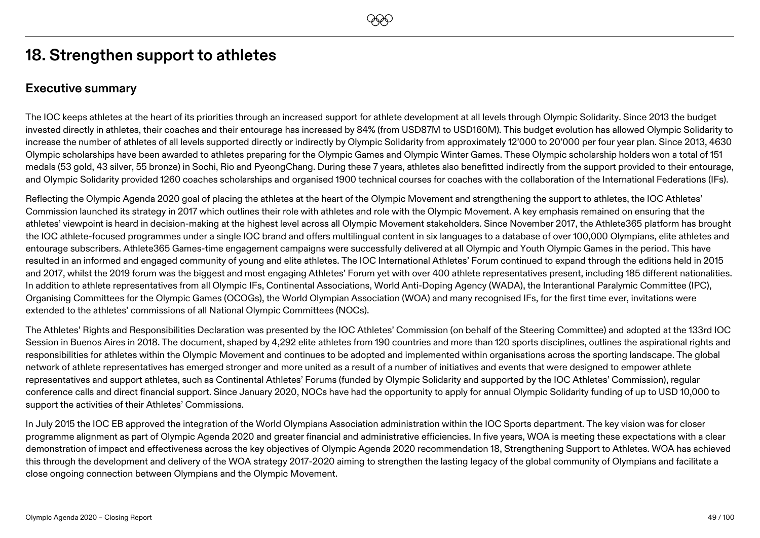# 18. Strengthen support to athletes

## Executive summary

The IOC keeps athletes at the heart of its priorities through an increased support for athlete development at all levels through Olympic Solidarity. Since 2013 the budget invested directly in athletes, their coaches and their entourage has increased by 84% (from USD87M to USD160M). This budget evolution has allowed Olympic Solidarity to increase the number of athletes of all levels supported directly or indirectly by Olympic Solidarity from approximately 12'000 to 20'000 per four year plan. Since 2013, 4630 Olympic scholarships have been awarded to athletes preparing for the Olympic Games and Olympic Winter Games. These Olympic scholarship holders won a total of 151 medals (53 gold, 43 silver, 55 bronze) in Sochi, Rio and PyeongChang. During these 7 years, athletes also benefitted indirectly from the support provided to their entourage, and Olympic Solidarity provided 1260 coaches scholarships and organised 1900 technical courses for coaches with the collaboration of the International Federations (IFs).

Reflecting the Olympic Agenda 2020 goal of placing the athletes at the heart of the Olympic Movement and strengthening the support to athletes, the IOC Athletes' Commission launched its strategy in 2017 which outlines their role with athletes and role with the Olympic Movement. A key emphasis remained on ensuring that the athletes' viewpoint is heard in decision-making at the highest level across all Olympic Movement stakeholders. Since November 2017, the Athlete365 platform has brought the IOC athlete-focused programmes under a single IOC brand and offers multilingual content in six languages to a database of over 100,000 Olympians, elite athletes and entourage subscribers. Athlete365 Games-time engagement campaigns were successfully delivered at all Olympic and Youth Olympic Games in the period. This have resulted in an informed and engaged community of young and elite athletes. The IOC International Athletes' Forum continued to expand through the editions held in 2015 and 2017, whilst the 2019 forum was the biggest and most engaging Athletes' Forum yet with over 400 athlete representatives present, including 185 different nationalities. In addition to athlete representatives from all Olympic IFs, Continental Associations, World Anti-Doping Agency (WADA), the Interantional Paralymic Committee (IPC), Organising Committees for the Olympic Games (OCOGs), the World Olympian Association (WOA) and many recognised IFs, for the first time ever, invitations were extended to the athletes' commissions of all National Olympic Committees (NOCs).

The Athletes' Rights and Responsibilities Declaration was presented by the IOC Athletes' Commission (on behalf of the Steering Committee) and adopted at the 133rd IOC Session in Buenos Aires in 2018. The document, shaped by 4,292 elite athletes from 190 countries and more than 120 sports disciplines, outlines the aspirational rights and responsibilities for athletes within the Olympic Movement and continues to be adopted and implemented within organisations across the sporting landscape. The global network of athlete representatives has emerged stronger and more united as a result of a number of initiatives and events that were designed to empower athlete representatives and support athletes, such as Continental Athletes' Forums (funded by Olympic Solidarity and supported by the IOC Athletes' Commission), regular conference calls and direct financial support. Since January 2020, NOCs have had the opportunity to apply for annual Olympic Solidarity funding of up to USD 10,000 to support the activities of their Athletes' Commissions.

In July 2015 the IOC EB approved the integration of the World Olympians Association administration within the IOC Sports department. The key vision was for closer programme alignment as part of Olympic Agenda 2020 and greater financial and administrative efficiencies. In five years, WOA is meeting these expectations with a clear demonstration of impact and effectiveness across the key objectives of Olympic Agenda 2020 recommendation 18, Strengthening Support to Athletes. WOA has achieved this through the development and delivery of the WOA strategy 2017-2020 aiming to strengthen the lasting legacy of the global community of Olympians and facilitate a close ongoing connection between Olympians and the Olympic Movement.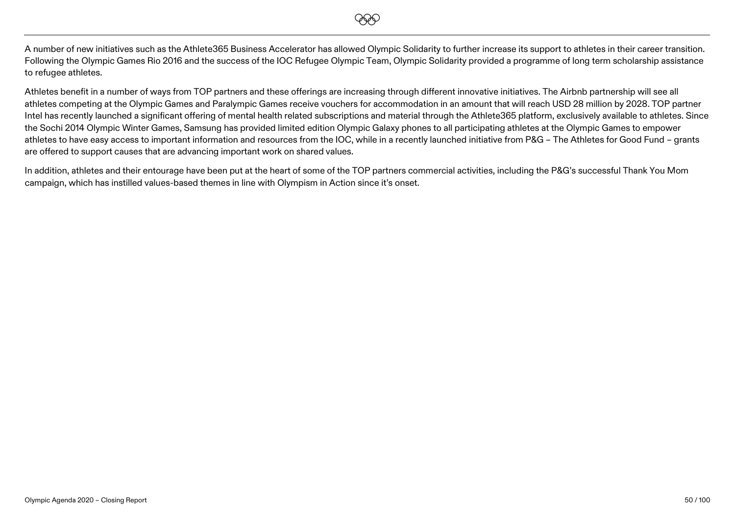A number of new initiatives such as the Athlete365 Business Accelerator has allowed Olympic Solidarity to further increase its support to athletes in their career transition. Following the Olympic Games Rio 2016 and the success of the IOC Refugee Olympic Team, Olympic Solidarity provided a programme of long term scholarship assistance to refugee athletes.

Athletes benefit in a number of ways from TOP partners and these offerings are increasing through different innovative initiatives. The Airbnb partnership will see all athletes competing at the Olympic Games and Paralympic Games receive vouchers for accommodation in an amount that will reach USD 28 million by 2028. TOP partner Intel has recently launched a significant offering of mental health related subscriptions and material through the Athlete365 platform, exclusively available to athletes. Since the Sochi 2014 Olympic Winter Games, Samsung has provided limited edition Olympic Galaxy phones to all participating athletes at the Olympic Games to empower athletes to have easy access to important information and resources from the IOC, while in a recently launched initiative from P&G – The Athletes for Good Fund – grants are offered to support causes that are advancing important work on shared values.

In addition, athletes and their entourage have been put at the heart of some of the TOP partners commercial activities, including the P&G's successful Thank You Mom campaign, which has instilled values-based themes in line with Olympism in Action since it's onset.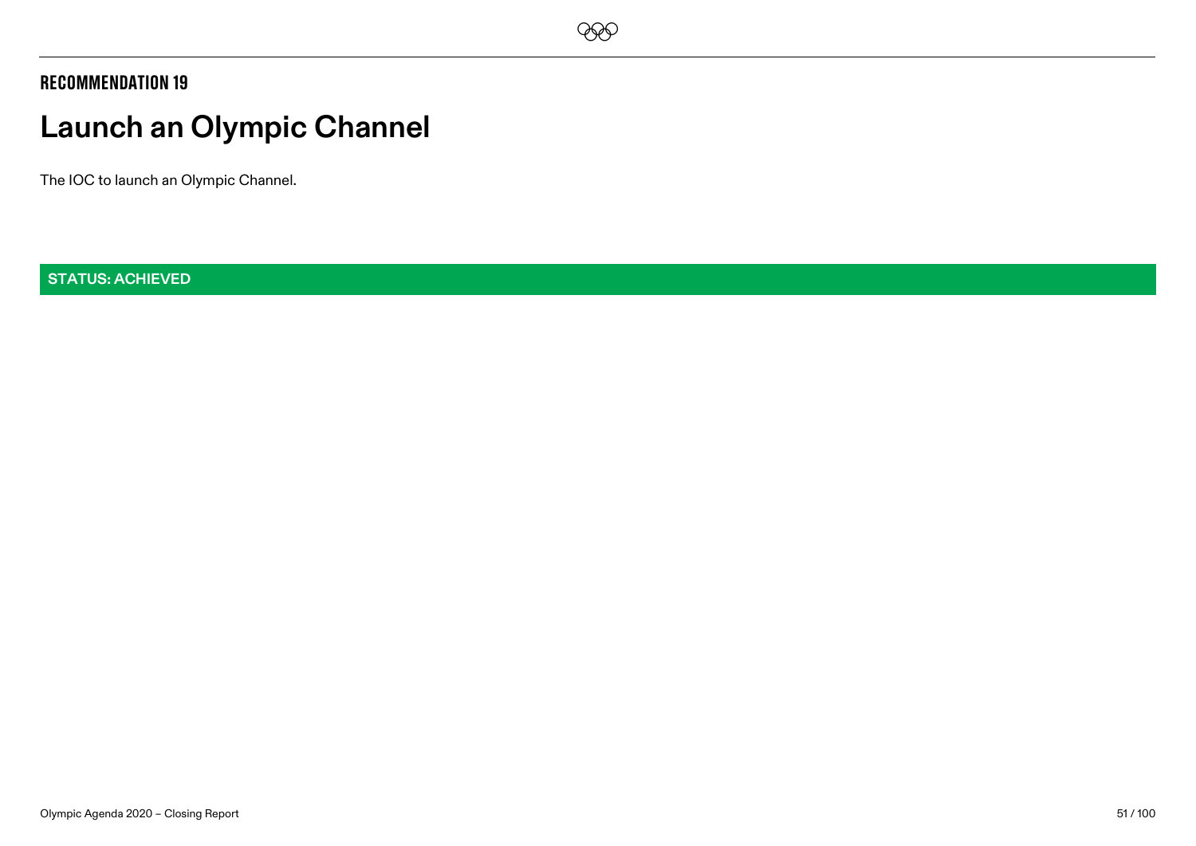**RECOMMENDATION 19**

# Launch an Olympic Channel

The IOC to launch an Olympic Channel.

**STATUS: ACHIEVED**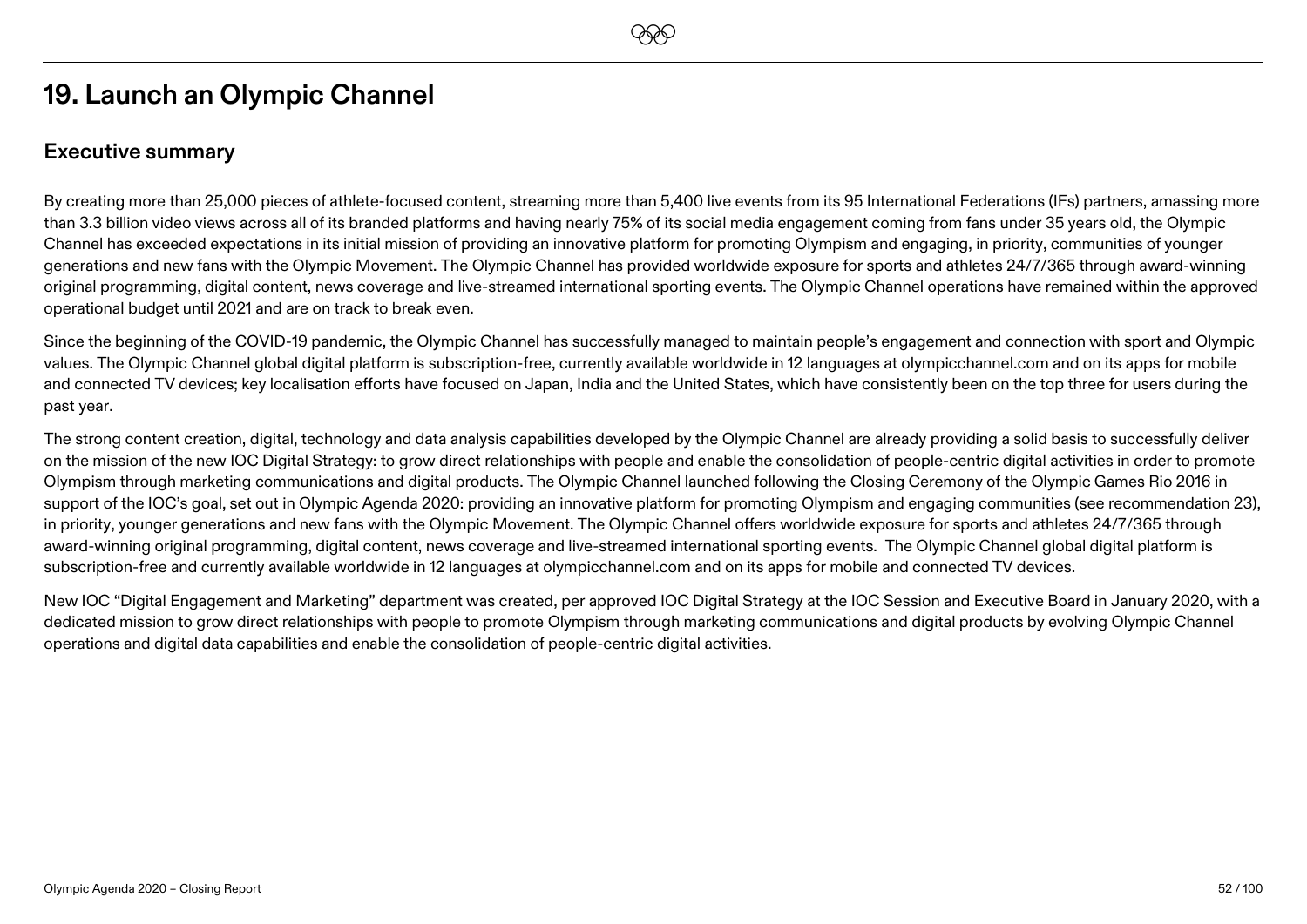# 19. Launch an Olympic Channel

## Executive summary

By creating more than 25,000 pieces of athlete-focused content, streaming more than 5,400 live events from its 95 International Federations (IFs) partners, amassing more than 3.3 billion video views across all of its branded platforms and having nearly 75% of its social media engagement coming from fans under 35 years old, the Olympic Channel has exceeded expectations in its initial mission of providing an innovative platform for promoting Olympism and engaging, in priority, communities of younger generations and new fans with the Olympic Movement. The Olympic Channel has provided worldwide exposure for sports and athletes 24/7/365 through award-winning original programming, digital content, news coverage and live-streamed international sporting events. The Olympic Channel operations have remained within the approved operational budget until 2021 and are on track to break even.

Since the beginning of the COVID-19 pandemic, the Olympic Channel has successfully managed to maintain people's engagement and connection with sport and Olympic values. The Olympic Channel global digital platform is subscription-free, currently available worldwide in 12 languages at olympicchannel.com and on its apps for mobile and connected TV devices; key localisation efforts have focused on Japan, India and the United States, which have consistently been on the top three for users during the past year.

The strong content creation, digital, technology and data analysis capabilities developed by the Olympic Channel are already providing a solid basis to successfully deliver on the mission of the new IOC Digital Strategy: to grow direct relationships with people and enable the consolidation of people-centric digital activities in order to promote Olympism through marketing communications and digital products. The Olympic Channel launched following the Closing Ceremony of the Olympic Games Rio 2016 in support of the IOC's goal, set out in Olympic Agenda 2020: providing an innovative platform for promoting Olympism and engaging communities (see recommendation 23), in priority, younger generations and new fans with the Olympic Movement. The Olympic Channel offers worldwide exposure for sports and athletes 24/7/365 through award-winning original programming, digital content, news coverage and live-streamed international sporting events. The Olympic Channel global digital platform is subscription-free and currently available worldwide in 12 languages at olympicchannel.com and on its apps for mobile and connected TV devices.

New IOC "Digital Engagement and Marketing" department was created, per approved IOC Digital Strategy at the IOC Session and Executive Board in January 2020, with a dedicated mission to grow direct relationships with people to promote Olympism through marketing communications and digital products by evolving Olympic Channel operations and digital data capabilities and enable the consolidation of people-centric digital activities.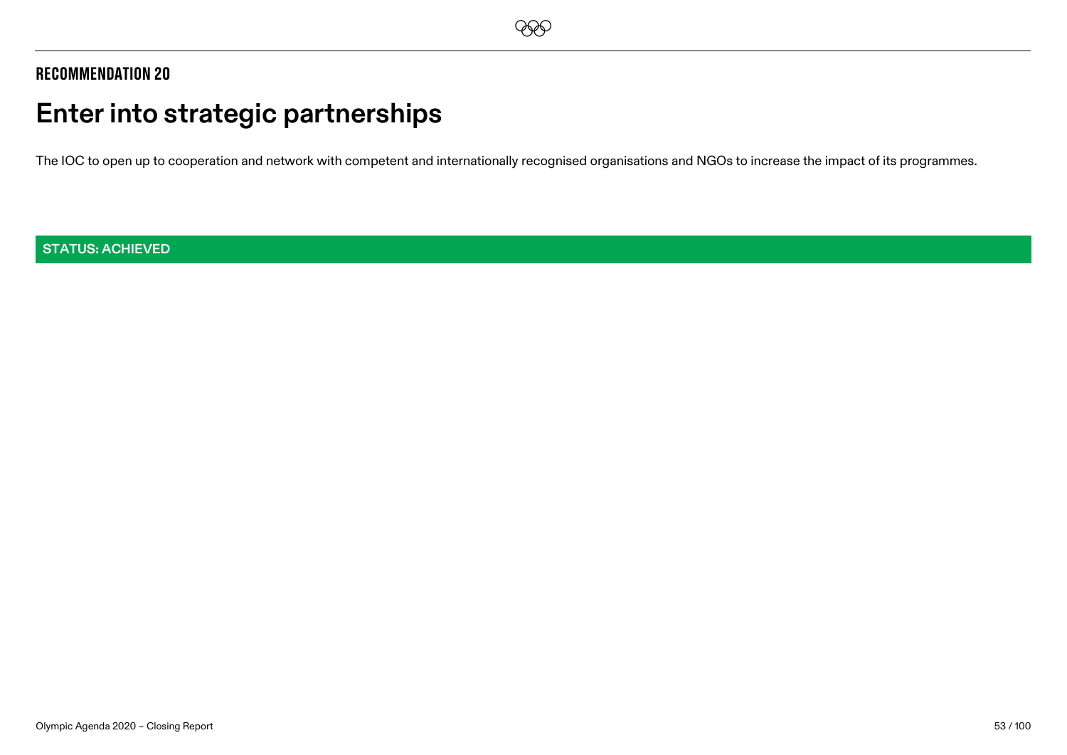## RECOMMENDATION 20

# Enter into strategic partnerships

The IOC to open up to cooperation and network with competent and internationally recognised organisations and NGOs to increase the impact of its programmes.

**STATUS: ACHIEVED**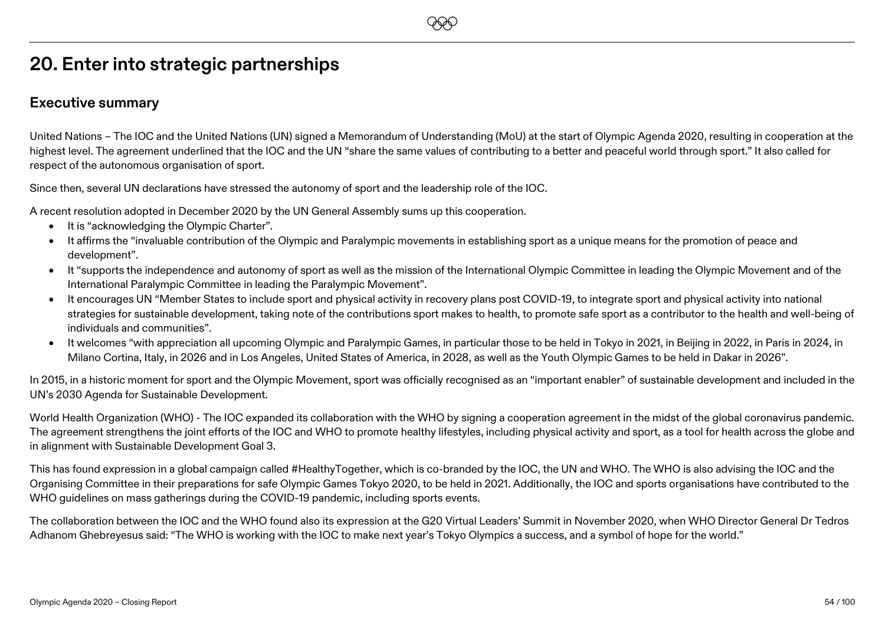# 20. Enter into strategic partnerships

## Executive summary

United Nations – The IOC and the United Nations (UN) signed a Memorandum of Understanding (MoU) at the start of Olympic Agenda 2020, resulting in cooperation at the highest level. The agreement underlined that the IOC and the UN "share the same values of contributing to a better and peaceful world through sport." It also called for respect of the autonomous organisation of sport.

Since then, several UN declarations have stressed the autonomy of sport and the leadership role of the IOC.

A recent resolution adopted in December 2020 by the UN General Assembly sums up this cooperation.

- It is "acknowledging the Olympic Charter".
- It affirms the "invaluable contribution of the Olympic and Paralympic movements in establishing sport as a unique means for the promotion of peace and development".
- It "supports the independence and autonomy of sport as well as the mission of the International Olympic Committee in leading the Olympic Movement and of the International Paralympic Committee in leading the Paralympic Movement".
- It encourages UN "Member States to include sport and physical activity in recovery plans post COVID-19, to integrate sport and physical activity into national strategies for sustainable development, taking note of the contributions sport makes to health, to promote safe sport as a contributor to the health and well-being of individuals and communities".
- It welcomes "with appreciation all upcoming Olympic and Paralympic Games, in particular those to be held in Tokyo in 2021, in Beijing in 2022, in Paris in 2024, in Milano Cortina, Italy, in 2026 and in Los Angeles, United States of America, in 2028, as well as the Youth Olympic Games to be held in Dakar in 2026".

In 2015, in a historic moment for sport and the Olympic Movement, sport was officially recognised as an "important enabler" of sustainable development and included in the UN's 2030 Agenda for Sustainable Development.

World Health Organization (WHO) - The IOC expanded its collaboration with the WHO by signing a cooperation agreement in the midst of the global coronavirus pandemic. The agreement strengthens the joint efforts of the IOC and WHO to promote healthy lifestyles, including physical activity and sport, as a tool for health across the globe and in alignment with Sustainable Development Goal 3.

This has found expression in a global campaign called #HealthyTogether, which is co-branded by the IOC, the UN and WHO. The WHO is also advising the IOC and the Organising Committee in their preparations for safe Olympic Games Tokyo 2020, to be held in 2021. Additionally, the IOC and sports organisations have contributed to the WHO guidelines on mass gatherings during the COVID-19 pandemic, including sports events.

The collaboration between the IOC and the WHO found also its expression at the G20 Virtual Leaders' Summit in November 2020, when WHO Director General Dr Tedros Adhanom Ghebreyesus said: "The WHO is working with the IOC to make next year's Tokyo Olympics a success, and a symbol of hope for the world."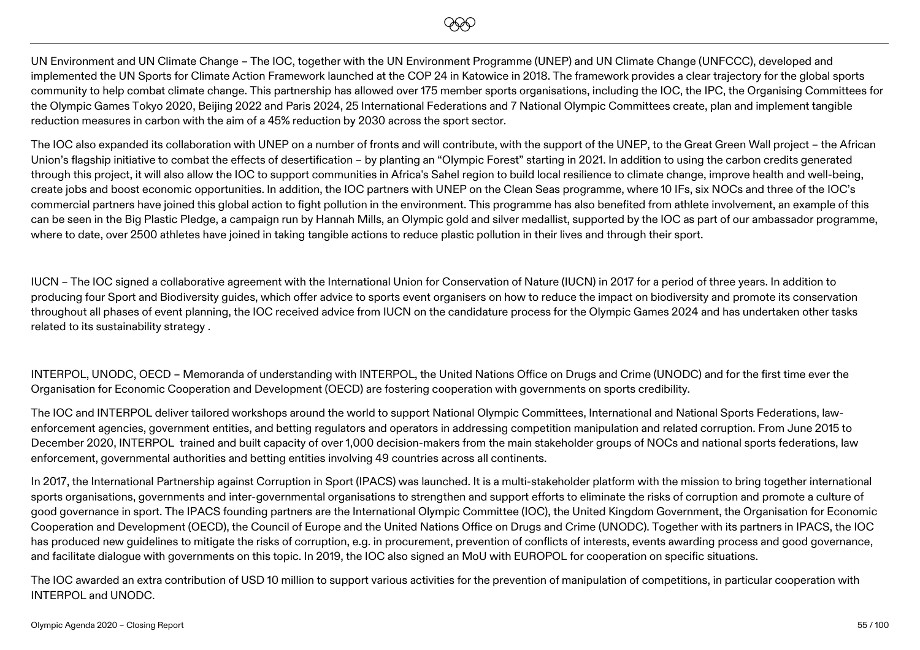UN Environment and UN Climate Change – The IOC, together with the UN Environment Programme (UNEP) and UN Climate Change (UNFCCC), developed and implemented the UN Sports for Climate Action Framework launched at the COP 24 in Katowice in 2018. The framework provides a clear trajectory for the global sports community to help combat climate change. This partnership has allowed over 175 member sports organisations, including the IOC, the IPC, the Organising Committees for the Olympic Games Tokyo 2020, Beijing 2022 and Paris 2024, 25 International Federations and 7 National Olympic Committees create, plan and implement tangible reduction measures in carbon with the aim of a 45% reduction by 2030 across the sport sector.

The IOC also expanded its collaboration with UNEP on a number of fronts and will contribute, with the support of the UNEP, to the Great Green Wall project – the African Union's flagship initiative to combat the effects of desertification – by planting an "Olympic Forest" starting in 2021. In addition to using the carbon credits generated through this project, it will also allow the IOC to support communities in Africa's Sahel region to build local resilience to climate change, improve health and well-being, create jobs and boost economic opportunities. In addition, the IOC partners with UNEP on the Clean Seas programme, where 10 IFs, six NOCs and three of the IOC's commercial partners have joined this global action to fight pollution in the environment. This programme has also benefited from athlete involvement, an example of this can be seen in the Big Plastic Pledge, a campaign run by Hannah Mills, an Olympic gold and silver medallist, supported by the IOC as part of our ambassador programme, where to date, over 2500 athletes have joined in taking tangible actions to reduce plastic pollution in their lives and through their sport.

IUCN – The IOC signed a collaborative agreement with the International Union for Conservation of Nature (IUCN) in 2017 for a period of three years. In addition to producing four Sport and Biodiversity guides, which offer advice to sports event organisers on how to reduce the impact on biodiversity and promote its conservation throughout all phases of event planning, the IOC received advice from IUCN on the candidature process for the Olympic Games 2024 and has undertaken other tasks related to its sustainability strategy .

INTERPOL, UNODC, OECD – Memoranda of understanding with INTERPOL, the United Nations Office on Drugs and Crime (UNODC) and for the first time ever the Organisation for Economic Cooperation and Development (OECD) are fostering cooperation with governments on sports credibility.

The IOC and INTERPOL deliver tailored workshops around the world to support National Olympic Committees, International and National Sports Federations, law-enforcement agencies, government entities, and betting regulators and operators in addressing competition manipulation and related corruption. From June 2015 to December 2020, INTERPOL trained and built capacity of over 1,000 decision-makers from the main stakeholder groups of NOCs and national sports federations, law enforcement, governmental authorities and betting entities involving 49 countries across all continents.

In 2017, the International Partnership against Corruption in Sport (IPACS) was launched. It is a multi-stakeholder platform with the mission to bring together international sports organisations, governments and inter-governmental organisations to strengthen and support efforts to eliminate the risks of corruption and promote a culture of good governance in sport. The IPACS founding partners are the International Olympic Committee (IOC), the United Kingdom Government, the Organisation for Economic Cooperation and Development (OECD), the Council of Europe and the United Nations Office on Drugs and Crime (UNODC). Together with its partners in IPACS, the IOC has produced new guidelines to mitigate the risks of corruption, e.g. in procurement, prevention of conflicts of interests, events awarding process and good governance, and facilitate dialogue with governments on this topic. In 2019, the IOC also signed an MoU with EUROPOL for cooperation on specific situations.

The IOC awarded an extra contribution of USD 10 million to support various activities for the prevention of manipulation of competitions, in particular cooperation with INTERPOL and UNODC.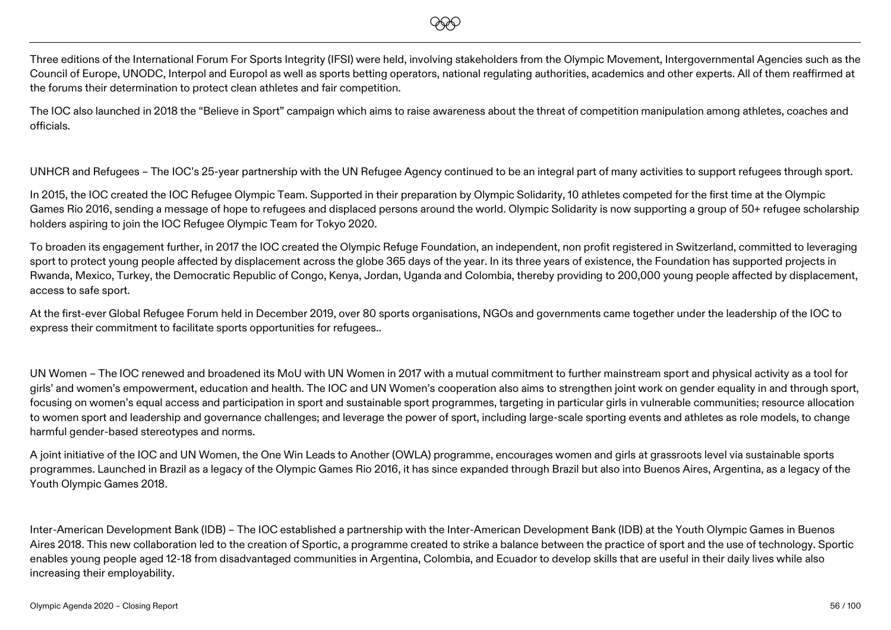Three editions of the International Forum For Sports Integrity (IFSI) were held, involving stakeholders from the Olympic Movement, Intergovernmental Agencies such as the Council of Europe, UNODC, Interpol and Europol as well as sports betting operators, national regulating authorities, academics and other experts. All of them reaffirmed at the forums their determination to protect clean athletes and fair competition.

The IOC also launched in 2018 the "Believe in Sport" campaign which aims to raise awareness about the threat of competition manipulation among athletes, coaches and officials.

UNHCR and Refugees – The IOC's 25-year partnership with the UN Refugee Agency continued to be an integral part of many activities to support refugees through sport.

In 2015, the IOC created the IOC Refugee Olympic Team. Supported in their preparation by Olympic Solidarity, 10 athletes competed for the first time at the Olympic Games Rio 2016, sending a message of hope to refugees and displaced persons around the world. Olympic Solidarity is now supporting a group of 50+ refugee scholarship holders aspiring to join the IOC Refugee Olympic Team for Tokyo 2020.

To broaden its engagement further, in 2017 the IOC created the Olympic Refuge Foundation, an independent, non profit registered in Switzerland, committed to leveraging sport to protect young people affected by displacement across the globe 365 days of the year. In its three years of existence, the Foundation has supported projects in Rwanda, Mexico, Turkey, the Democratic Republic of Congo, Kenya, Jordan, Uganda and Colombia, thereby providing to 200,000 young people affected by displacement, access to safe sport.

At the first-ever Global Refugee Forum held in December 2019, over 80 sports organisations, NGOs and governments came together under the leadership of the IOC to express their commitment to facilitate sports opportunities for refugees..

UN Women – The IOC renewed and broadened its MoU with UN Women in 2017 with a mutual commitment to further mainstream sport and physical activity as a tool for girls' and women's empowerment, education and health. The IOC and UN Women's cooperation also aims to strengthen joint work on gender equality in and through sport, focusing on women's equal access and participation in sport and sustainable sport programmes, targeting in particular girls in vulnerable communities; resource allocation to women sport and leadership and governance challenges; and leverage the power of sport, including large-scale sporting events and athletes as role models, to change harmful gender-based stereotypes and norms.

A joint initiative of the IOC and UN Women, the One Win Leads to Another (OWLA) programme, encourages women and girls at grassroots level via sustainable sports programmes. Launched in Brazil as a legacy of the Olympic Games Rio 2016, it has since expanded through Brazil but also into Buenos Aires, Argentina, as a legacy of the Youth Olympic Games 2018.

Inter-American Development Bank (IDB) – The IOC established a partnership with the Inter-American Development Bank (IDB) at the Youth Olympic Games in Buenos Aires 2018. This new collaboration led to the creation of Sportic, a programme created to strike a balance between the practice of sport and the use of technology. Sportic enables young people aged 12-18 from disadvantaged communities in Argentina, Colombia, and Ecuador to develop skills that are useful in their daily lives while also increasing their employability.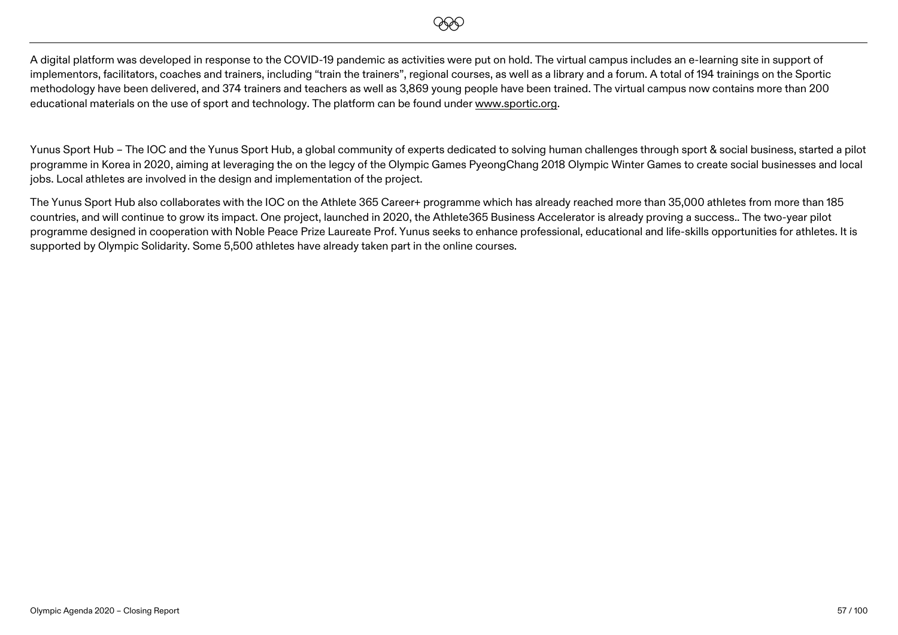A digital platform was developed in response to the COVID-19 pandemic as activities were put on hold. The virtual campus includes an e-learning site in support of implementors, facilitators, coaches and trainers, including "train the trainers", regional courses, as well as a library and a forum. A total of 194 trainings on the Sportic methodology have been delivered, and 374 trainers and teachers as well as 3,869 young people have been trained. The virtual campus now contains more than 200 educational materials on the use of sport and technology. The platform can be found under [www.sportic.org](http://www.sportic.org).

Yunus Sport Hub – The IOC and the Yunus Sport Hub, a global community of experts dedicated to solving human challenges through sport & social business, started a pilot programme in Korea in 2020, aiming at leveraging the on the legcy of the Olympic Games PyeongChang 2018 Olympic Winter Games to create social businesses and local jobs. Local athletes are involved in the design and implementation of the project.

The Yunus Sport Hub also collaborates with the IOC on the Athlete 365 Career+ programme which has already reached more than 35,000 athletes from more than 185 countries, and will continue to grow its impact. One project, launched in 2020, the Athlete365 Business Accelerator is already proving a success.. The two-year pilot programme designed in cooperation with Noble Peace Prize Laureate Prof. Yunus seeks to enhance professional, educational and life-skills opportunities for athletes. It is supported by Olympic Solidarity. Some 5,500 athletes have already taken part in the online courses.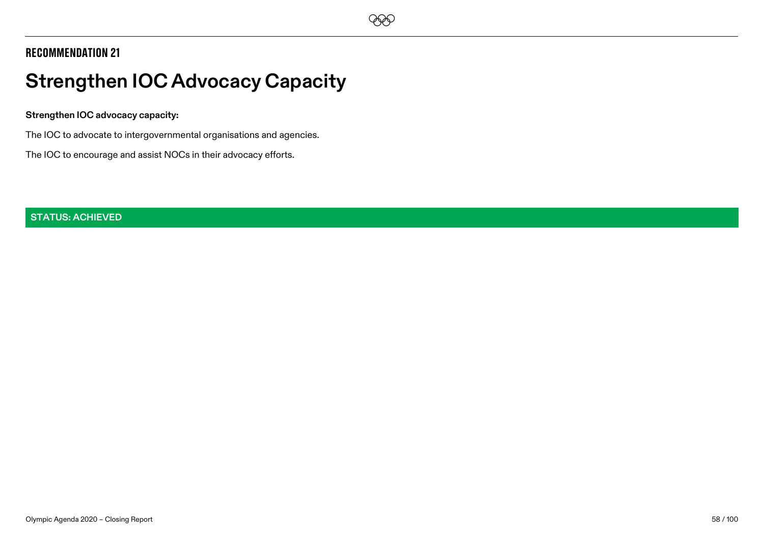## RECOMMENDATION 21

# Strengthen IOC Advocacy Capacity

**Strengthen IOC advocacy capacity:**

The IOC to advocate to intergovernmental organisations and agencies.

The IOC to encourage and assist NOCs in their advocacy efforts.

**STATUS: ACHIEVED**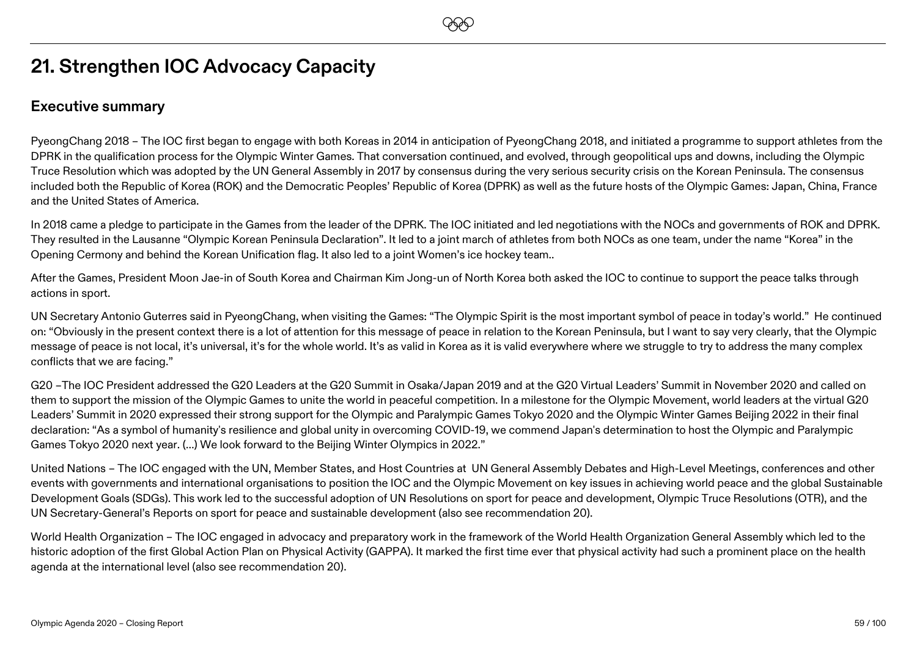# 21. Strengthen IOC Advocacy Capacity

## Executive summary

PyeongChang 2018 – The IOC first began to engage with both Koreas in 2014 in anticipation of PyeongChang 2018, and initiated a programme to support athletes from the DPRK in the qualification process for the Olympic Winter Games. That conversation continued, and evolved, through geopolitical ups and downs, including the Olympic Truce Resolution which was adopted by the UN General Assembly in 2017 by consensus during the very serious security crisis on the Korean Peninsula. The consensus included both the Republic of Korea (ROK) and the Democratic Peoples' Republic of Korea (DPRK) as well as the future hosts of the Olympic Games: Japan, China, France and the United States of America.

In 2018 came a pledge to participate in the Games from the leader of the DPRK. The IOC initiated and led negotiations with the NOCs and governments of ROK and DPRK. They resulted in the Lausanne "Olympic Korean Peninsula Declaration". It led to a joint march of athletes from both NOCs as one team, under the name "Korea" in the Opening Cermony and behind the Korean Unification flag. It also led to a joint Women's ice hockey team..

After the Games, President Moon Jae-in of South Korea and Chairman Kim Jong-un of North Korea both asked the IOC to continue to support the peace talks through actions in sport.

UN Secretary Antonio Guterres said in PyeongChang, when visiting the Games: "The Olympic Spirit is the most important symbol of peace in today's world." He continued on: "Obviously in the present context there is a lot of attention for this message of peace in relation to the Korean Peninsula, but I want to say very clearly, that the Olympic message of peace is not local, it's universal, it's for the whole world. It's as valid in Korea as it is valid everywhere where we struggle to try to address the many complex conflicts that we are facing."

G20 –The IOC President addressed the G20 Leaders at the G20 Summit in Osaka/Japan 2019 and at the G20 Virtual Leaders' Summit in November 2020 and called on them to support the mission of the Olympic Games to unite the world in peaceful competition. In a milestone for the Olympic Movement, world leaders at the virtual G20 Leaders' Summit in 2020 expressed their strong support for the Olympic and Paralympic Games Tokyo 2020 and the Olympic Winter Games Beijing 2022 in their final declaration: "As a symbol of humanity's resilience and global unity in overcoming COVID-19, we commend Japan's determination to host the Olympic and Paralympic Games Tokyo 2020 next year. (...) We look forward to the Beijing Winter Olympics in 2022."

United Nations – The IOC engaged with the UN, Member States, and Host Countries at UN General Assembly Debates and High-Level Meetings, conferences and other events with governments and international organisations to position the IOC and the Olympic Movement on key issues in achieving world peace and the global Sustainable Development Goals (SDGs). This work led to the successful adoption of UN Resolutions on sport for peace and development, Olympic Truce Resolutions (OTR), and the UN Secretary-General's Reports on sport for peace and sustainable development (also see recommendation 20).

World Health Organization – The IOC engaged in advocacy and preparatory work in the framework of the World Health Organization General Assembly which led to the historic adoption of the first Global Action Plan on Physical Activity (GAPPA). It marked the first time ever that physical activity had such a prominent place on the health agenda at the international level (also see recommendation 20).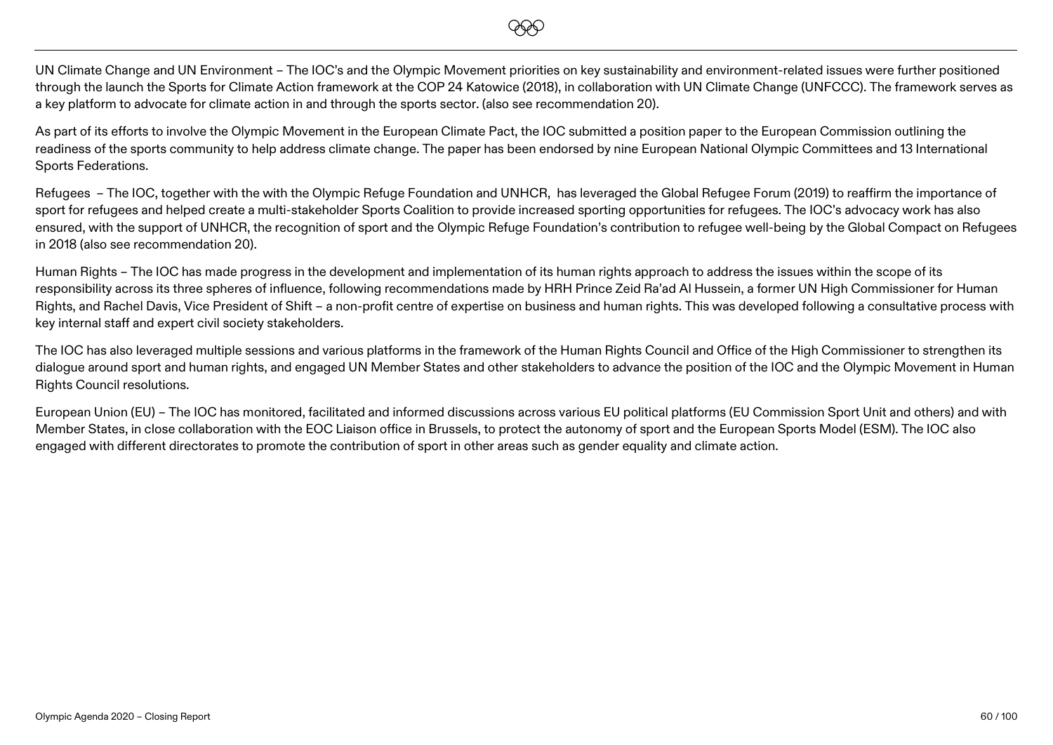UN Climate Change and UN Environment – The IOC's and the Olympic Movement priorities on key sustainability and environment-related issues were further positioned through the launch the Sports for Climate Action framework at the COP 24 Katowice (2018), in collaboration with UN Climate Change (UNFCCC). The framework serves as a key platform to advocate for climate action in and through the sports sector. (also see recommendation 20).

As part of its efforts to involve the Olympic Movement in the European Climate Pact, the IOC submitted a position paper to the European Commission outlining the readiness of the sports community to help address climate change. The paper has been endorsed by nine European National Olympic Committees and 13 International Sports Federations.

Refugees – The IOC, together with the with the Olympic Refuge Foundation and UNHCR, has leveraged the Global Refugee Forum (2019) to reaffirm the importance of sport for refugees and helped create a multi-stakeholder Sports Coalition to provide increased sporting opportunities for refugees. The IOC's advocacy work has also ensured, with the support of UNHCR, the recognition of sport and the Olympic Refuge Foundation's contribution to refugee well-being by the Global Compact on Refugees in 2018 (also see recommendation 20).

Human Rights – The IOC has made progress in the development and implementation of its human rights approach to address the issues within the scope of its responsibility across its three spheres of influence, following recommendations made by HRH Prince Zeid Ra'ad Al Hussein, a former UN High Commissioner for Human Rights, and Rachel Davis, Vice President of Shift – a non-profit centre of expertise on business and human rights. This was developed following a consultative process with key internal staff and expert civil society stakeholders.

The IOC has also leveraged multiple sessions and various platforms in the framework of the Human Rights Council and Office of the High Commissioner to strengthen its dialogue around sport and human rights, and engaged UN Member States and other stakeholders to advance the position of the IOC and the Olympic Movement in Human Rights Council resolutions.

European Union (EU) – The IOC has monitored, facilitated and informed discussions across various EU political platforms (EU Commission Sport Unit and others) and with Member States, in close collaboration with the EOC Liaison office in Brussels, to protect the autonomy of sport and the European Sports Model (ESM). The IOC also engaged with different directorates to promote the contribution of sport in other areas such as gender equality and climate action.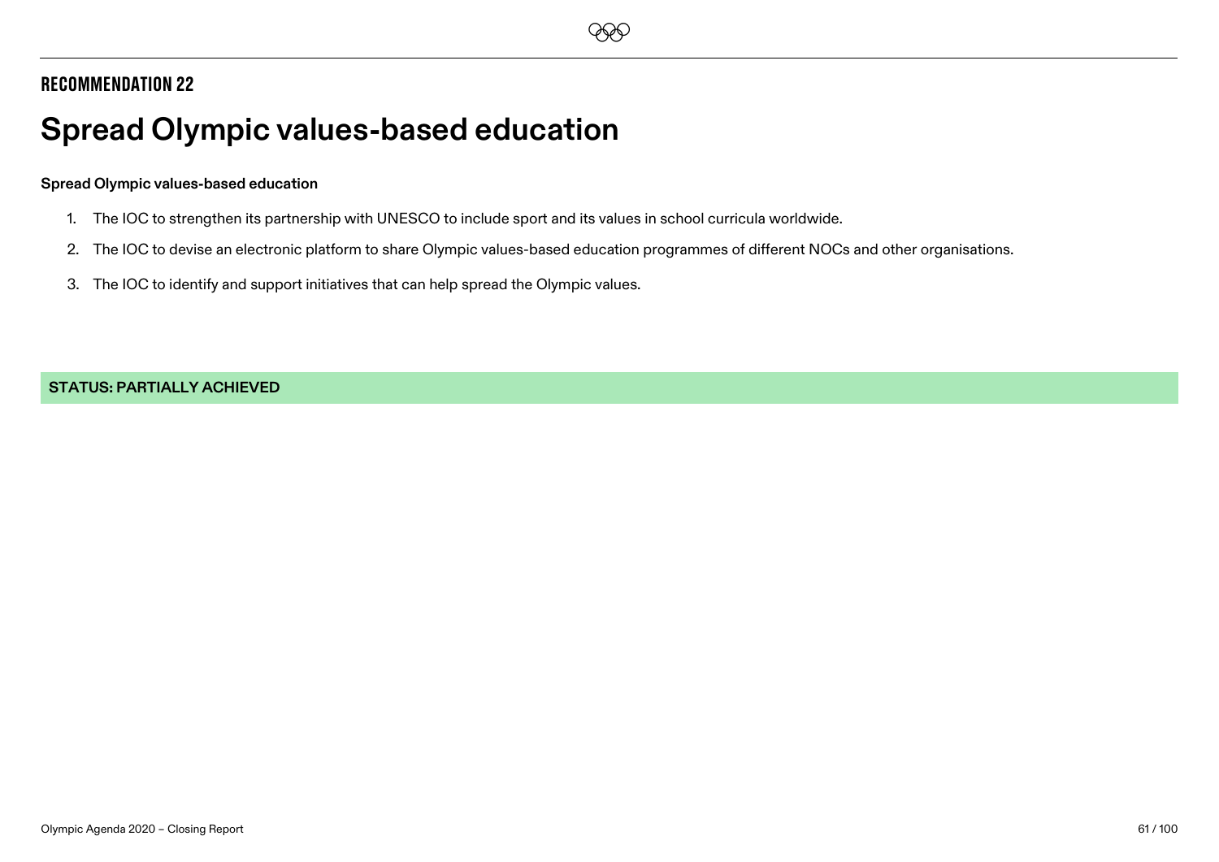## RECOMMENDATION 22

# Spread Olympic values-based education

**Spread Olympic values-based education**

1. The IOC to strengthen its partnership with UNESCO to include sport and its values in school curricula worldwide.
2. The IOC to devise an electronic platform to share Olympic values-based education programmes of different NOCs and other organisations.
3. The IOC to identify and support initiatives that can help spread the Olympic values.

**STATUS: PARTIALLY ACHIEVED**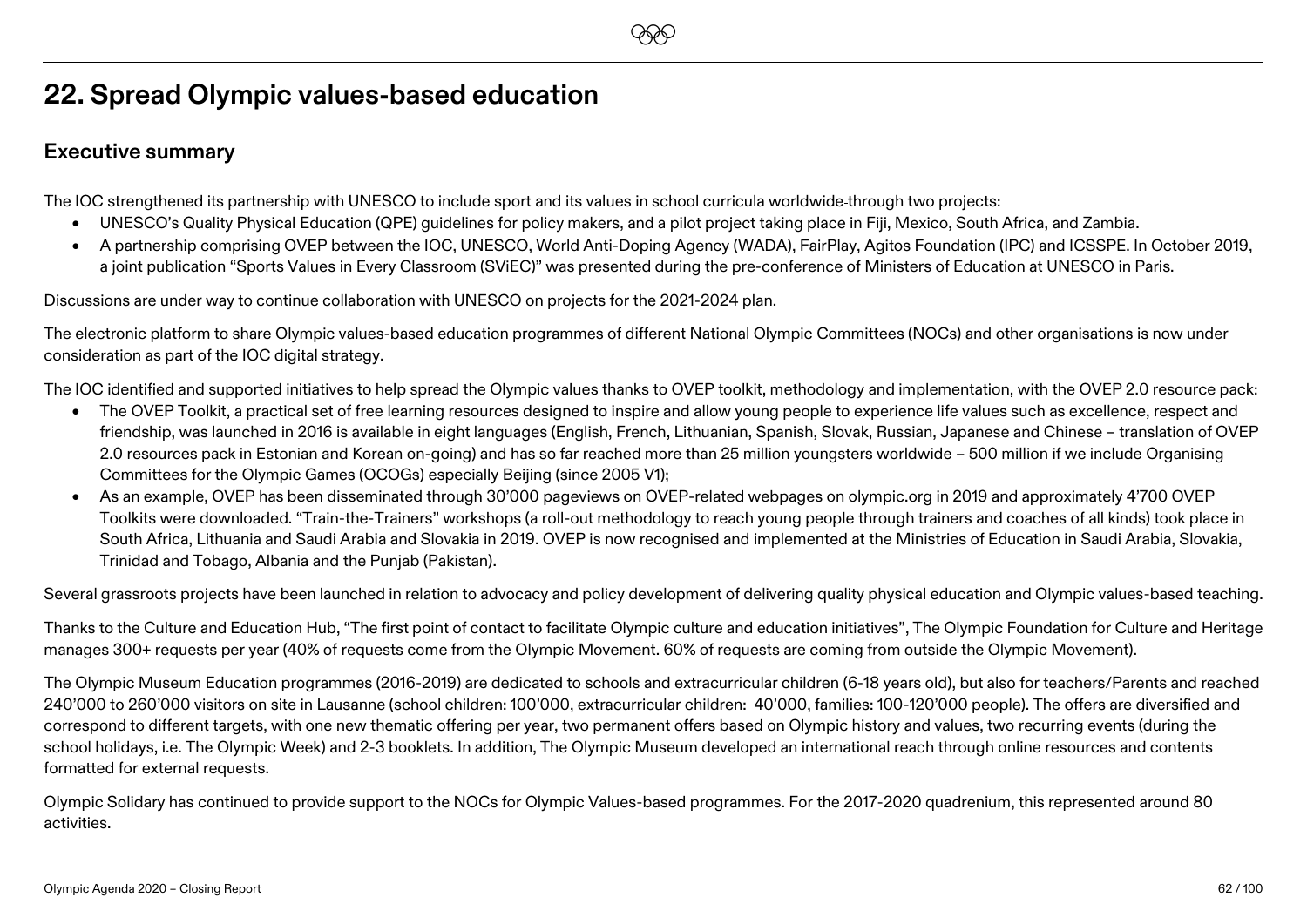# 22. Spread Olympic values-based education

## Executive summary

The IOC strengthened its partnership with UNESCO to include sport and its values in school curricula worldwide through two projects:

- UNESCO's Quality Physical Education (QPE) guidelines for policy makers, and a pilot project taking place in Fiji, Mexico, South Africa, and Zambia.
- A partnership comprising OVEP between the IOC, UNESCO, World Anti-Doping Agency (WADA), FairPlay, Agitos Foundation (IPC) and ICSSPE. In October 2019, a joint publication "Sports Values in Every Classroom (SViEC)" was presented during the pre-conference of Ministers of Education at UNESCO in Paris.

Discussions are under way to continue collaboration with UNESCO on projects for the 2021-2024 plan.

The electronic platform to share Olympic values-based education programmes of different National Olympic Committees (NOCs) and other organisations is now under consideration as part of the IOC digital strategy.

The IOC identified and supported initiatives to help spread the Olympic values thanks to OVEP toolkit, methodology and implementation, with the OVEP 2.0 resource pack:

- The OVEP Toolkit, a practical set of free learning resources designed to inspire and allow young people to experience life values such as excellence, respect and friendship, was launched in 2016 is available in eight languages (English, French, Lithuanian, Spanish, Slovak, Russian, Japanese and Chinese – translation of OVEP 2.0 resources pack in Estonian and Korean on-going) and has so far reached more than 25 million youngsters worldwide – 500 million if we include Organising Committees for the Olympic Games (OCOGs) especially Beijing (since 2005 V1);
- As an example, OVEP has been disseminated through 30'000 pageviews on OVEP-related webpages on olympic.org in 2019 and approximately 4'700 OVEP Toolkits were downloaded. "Train-the-Trainers" workshops (a roll-out methodology to reach young people through trainers and coaches of all kinds) took place in South Africa, Lithuania and Saudi Arabia and Slovakia in 2019. OVEP is now recognised and implemented at the Ministries of Education in Saudi Arabia, Slovakia, Trinidad and Tobago, Albania and the Punjab (Pakistan).

Several grassroots projects have been launched in relation to advocacy and policy development of delivering quality physical education and Olympic values-based teaching.

Thanks to the Culture and Education Hub, "The first point of contact to facilitate Olympic culture and education initiatives", The Olympic Foundation for Culture and Heritage manages 300+ requests per year (40% of requests come from the Olympic Movement. 60% of requests are coming from outside the Olympic Movement).

The Olympic Museum Education programmes (2016-2019) are dedicated to schools and extracurricular children (6-18 years old), but also for teachers/Parents and reached 240'000 to 260'000 visitors on site in Lausanne (school children: 100'000, extracurricular children: 40'000, families: 100-120'000 people). The offers are diversified and correspond to different targets, with one new thematic offering per year, two permanent offers based on Olympic history and values, two recurring events (during the school holidays, i.e. The Olympic Week) and 2-3 booklets. In addition, The Olympic Museum developed an international reach through online resources and contents formatted for external requests.

Olympic Solidary has continued to provide support to the NOCs for Olympic Values-based programmes. For the 2017-2020 quadrenium, this represented around 80 activities.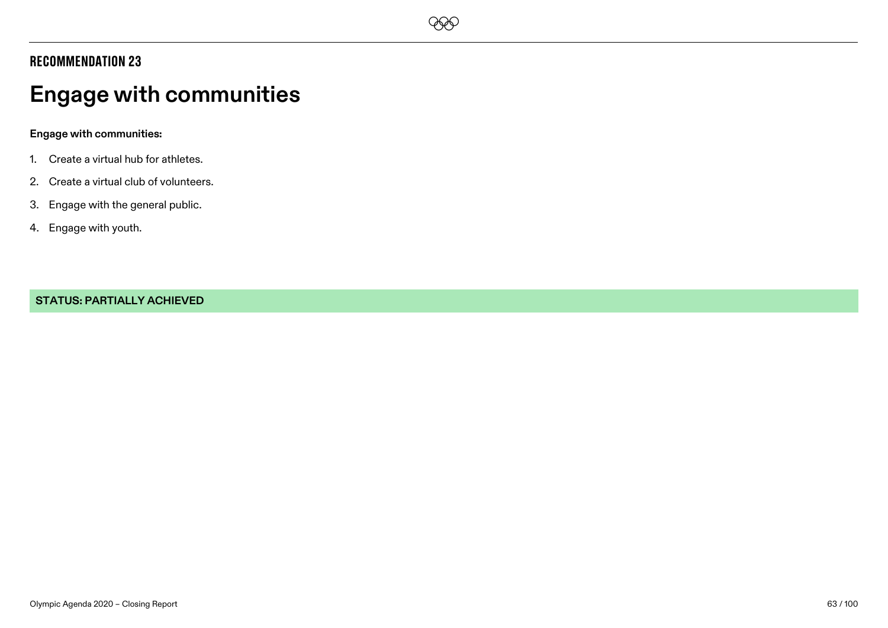RECOMMENDATION 23

# Engage with communities

**Engage with communities:**

1. Create a virtual hub for athletes.
2. Create a virtual club of volunteers.
3. Engage with the general public.
4. Engage with youth.

**STATUS: PARTIALLY ACHIEVED**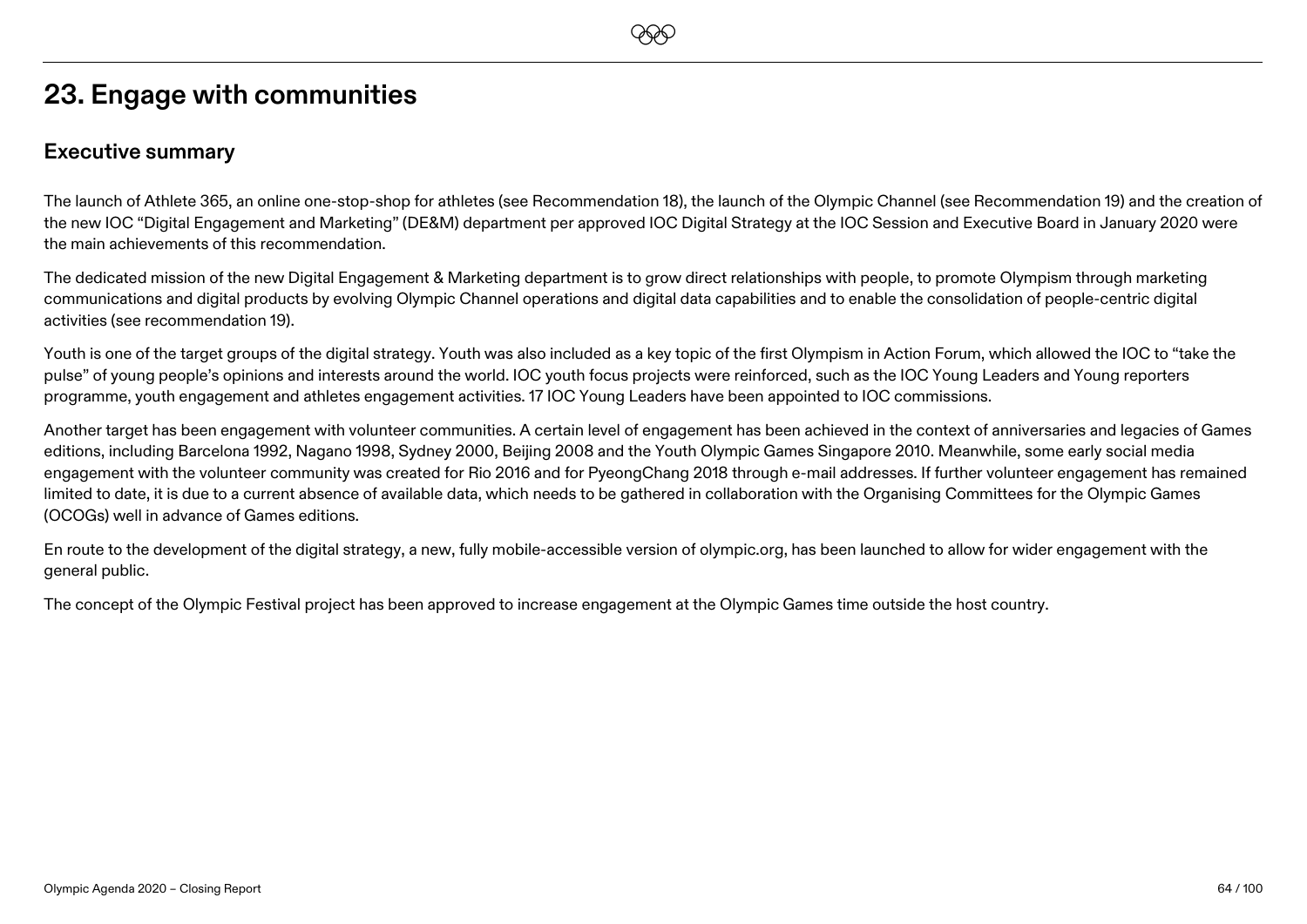# 23. Engage with communities

## Executive summary

The launch of Athlete 365, an online one-stop-shop for athletes (see Recommendation 18), the launch of the Olympic Channel (see Recommendation 19) and the creation of the new IOC "Digital Engagement and Marketing" (DE&M) department per approved IOC Digital Strategy at the IOC Session and Executive Board in January 2020 were the main achievements of this recommendation.

The dedicated mission of the new Digital Engagement & Marketing department is to grow direct relationships with people, to promote Olympism through marketing communications and digital products by evolving Olympic Channel operations and digital data capabilities and to enable the consolidation of people-centric digital activities (see recommendation 19).

Youth is one of the target groups of the digital strategy. Youth was also included as a key topic of the first Olympism in Action Forum, which allowed the IOC to "take the pulse" of young people's opinions and interests around the world. IOC youth focus projects were reinforced, such as the IOC Young Leaders and Young reporters programme, youth engagement and athletes engagement activities. 17 IOC Young Leaders have been appointed to IOC commissions.

Another target has been engagement with volunteer communities. A certain level of engagement has been achieved in the context of anniversaries and legacies of Games editions, including Barcelona 1992, Nagano 1998, Sydney 2000, Beijing 2008 and the Youth Olympic Games Singapore 2010. Meanwhile, some early social media engagement with the volunteer community was created for Rio 2016 and for PyeongChang 2018 through e-mail addresses. If further volunteer engagement has remained limited to date, it is due to a current absence of available data, which needs to be gathered in collaboration with the Organising Committees for the Olympic Games (OCOGs) well in advance of Games editions.

En route to the development of the digital strategy, a new, fully mobile-accessible version of olympic.org, has been launched to allow for wider engagement with the general public.

The concept of the Olympic Festival project has been approved to increase engagement at the Olympic Games time outside the host country.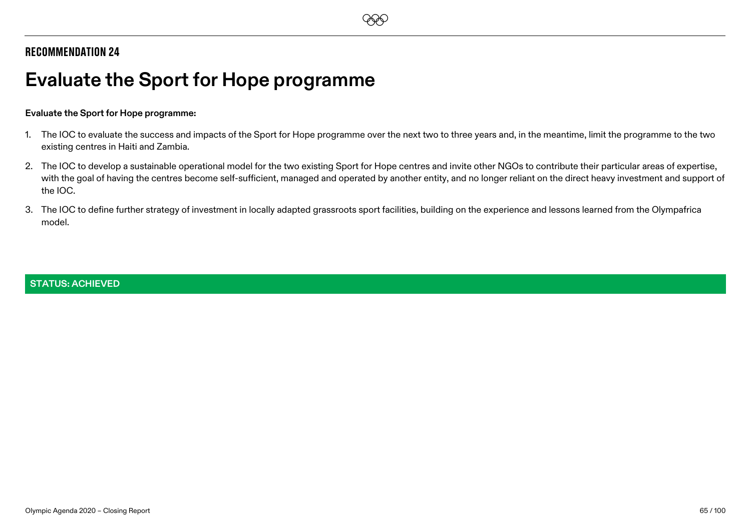## RECOMMENDATION 24

# Evaluate the Sport for Hope programme

**Evaluate the Sport for Hope programme:**

1. The IOC to evaluate the success and impacts of the Sport for Hope programme over the next two to three years and, in the meantime, limit the programme to the two existing centres in Haiti and Zambia.
2. The IOC to develop a sustainable operational model for the two existing Sport for Hope centres and invite other NGOs to contribute their particular areas of expertise, with the goal of having the centres become self-sufficient, managed and operated by another entity, and no longer reliant on the direct heavy investment and support of the IOC.
3. The IOC to define further strategy of investment in locally adapted grassroots sport facilities, building on the experience and lessons learned from the Olympafrica model.

**STATUS: ACHIEVED**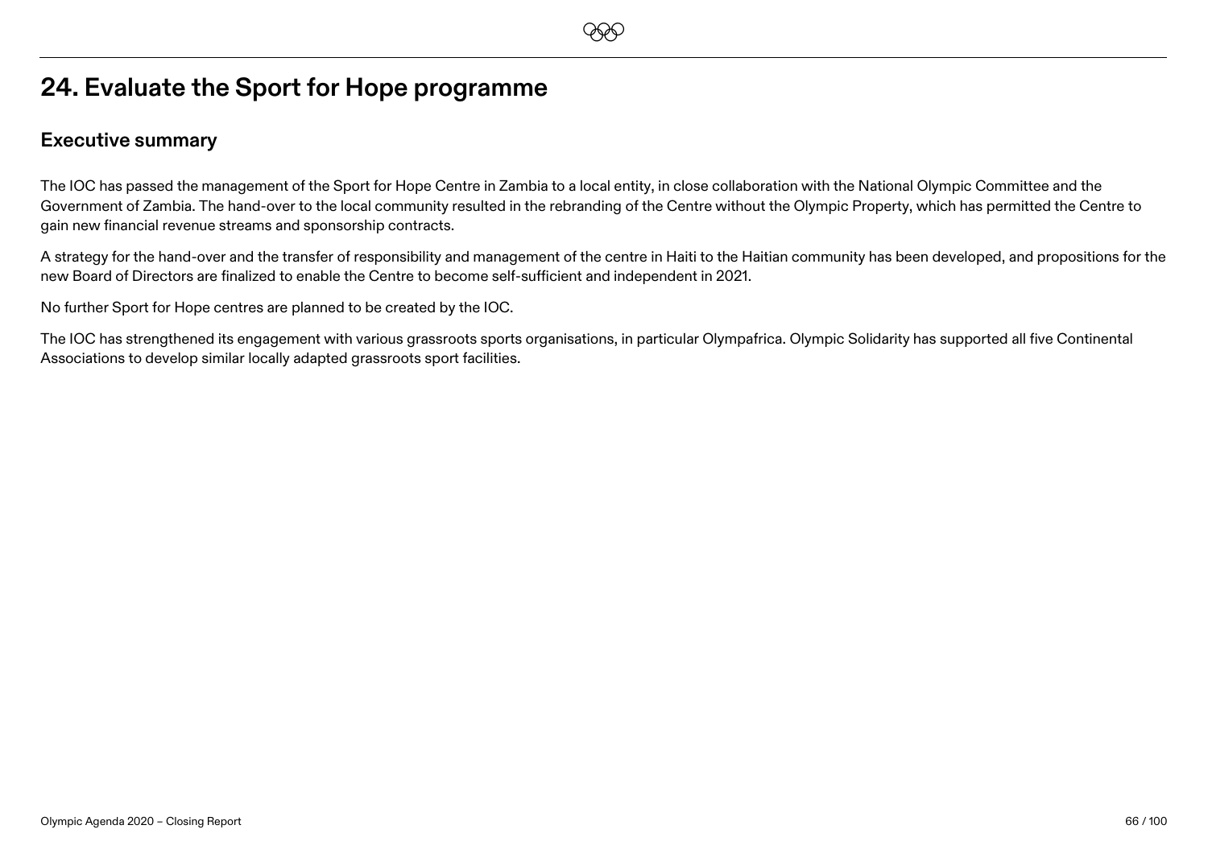# 24. Evaluate the Sport for Hope programme

## Executive summary

The IOC has passed the management of the Sport for Hope Centre in Zambia to a local entity, in close collaboration with the National Olympic Committee and the Government of Zambia. The hand-over to the local community resulted in the rebranding of the Centre without the Olympic Property, which has permitted the Centre to gain new financial revenue streams and sponsorship contracts.

A strategy for the hand-over and the transfer of responsibility and management of the centre in Haiti to the Haitian community has been developed, and propositions for the new Board of Directors are finalized to enable the Centre to become self-sufficient and independent in 2021.

No further Sport for Hope centres are planned to be created by the IOC.

The IOC has strengthened its engagement with various grassroots sports organisations, in particular Olympafrica. Olympic Solidarity has supported all five Continental Associations to develop similar locally adapted grassroots sport facilities.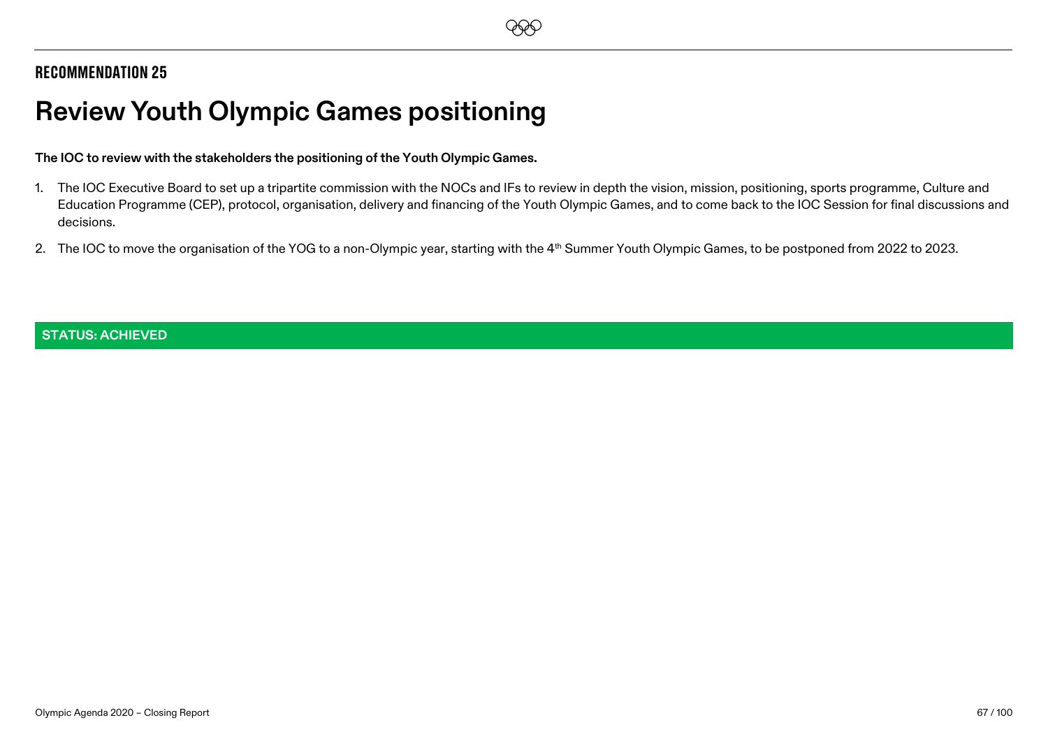## RECOMMENDATION 25

# Review Youth Olympic Games positioning

**The IOC to review with the stakeholders the positioning of the Youth Olympic Games.**

1. The IOC Executive Board to set up a tripartite commission with the NOCs and IFs to review in depth the vision, mission, positioning, sports programme, Culture and Education Programme (CEP), protocol, organisation, delivery and financing of the Youth Olympic Games, and to come back to the IOC Session for final discussions and decisions.
2. The IOC to move the organisation of the YOG to a non-Olympic year, starting with the 4th Summer Youth Olympic Games, to be postponed from 2022 to 2023.

**STATUS: ACHIEVED**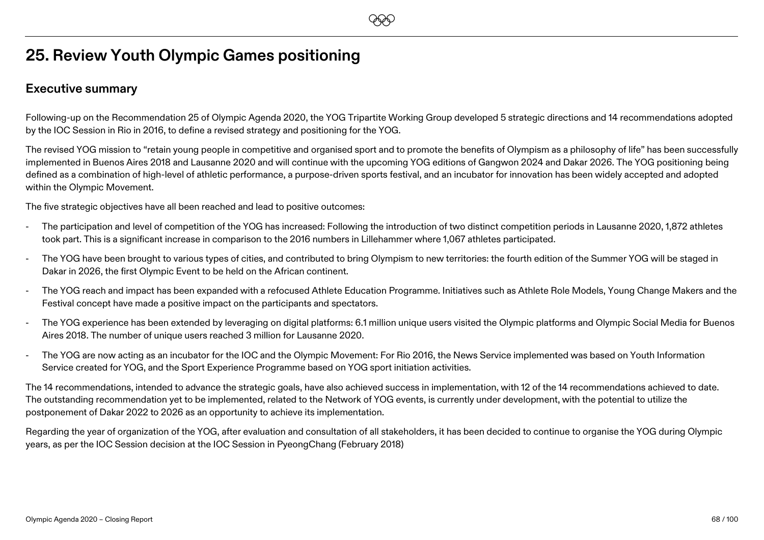# 25. Review Youth Olympic Games positioning

## Executive summary

Following-up on the Recommendation 25 of Olympic Agenda 2020, the YOG Tripartite Working Group developed 5 strategic directions and 14 recommendations adopted by the IOC Session in Rio in 2016, to define a revised strategy and positioning for the YOG.

The revised YOG mission to "retain young people in competitive and organised sport and to promote the benefits of Olympism as a philosophy of life" has been successfully implemented in Buenos Aires 2018 and Lausanne 2020 and will continue with the upcoming YOG editions of Gangwon 2024 and Dakar 2026. The YOG positioning being defined as a combination of high-level of athletic performance, a purpose-driven sports festival, and an incubator for innovation has been widely accepted and adopted within the Olympic Movement.

The five strategic objectives have all been reached and lead to positive outcomes:

- The participation and level of competition of the YOG has increased: Following the introduction of two distinct competition periods in Lausanne 2020, 1,872 athletes took part. This is a significant increase in comparison to the 2016 numbers in Lillehammer where 1,067 athletes participated.
- The YOG have been brought to various types of cities, and contributed to bring Olympism to new territories: the fourth edition of the Summer YOG will be staged in Dakar in 2026, the first Olympic Event to be held on the African continent.
- The YOG reach and impact has been expanded with a refocused Athlete Education Programme. Initiatives such as Athlete Role Models, Young Change Makers and the Festival concept have made a positive impact on the participants and spectators.
- The YOG experience has been extended by leveraging on digital platforms: 6.1 million unique users visited the Olympic platforms and Olympic Social Media for Buenos Aires 2018. The number of unique users reached 3 million for Lausanne 2020.
- The YOG are now acting as an incubator for the IOC and the Olympic Movement: For Rio 2016, the News Service implemented was based on Youth Information Service created for YOG, and the Sport Experience Programme based on YOG sport initiation activities.

The 14 recommendations, intended to advance the strategic goals, have also achieved success in implementation, with 12 of the 14 recommendations achieved to date. The outstanding recommendation yet to be implemented, related to the Network of YOG events, is currently under development, with the potential to utilize the postponement of Dakar 2022 to 2026 as an opportunity to achieve its implementation.

Regarding the year of organization of the YOG, after evaluation and consultation of all stakeholders, it has been decided to continue to organise the YOG during Olympic years, as per the IOC Session decision at the IOC Session in PyeongChang (February 2018)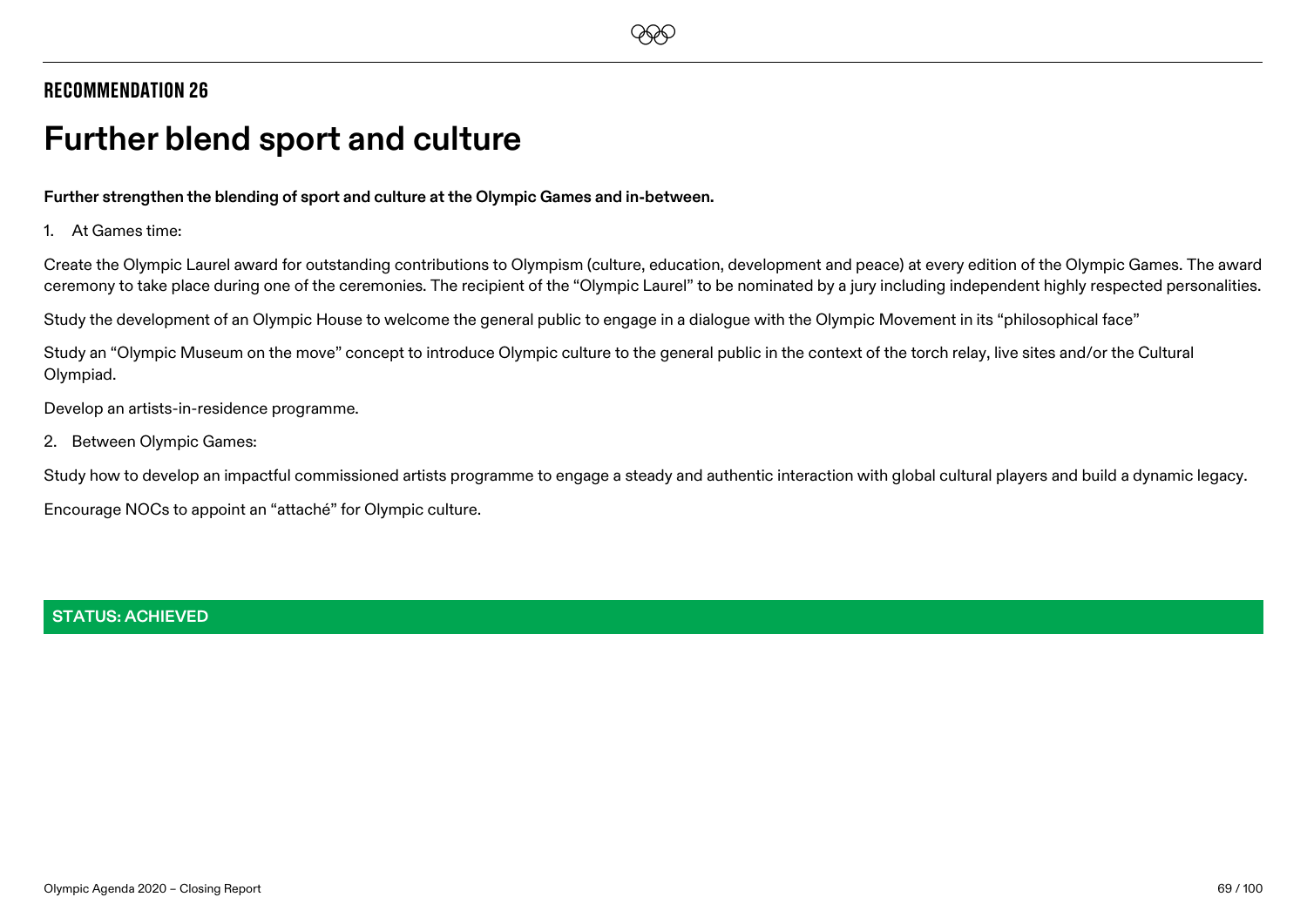## RECOMMENDATION 26

# Further blend sport and culture

**Further strengthen the blending of sport and culture at the Olympic Games and in-between.**

1. At Games time:

Create the Olympic Laurel award for outstanding contributions to Olympism (culture, education, development and peace) at every edition of the Olympic Games. The award ceremony to take place during one of the ceremonies. The recipient of the "Olympic Laurel" to be nominated by a jury including independent highly respected personalities.

Study the development of an Olympic House to welcome the general public to engage in a dialogue with the Olympic Movement in its "philosophical face"

Study an "Olympic Museum on the move" concept to introduce Olympic culture to the general public in the context of the torch relay, live sites and/or the Cultural Olympiad.

Develop an artists-in-residence programme.

2. Between Olympic Games:

Study how to develop an impactful commissioned artists programme to engage a steady and authentic interaction with global cultural players and build a dynamic legacy.

Encourage NOCs to appoint an "attaché" for Olympic culture.

**STATUS: ACHIEVED**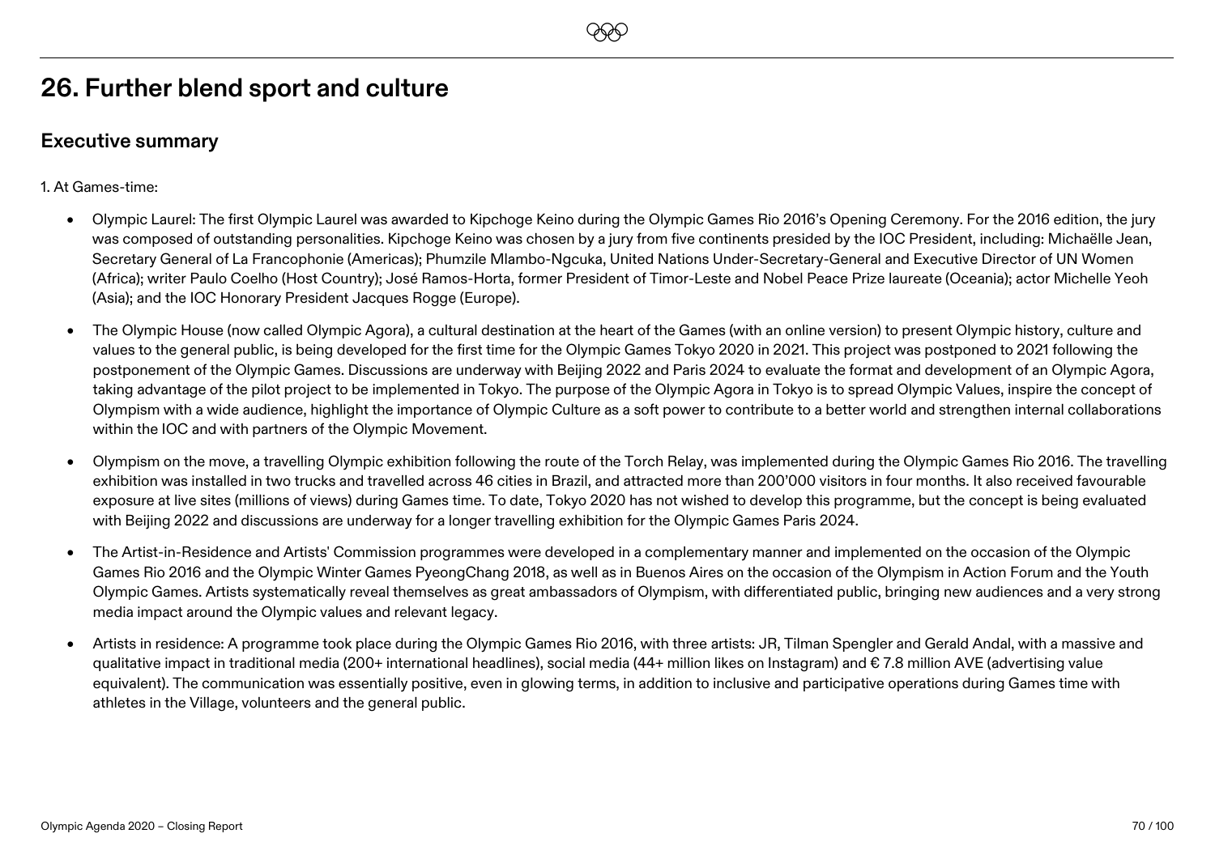# 26. Further blend sport and culture

## Executive summary

1. At Games-time:

- Olympic Laurel: The first Olympic Laurel was awarded to Kipchoge Keino during the Olympic Games Rio 2016's Opening Ceremony. For the 2016 edition, the jury was composed of outstanding personalities. Kipchoge Keino was chosen by a jury from five continents presided by the IOC President, including: Michaëlle Jean, Secretary General of La Francophonie (Americas); Phumzile Mlambo-Ngcuka, United Nations Under-Secretary-General and Executive Director of UN Women (Africa); writer Paulo Coelho (Host Country); José Ramos-Horta, former President of Timor-Leste and Nobel Peace Prize laureate (Oceania); actor Michelle Yeoh (Asia); and the IOC Honorary President Jacques Rogge (Europe).

- The Olympic House (now called Olympic Agora), a cultural destination at the heart of the Games (with an online version) to present Olympic history, culture and values to the general public, is being developed for the first time for the Olympic Games Tokyo 2020 in 2021. This project was postponed to 2021 following the postponement of the Olympic Games. Discussions are underway with Beijing 2022 and Paris 2024 to evaluate the format and development of an Olympic Agora, taking advantage of the pilot project to be implemented in Tokyo. The purpose of the Olympic Agora in Tokyo is to spread Olympic Values, inspire the concept of Olympism with a wide audience, highlight the importance of Olympic Culture as a soft power to contribute to a better world and strengthen internal collaborations within the IOC and with partners of the Olympic Movement.

- Olympism on the move, a travelling Olympic exhibition following the route of the Torch Relay, was implemented during the Olympic Games Rio 2016. The travelling exhibition was installed in two trucks and travelled across 46 cities in Brazil, and attracted more than 200'000 visitors in four months. It also received favourable exposure at live sites (millions of views) during Games time. To date, Tokyo 2020 has not wished to develop this programme, but the concept is being evaluated with Beijing 2022 and discussions are underway for a longer travelling exhibition for the Olympic Games Paris 2024.

- The Artist-in-Residence and Artists' Commission programmes were developed in a complementary manner and implemented on the occasion of the Olympic Games Rio 2016 and the Olympic Winter Games PyeongChang 2018, as well as in Buenos Aires on the occasion of the Olympism in Action Forum and the Youth Olympic Games. Artists systematically reveal themselves as great ambassadors of Olympism, with differentiated public, bringing new audiences and a very strong media impact around the Olympic values and relevant legacy.

- Artists in residence: A programme took place during the Olympic Games Rio 2016, with three artists: JR, Tilman Spengler and Gerald Andal, with a massive and qualitative impact in traditional media (200+ international headlines), social media (44+ million likes on Instagram) and € 7.8 million AVE (advertising value equivalent). The communication was essentially positive, even in glowing terms, in addition to inclusive and participative operations during Games time with athletes in the Village, volunteers and the general public.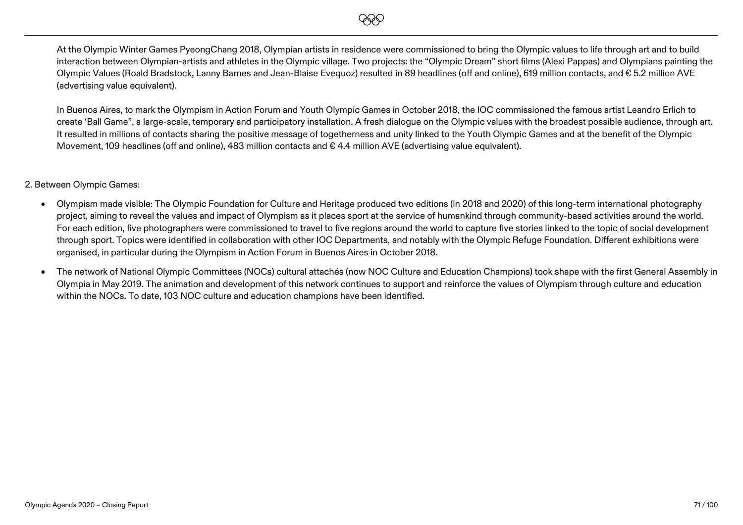At the Olympic Winter Games PyeongChang 2018, Olympian artists in residence were commissioned to bring the Olympic values to life through art and to build interaction between Olympian-artists and athletes in the Olympic village. Two projects: the "Olympic Dream" short films (Alexi Pappas) and Olympians painting the Olympic Values (Roald Bradstock, Lanny Barnes and Jean-Blaise Evequoz) resulted in 89 headlines (off and online), 619 million contacts, and € 5.2 million AVE (advertising value equivalent).

In Buenos Aires, to mark the Olympism in Action Forum and Youth Olympic Games in October 2018, the IOC commissioned the famous artist Leandro Erlich to create 'Ball Game", a large-scale, temporary and participatory installation. A fresh dialogue on the Olympic values with the broadest possible audience, through art. It resulted in millions of contacts sharing the positive message of togetherness and unity linked to the Youth Olympic Games and at the benefit of the Olympic Movement, 109 headlines (off and online), 483 million contacts and € 4.4 million AVE (advertising value equivalent).

2. Between Olympic Games:

- Olympism made visible: The Olympic Foundation for Culture and Heritage produced two editions (in 2018 and 2020) of this long-term international photography project, aiming to reveal the values and impact of Olympism as it places sport at the service of humankind through community-based activities around the world. For each edition, five photographers were commissioned to travel to five regions around the world to capture five stories linked to the topic of social development through sport. Topics were identified in collaboration with other IOC Departments, and notably with the Olympic Refuge Foundation. Different exhibitions were organised, in particular during the Olympism in Action Forum in Buenos Aires in October 2018.
- The network of National Olympic Committees (NOCs) cultural attachés (now NOC Culture and Education Champions) took shape with the first General Assembly in Olympia in May 2019. The animation and development of this network continues to support and reinforce the values of Olympism through culture and education within the NOCs. To date, 103 NOC culture and education champions have been identified.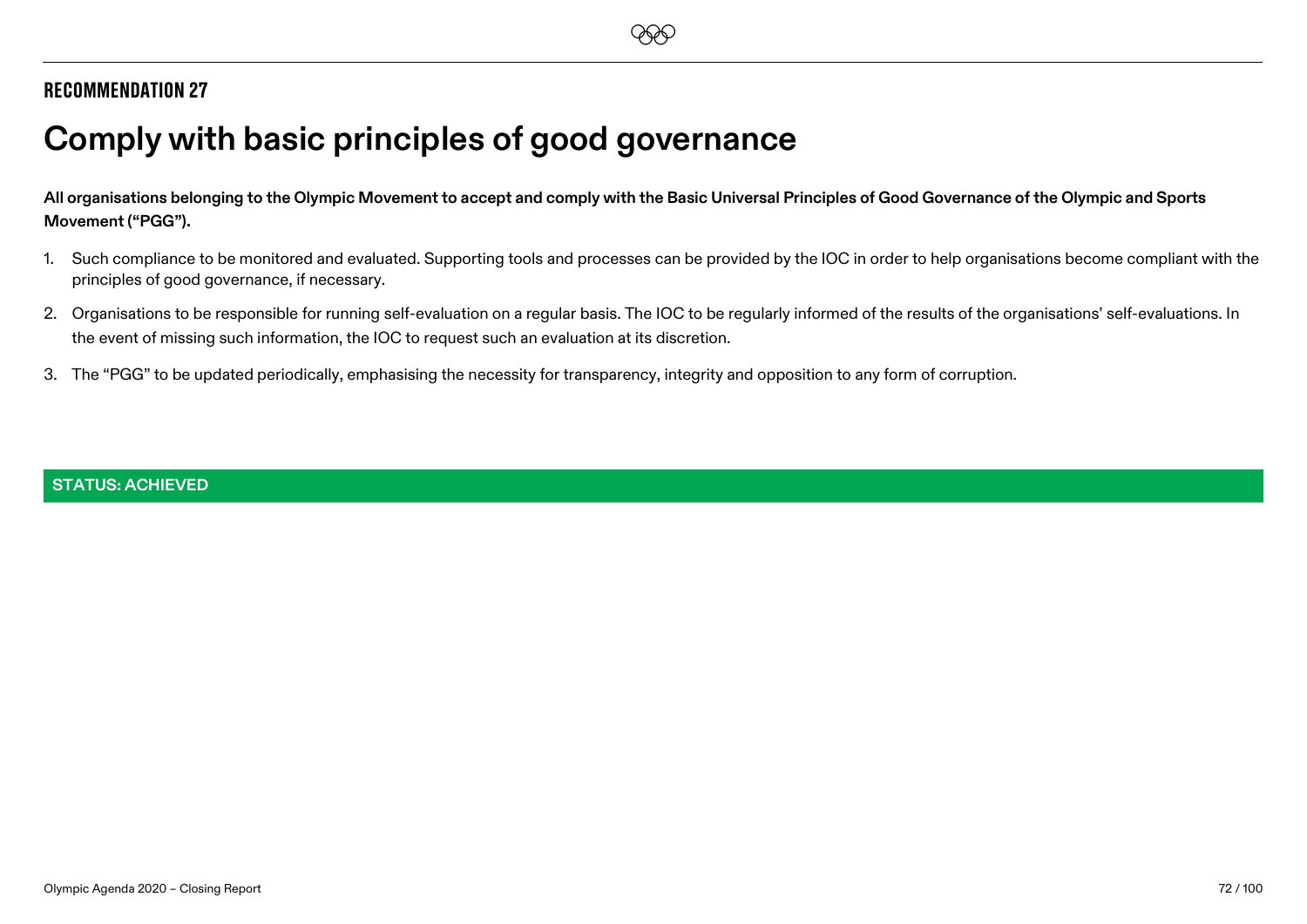## RECOMMENDATION 27

# Comply with basic principles of good governance

**All organisations belonging to the Olympic Movement to accept and comply with the Basic Universal Principles of Good Governance of the Olympic and Sports Movement ("PGG").**

1. Such compliance to be monitored and evaluated. Supporting tools and processes can be provided by the IOC in order to help organisations become compliant with the principles of good governance, if necessary.
2. Organisations to be responsible for running self-evaluation on a regular basis. The IOC to be regularly informed of the results of the organisations' self-evaluations. In the event of missing such information, the IOC to request such an evaluation at its discretion.
3. The "PGG" to be updated periodically, emphasising the necessity for transparency, integrity and opposition to any form of corruption.

**STATUS: ACHIEVED**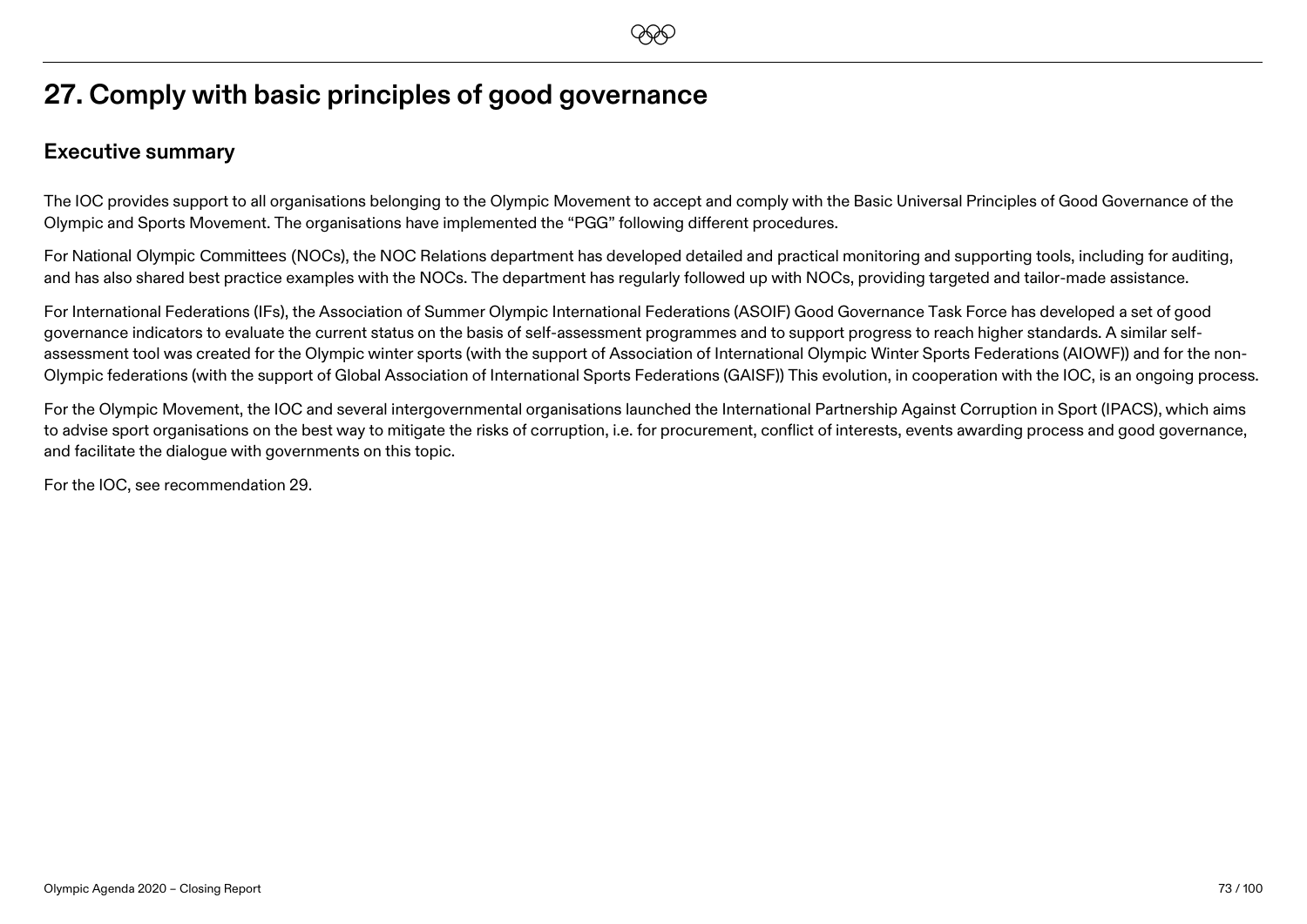# 27. Comply with basic principles of good governance

## Executive summary

The IOC provides support to all organisations belonging to the Olympic Movement to accept and comply with the Basic Universal Principles of Good Governance of the Olympic and Sports Movement. The organisations have implemented the "PGG" following different procedures.

For National Olympic Committees (NOCs), the NOC Relations department has developed detailed and practical monitoring and supporting tools, including for auditing, and has also shared best practice examples with the NOCs. The department has regularly followed up with NOCs, providing targeted and tailor-made assistance.

For International Federations (IFs), the Association of Summer Olympic International Federations (ASOIF) Good Governance Task Force has developed a set of good governance indicators to evaluate the current status on the basis of self-assessment programmes and to support progress to reach higher standards. A similar self-assessment tool was created for the Olympic winter sports (with the support of Association of International Olympic Winter Sports Federations (AIOWF)) and for the non-Olympic federations (with the support of Global Association of International Sports Federations (GAISF)) This evolution, in cooperation with the IOC, is an ongoing process.

For the Olympic Movement, the IOC and several intergovernmental organisations launched the International Partnership Against Corruption in Sport (IPACS), which aims to advise sport organisations on the best way to mitigate the risks of corruption, i.e. for procurement, conflict of interests, events awarding process and good governance, and facilitate the dialogue with governments on this topic.

For the IOC, see recommendation 29.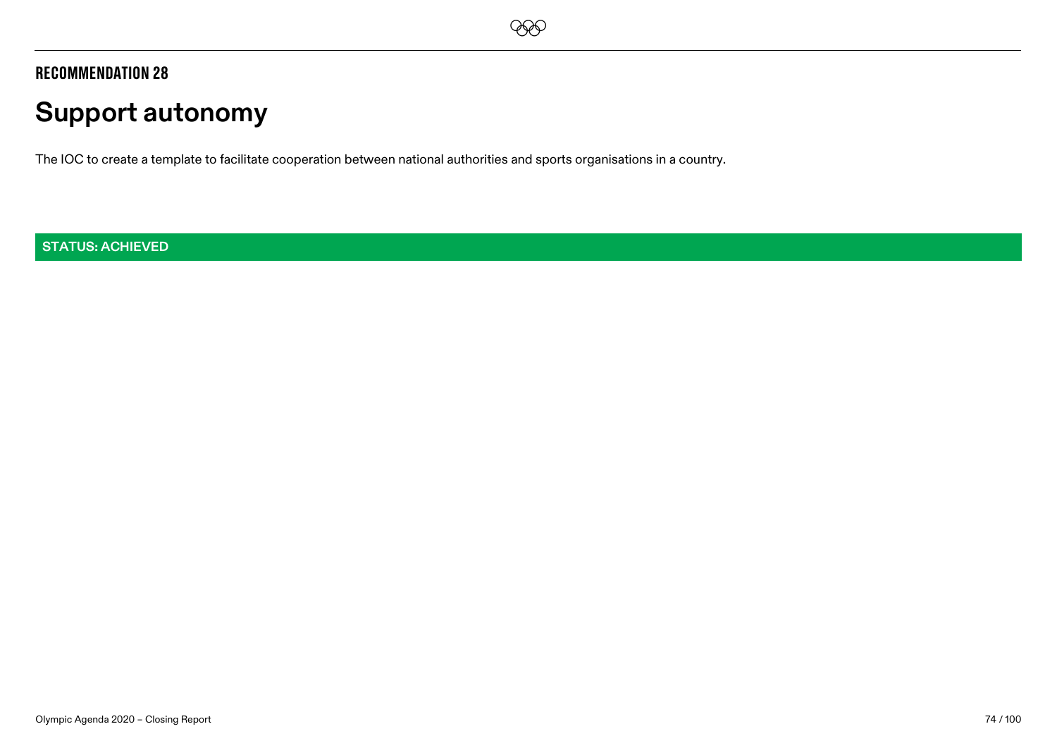## RECOMMENDATION 28

# Support autonomy

The IOC to create a template to facilitate cooperation between national authorities and sports organisations in a country.

**STATUS: ACHIEVED**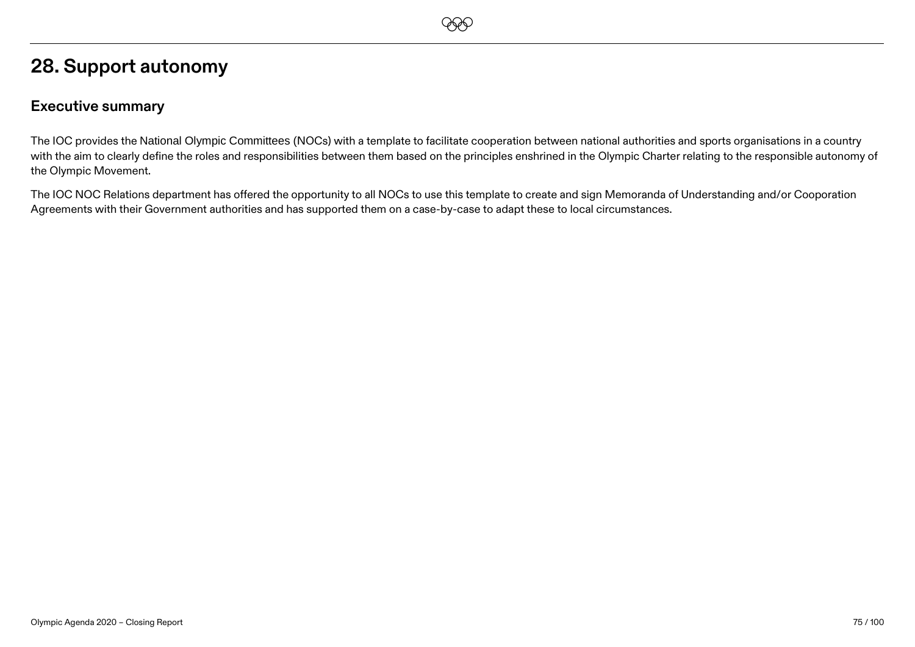# 28. Support autonomy

## Executive summary

The IOC provides the National Olympic Committees (NOCs) with a template to facilitate cooperation between national authorities and sports organisations in a country with the aim to clearly define the roles and responsibilities between them based on the principles enshrined in the Olympic Charter relating to the responsible autonomy of the Olympic Movement.

The IOC NOC Relations department has offered the opportunity to all NOCs to use this template to create and sign Memoranda of Understanding and/or Cooporation Agreements with their Government authorities and has supported them on a case-by-case to adapt these to local circumstances.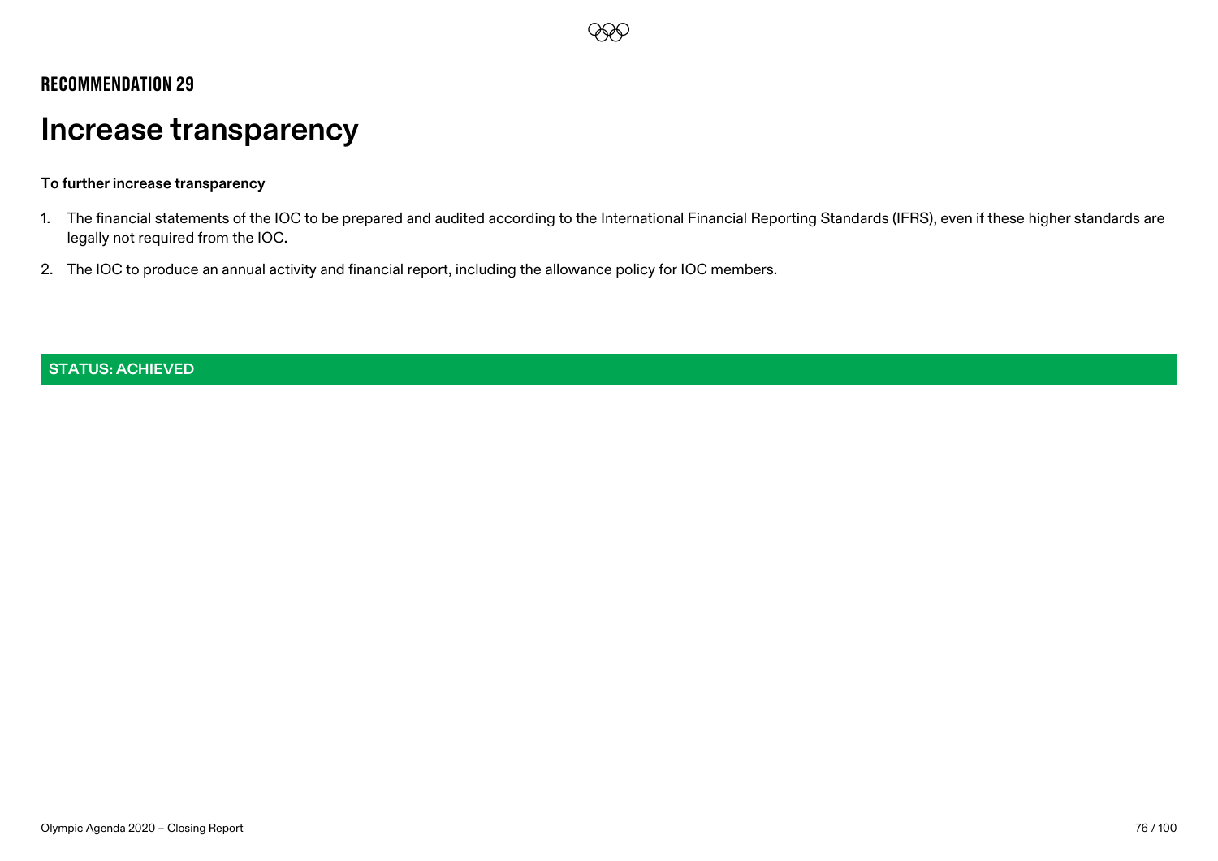## RECOMMENDATION 29

# Increase transparency

**To further increase transparency**

1. The financial statements of the IOC to be prepared and audited according to the International Financial Reporting Standards (IFRS), even if these higher standards are legally not required from the IOC.
2. The IOC to produce an annual activity and financial report, including the allowance policy for IOC members.

**STATUS: ACHIEVED**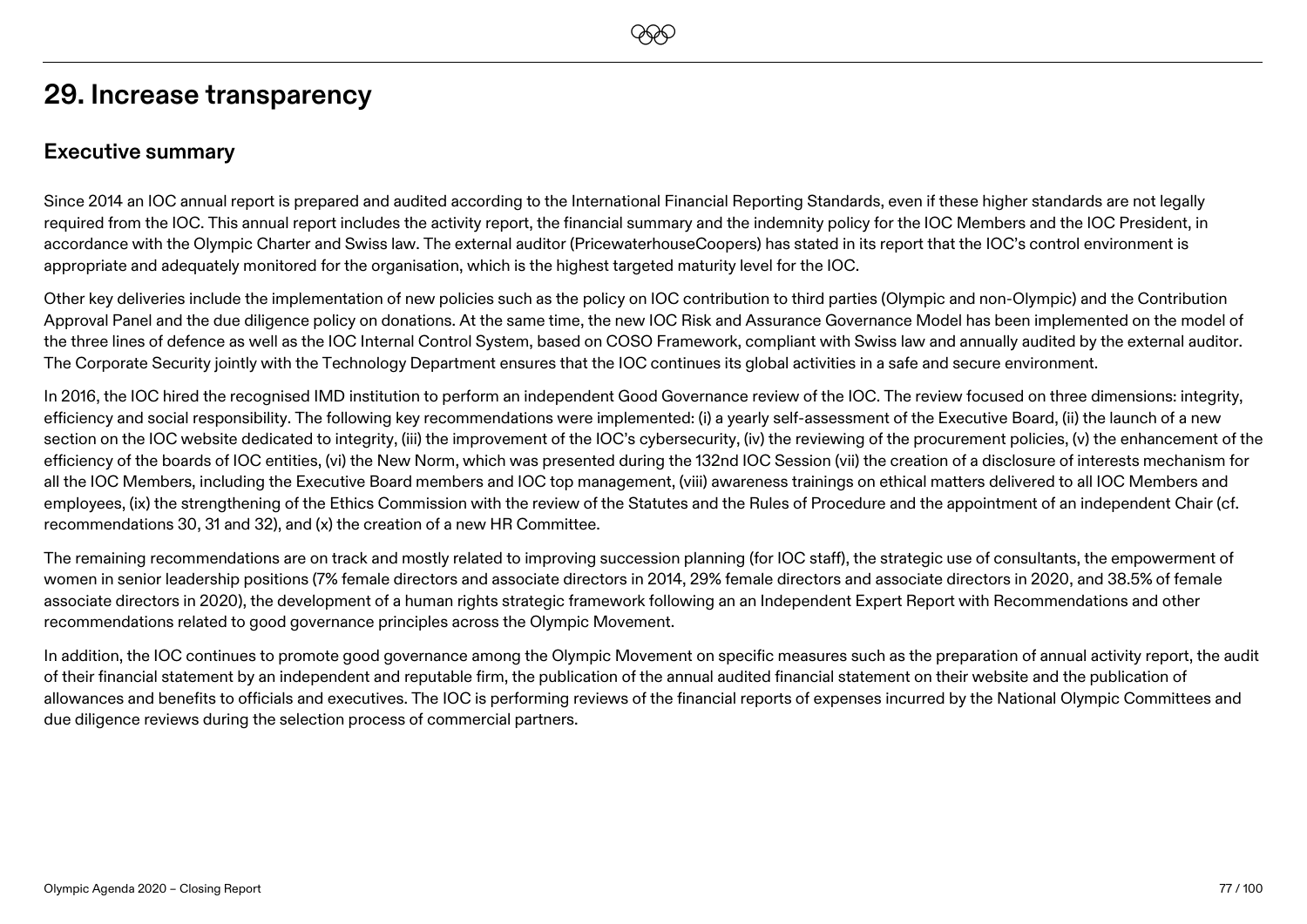## 29. Increase transparency

### Executive summary

Since 2014 an IOC annual report is prepared and audited according to the International Financial Reporting Standards, even if these higher standards are not legally required from the IOC. This annual report includes the activity report, the financial summary and the indemnity policy for the IOC Members and the IOC President, in accordance with the Olympic Charter and Swiss law. The external auditor (PricewaterhouseCoopers) has stated in its report that the IOC's control environment is appropriate and adequately monitored for the organisation, which is the highest targeted maturity level for the IOC.

Other key deliveries include the implementation of new policies such as the policy on IOC contribution to third parties (Olympic and non-Olympic) and the Contribution Approval Panel and the due diligence policy on donations. At the same time, the new IOC Risk and Assurance Governance Model has been implemented on the model of the three lines of defence as well as the IOC Internal Control System, based on COSO Framework, compliant with Swiss law and annually audited by the external auditor. The Corporate Security jointly with the Technology Department ensures that the IOC continues its global activities in a safe and secure environment.

In 2016, the IOC hired the recognised IMD institution to perform an independent Good Governance review of the IOC. The review focused on three dimensions: integrity, efficiency and social responsibility. The following key recommendations were implemented: (i) a yearly self-assessment of the Executive Board, (ii) the launch of a new section on the IOC website dedicated to integrity, (iii) the improvement of the IOC's cybersecurity, (iv) the reviewing of the procurement policies, (v) the enhancement of the efficiency of the boards of IOC entities, (vi) the New Norm, which was presented during the 132nd IOC Session (vii) the creation of a disclosure of interests mechanism for all the IOC Members, including the Executive Board members and IOC top management, (viii) awareness trainings on ethical matters delivered to all IOC Members and employees, (ix) the strengthening of the Ethics Commission with the review of the Statutes and the Rules of Procedure and the appointment of an independent Chair (cf. recommendations 30, 31 and 32), and (x) the creation of a new HR Committee.

The remaining recommendations are on track and mostly related to improving succession planning (for IOC staff), the strategic use of consultants, the empowerment of women in senior leadership positions (7% female directors and associate directors in 2014, 29% female directors and associate directors in 2020, and 38.5% of female associate directors in 2020), the development of a human rights strategic framework following an an Independent Expert Report with Recommendations and other recommendations related to good governance principles across the Olympic Movement.

In addition, the IOC continues to promote good governance among the Olympic Movement on specific measures such as the preparation of annual activity report, the audit of their financial statement by an independent and reputable firm, the publication of the annual audited financial statement on their website and the publication of allowances and benefits to officials and executives. The IOC is performing reviews of the financial reports of expenses incurred by the National Olympic Committees and due diligence reviews during the selection process of commercial partners.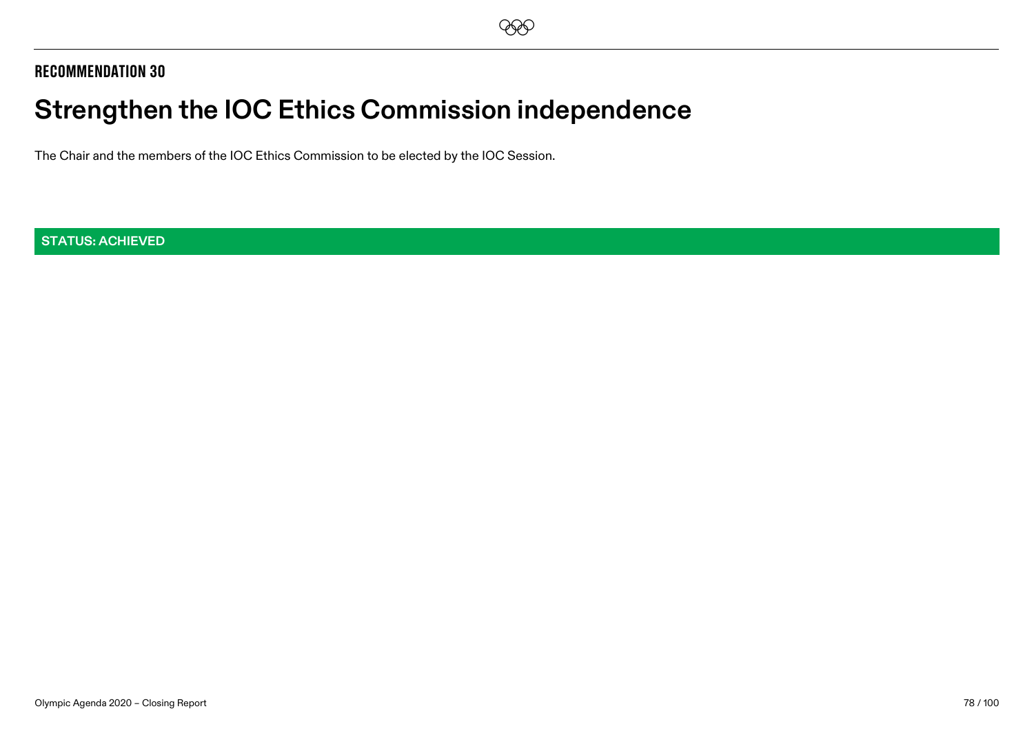## RECOMMENDATION 30

# Strengthen the IOC Ethics Commission independence

The Chair and the members of the IOC Ethics Commission to be elected by the IOC Session.

**STATUS: ACHIEVED**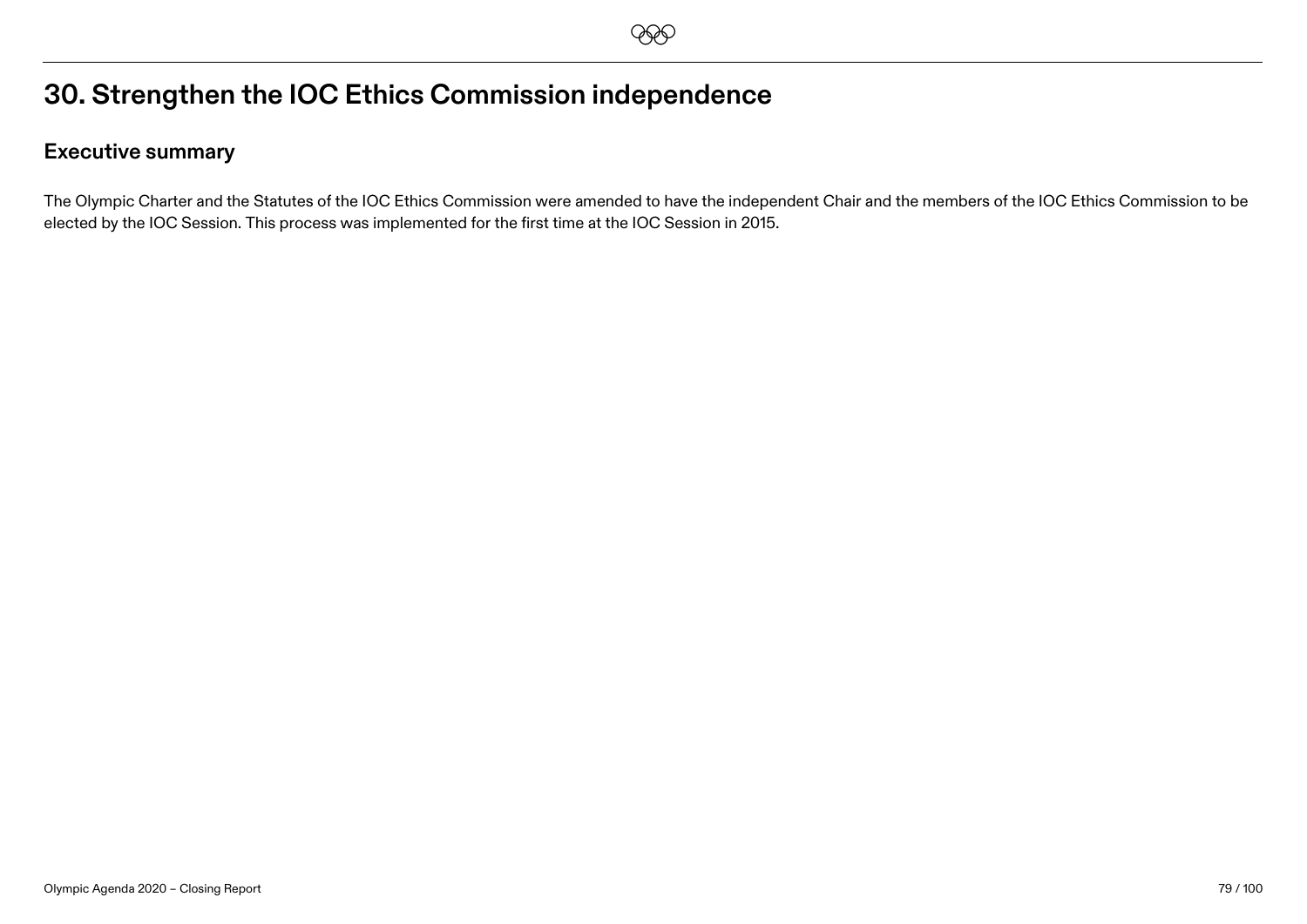# 30. Strengthen the IOC Ethics Commission independence

## Executive summary

The Olympic Charter and the Statutes of the IOC Ethics Commission were amended to have the independent Chair and the members of the IOC Ethics Commission to be elected by the IOC Session. This process was implemented for the first time at the IOC Session in 2015.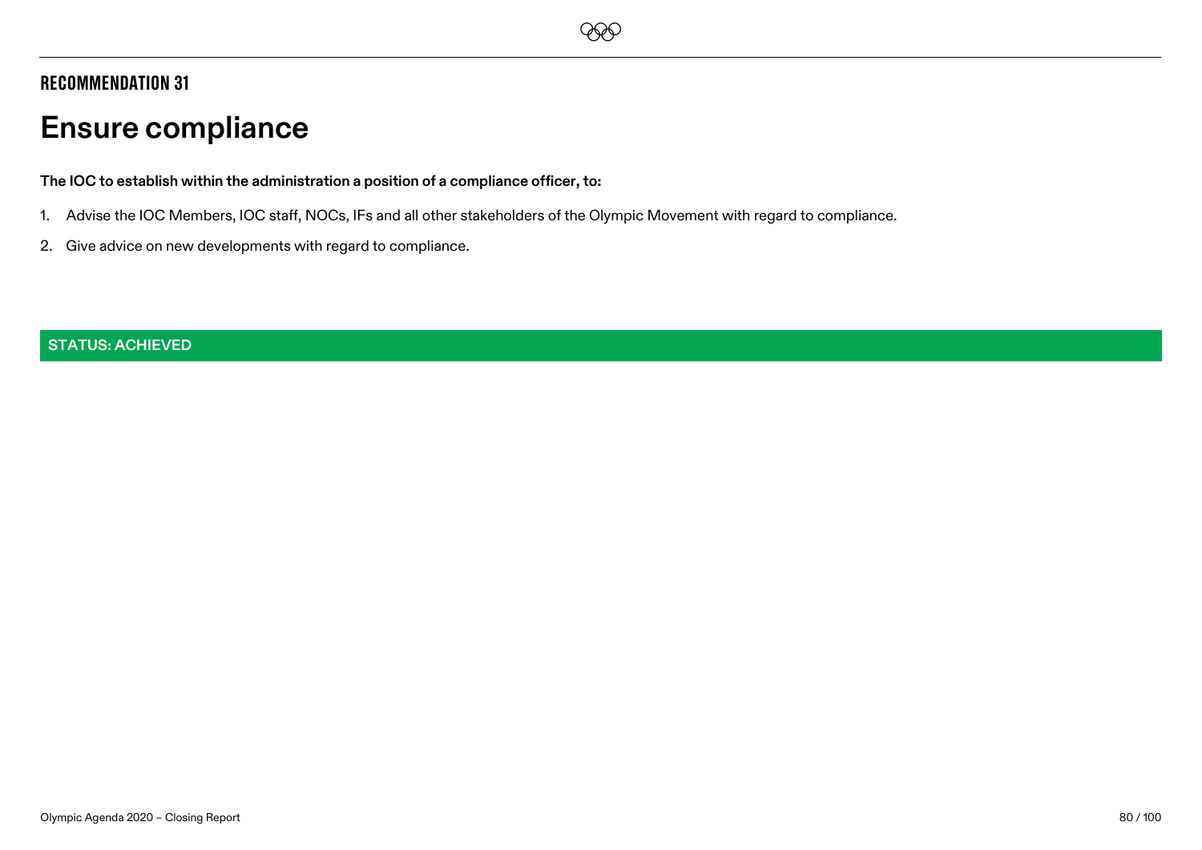## RECOMMENDATION 31

# Ensure compliance

**The IOC to establish within the administration a position of a compliance officer, to:**

1. Advise the IOC Members, IOC staff, NOCs, IFs and all other stakeholders of the Olympic Movement with regard to compliance.
2. Give advice on new developments with regard to compliance.

**STATUS: ACHIEVED**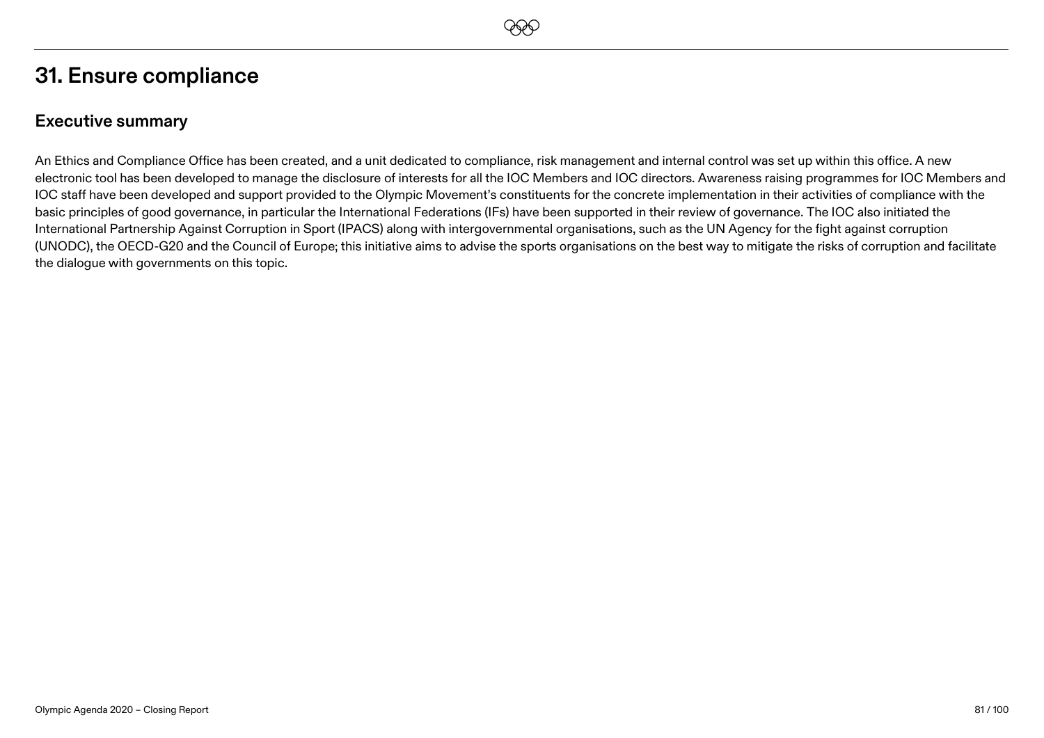# 31. Ensure compliance

## Executive summary

An Ethics and Compliance Office has been created, and a unit dedicated to compliance, risk management and internal control was set up within this office. A new electronic tool has been developed to manage the disclosure of interests for all the IOC Members and IOC directors. Awareness raising programmes for IOC Members and IOC staff have been developed and support provided to the Olympic Movement's constituents for the concrete implementation in their activities of compliance with the basic principles of good governance, in particular the International Federations (IFs) have been supported in their review of governance. The IOC also initiated the International Partnership Against Corruption in Sport (IPACS) along with intergovernmental organisations, such as the UN Agency for the fight against corruption (UNODC), the OECD-G20 and the Council of Europe; this initiative aims to advise the sports organisations on the best way to mitigate the risks of corruption and facilitate the dialogue with governments on this topic.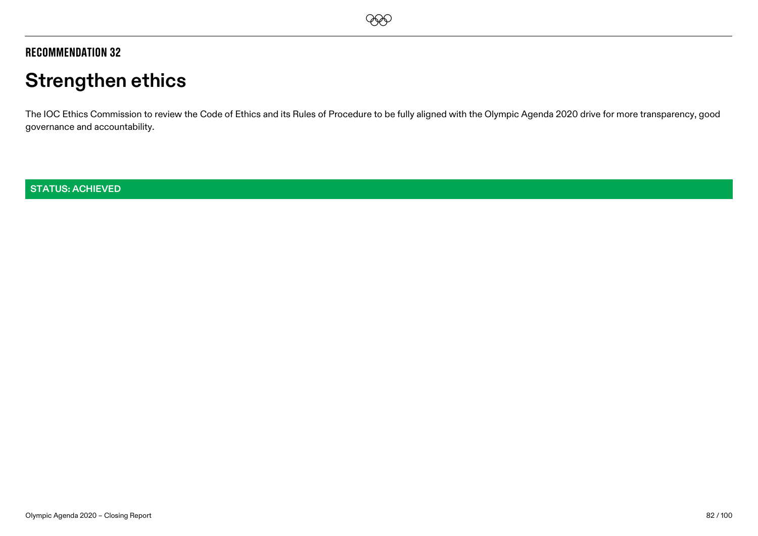RECOMMENDATION 32

# Strengthen ethics

The IOC Ethics Commission to review the Code of Ethics and its Rules of Procedure to be fully aligned with the Olympic Agenda 2020 drive for more transparency, good governance and accountability.

**STATUS: ACHIEVED**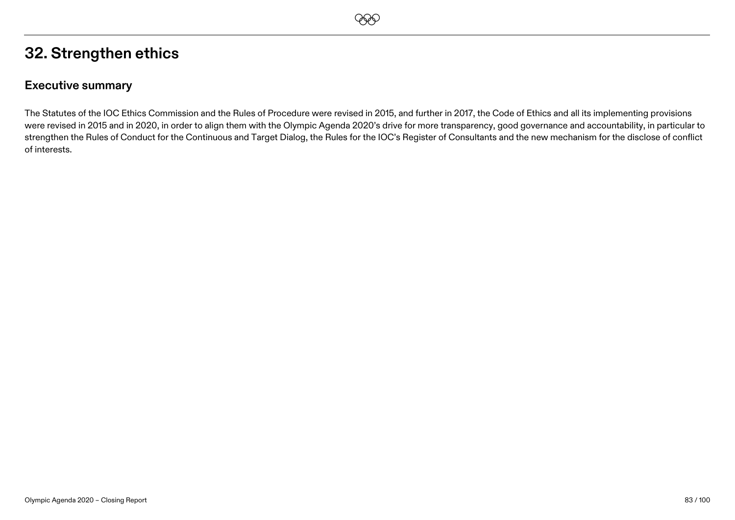# 32. Strengthen ethics

## Executive summary

The Statutes of the IOC Ethics Commission and the Rules of Procedure were revised in 2015, and further in 2017, the Code of Ethics and all its implementing provisions were revised in 2015 and in 2020, in order to align them with the Olympic Agenda 2020's drive for more transparency, good governance and accountability, in particular to strengthen the Rules of Conduct for the Continuous and Target Dialog, the Rules for the IOC's Register of Consultants and the new mechanism for the disclose of conflict of interests.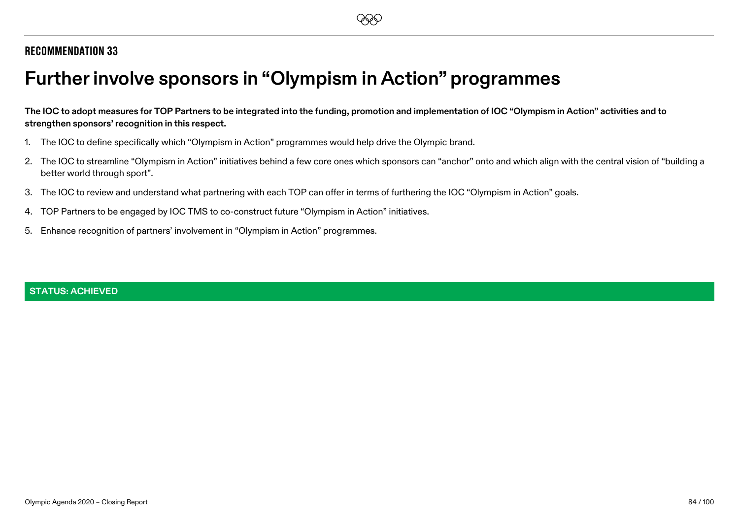## RECOMMENDATION 33

# Further involve sponsors in "Olympism in Action" programmes

**The IOC to adopt measures for TOP Partners to be integrated into the funding, promotion and implementation of IOC "Olympism in Action" activities and to strengthen sponsors' recognition in this respect.**

1. The IOC to define specifically which "Olympism in Action" programmes would help drive the Olympic brand.
2. The IOC to streamline "Olympism in Action" initiatives behind a few core ones which sponsors can "anchor" onto and which align with the central vision of "building a better world through sport".
3. The IOC to review and understand what partnering with each TOP can offer in terms of furthering the IOC "Olympism in Action" goals.
4. TOP Partners to be engaged by IOC TMS to co-construct future "Olympism in Action" initiatives.
5. Enhance recognition of partners' involvement in "Olympism in Action" programmes.

**STATUS: ACHIEVED**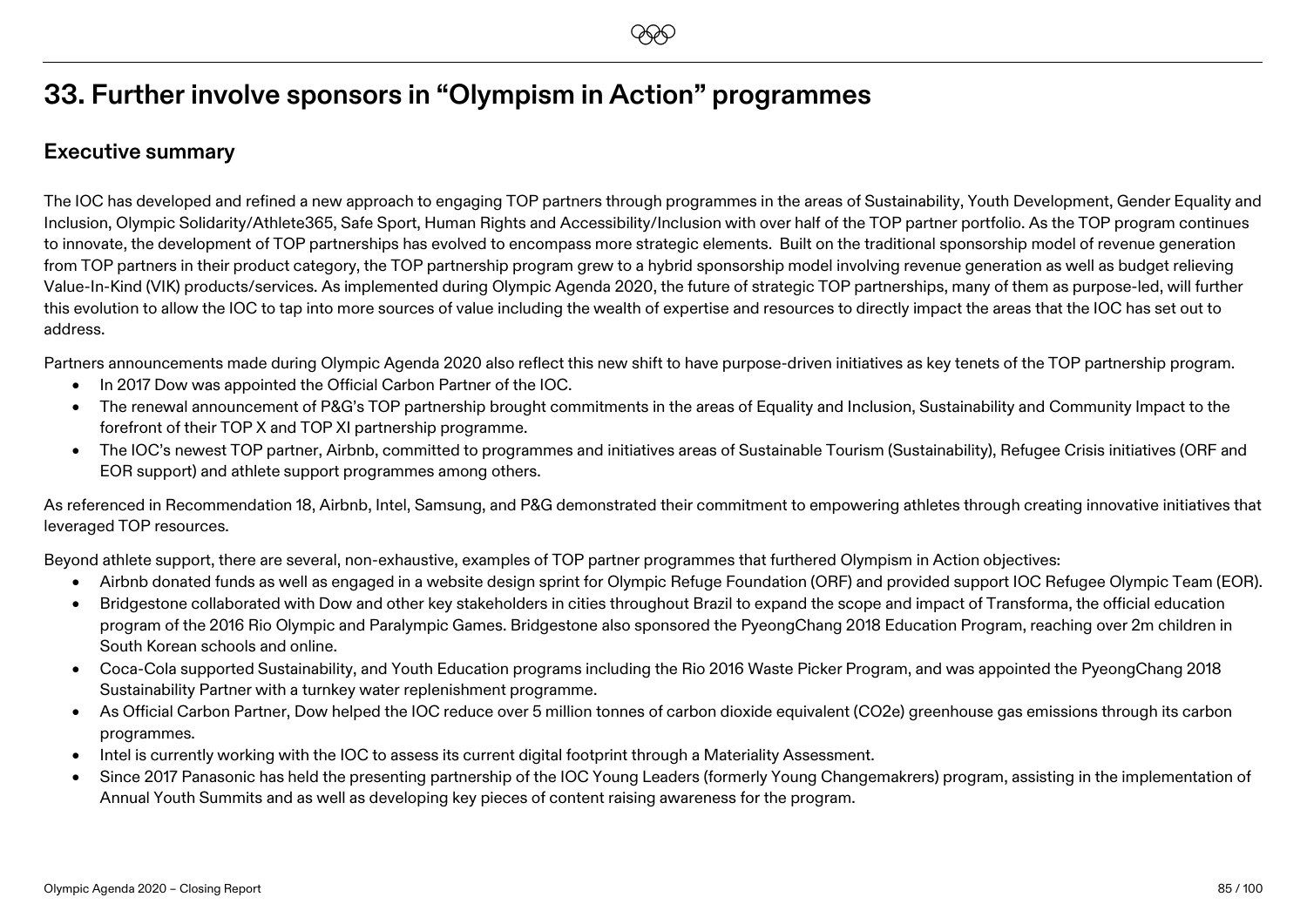# 33. Further involve sponsors in "Olympism in Action" programmes

## Executive summary

The IOC has developed and refined a new approach to engaging TOP partners through programmes in the areas of Sustainability, Youth Development, Gender Equality and Inclusion, Olympic Solidarity/Athlete365, Safe Sport, Human Rights and Accessibility/Inclusion with over half of the TOP partner portfolio. As the TOP program continues to innovate, the development of TOP partnerships has evolved to encompass more strategic elements. Built on the traditional sponsorship model of revenue generation from TOP partners in their product category, the TOP partnership program grew to a hybrid sponsorship model involving revenue generation as well as budget relieving Value-In-Kind (VIK) products/services. As implemented during Olympic Agenda 2020, the future of strategic TOP partnerships, many of them as purpose-led, will further this evolution to allow the IOC to tap into more sources of value including the wealth of expertise and resources to directly impact the areas that the IOC has set out to address.

Partners announcements made during Olympic Agenda 2020 also reflect this new shift to have purpose-driven initiatives as key tenets of the TOP partnership program.

- In 2017 Dow was appointed the Official Carbon Partner of the IOC.
- The renewal announcement of P&G's TOP partnership brought commitments in the areas of Equality and Inclusion, Sustainability and Community Impact to the forefront of their TOP X and TOP XI partnership programme.
- The IOC's newest TOP partner, Airbnb, committed to programmes and initiatives areas of Sustainable Tourism (Sustainability), Refugee Crisis initiatives (ORF and EOR support) and athlete support programmes among others.

As referenced in Recommendation 18, Airbnb, Intel, Samsung, and P&G demonstrated their commitment to empowering athletes through creating innovative initiatives that leveraged TOP resources.

Beyond athlete support, there are several, non-exhaustive, examples of TOP partner programmes that furthered Olympism in Action objectives:

- Airbnb donated funds as well as engaged in a website design sprint for Olympic Refuge Foundation (ORF) and provided support IOC Refugee Olympic Team (EOR).
- Bridgestone collaborated with Dow and other key stakeholders in cities throughout Brazil to expand the scope and impact of Transforma, the official education program of the 2016 Rio Olympic and Paralympic Games. Bridgestone also sponsored the PyeongChang 2018 Education Program, reaching over 2m children in South Korean schools and online.
- Coca-Cola supported Sustainability, and Youth Education programs including the Rio 2016 Waste Picker Program, and was appointed the PyeongChang 2018 Sustainability Partner with a turnkey water replenishment programme.
- As Official Carbon Partner, Dow helped the IOC reduce over 5 million tonnes of carbon dioxide equivalent ($CO_2e$) greenhouse gas emissions through its carbon programmes.
- Intel is currently working with the IOC to assess its current digital footprint through a Materiality Assessment.
- Since 2017 Panasonic has held the presenting partnership of the IOC Young Leaders (formerly Young Changemakrers) program, assisting in the implementation of Annual Youth Summits and as well as developing key pieces of content raising awareness for the program.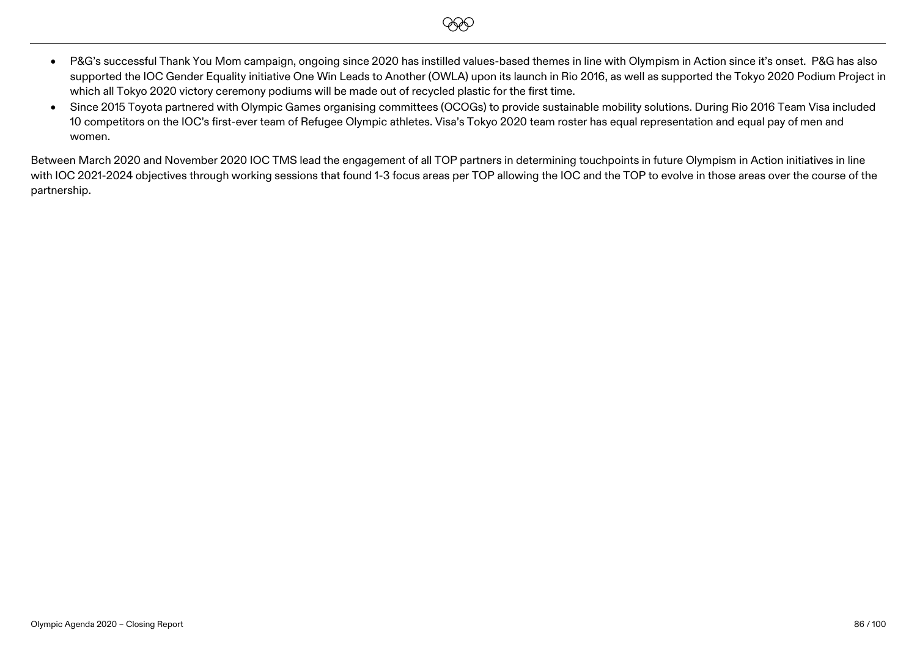- P&G's successful Thank You Mom campaign, ongoing since 2020 has instilled values-based themes in line with Olympism in Action since it's onset. P&G has also supported the IOC Gender Equality initiative One Win Leads to Another (OWLA) upon its launch in Rio 2016, as well as supported the Tokyo 2020 Podium Project in which all Tokyo 2020 victory ceremony podiums will be made out of recycled plastic for the first time.
- Since 2015 Toyota partnered with Olympic Games organising committees (OCOGs) to provide sustainable mobility solutions. During Rio 2016 Team Visa included 10 competitors on the IOC's first-ever team of Refugee Olympic athletes. Visa's Tokyo 2020 team roster has equal representation and equal pay of men and women.

Between March 2020 and November 2020 IOC TMS lead the engagement of all TOP partners in determining touchpoints in future Olympism in Action initiatives in line with IOC 2021-2024 objectives through working sessions that found 1-3 focus areas per TOP allowing the IOC and the TOP to evolve in those areas over the course of the partnership.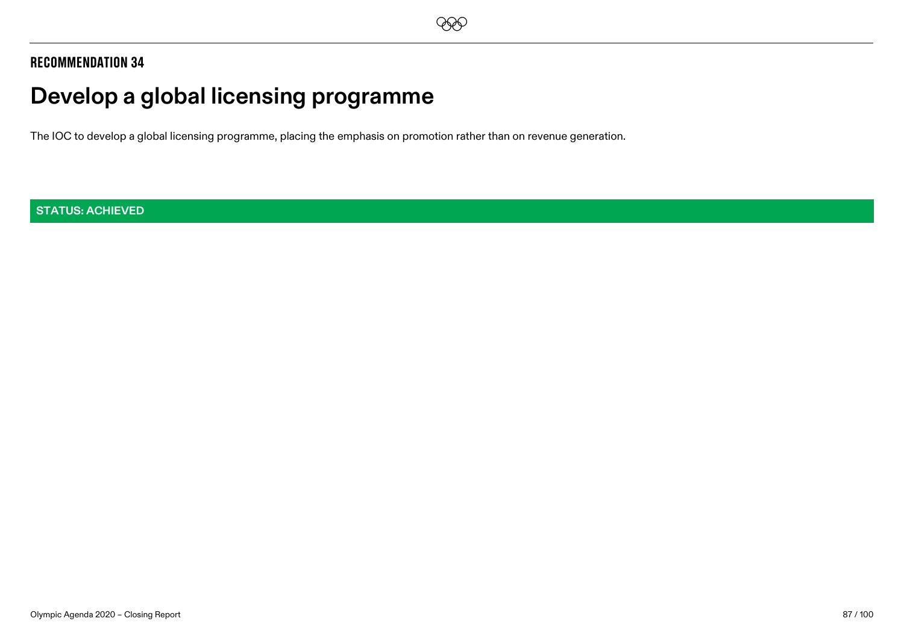## RECOMMENDATION 34

# Develop a global licensing programme

The IOC to develop a global licensing programme, placing the emphasis on promotion rather than on revenue generation.

**STATUS: ACHIEVED**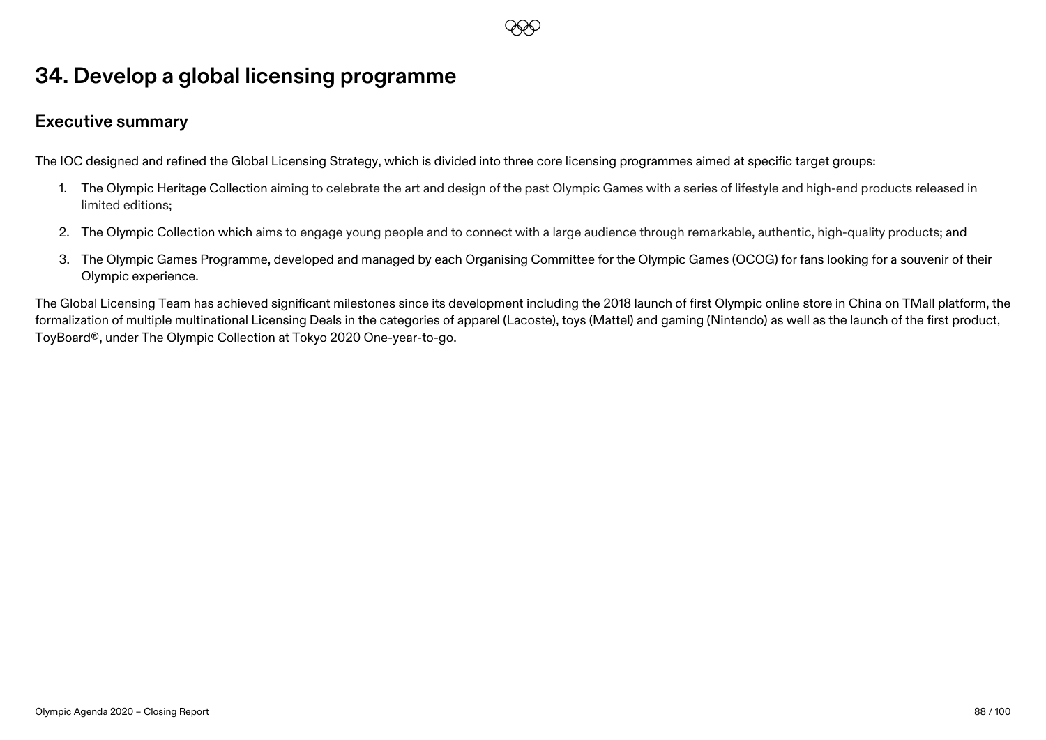# 34. Develop a global licensing programme

## Executive summary

The IOC designed and refined the Global Licensing Strategy, which is divided into three core licensing programmes aimed at specific target groups:

1. The Olympic Heritage Collection aiming to celebrate the art and design of the past Olympic Games with a series of lifestyle and high-end products released in limited editions;
2. The Olympic Collection which aims to engage young people and to connect with a large audience through remarkable, authentic, high-quality products; and
3. The Olympic Games Programme, developed and managed by each Organising Committee for the Olympic Games (OCOG) for fans looking for a souvenir of their Olympic experience.

The Global Licensing Team has achieved significant milestones since its development including the 2018 launch of first Olympic online store in China on TMall platform, the formalization of multiple multinational Licensing Deals in the categories of apparel (Lacoste), toys (Mattel) and gaming (Nintendo) as well as the launch of the first product, ToyBoard®, under The Olympic Collection at Tokyo 2020 One-year-to-go.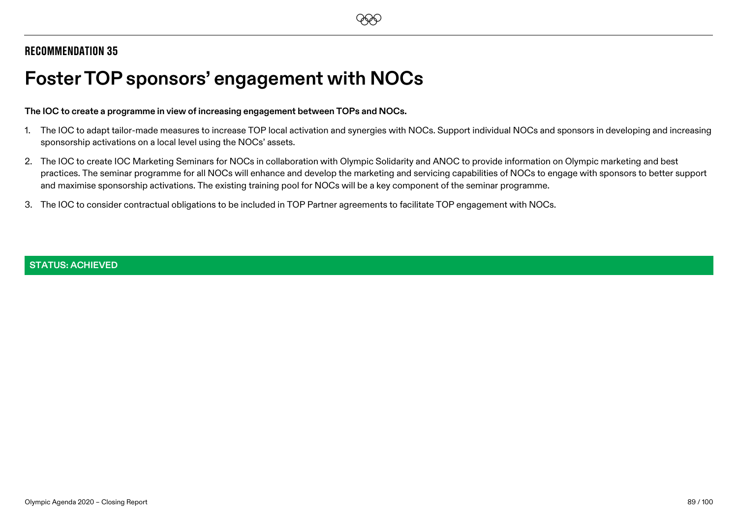## RECOMMENDATION 35

# Foster TOP sponsors' engagement with NOCs

**The IOC to create a programme in view of increasing engagement between TOPs and NOCs.**

1. The IOC to adapt tailor-made measures to increase TOP local activation and synergies with NOCs. Support individual NOCs and sponsors in developing and increasing sponsorship activations on a local level using the NOCs' assets.
2. The IOC to create IOC Marketing Seminars for NOCs in collaboration with Olympic Solidarity and ANOC to provide information on Olympic marketing and best practices. The seminar programme for all NOCs will enhance and develop the marketing and servicing capabilities of NOCs to engage with sponsors to better support and maximise sponsorship activations. The existing training pool for NOCs will be a key component of the seminar programme.
3. The IOC to consider contractual obligations to be included in TOP Partner agreements to facilitate TOP engagement with NOCs.

**STATUS: ACHIEVED**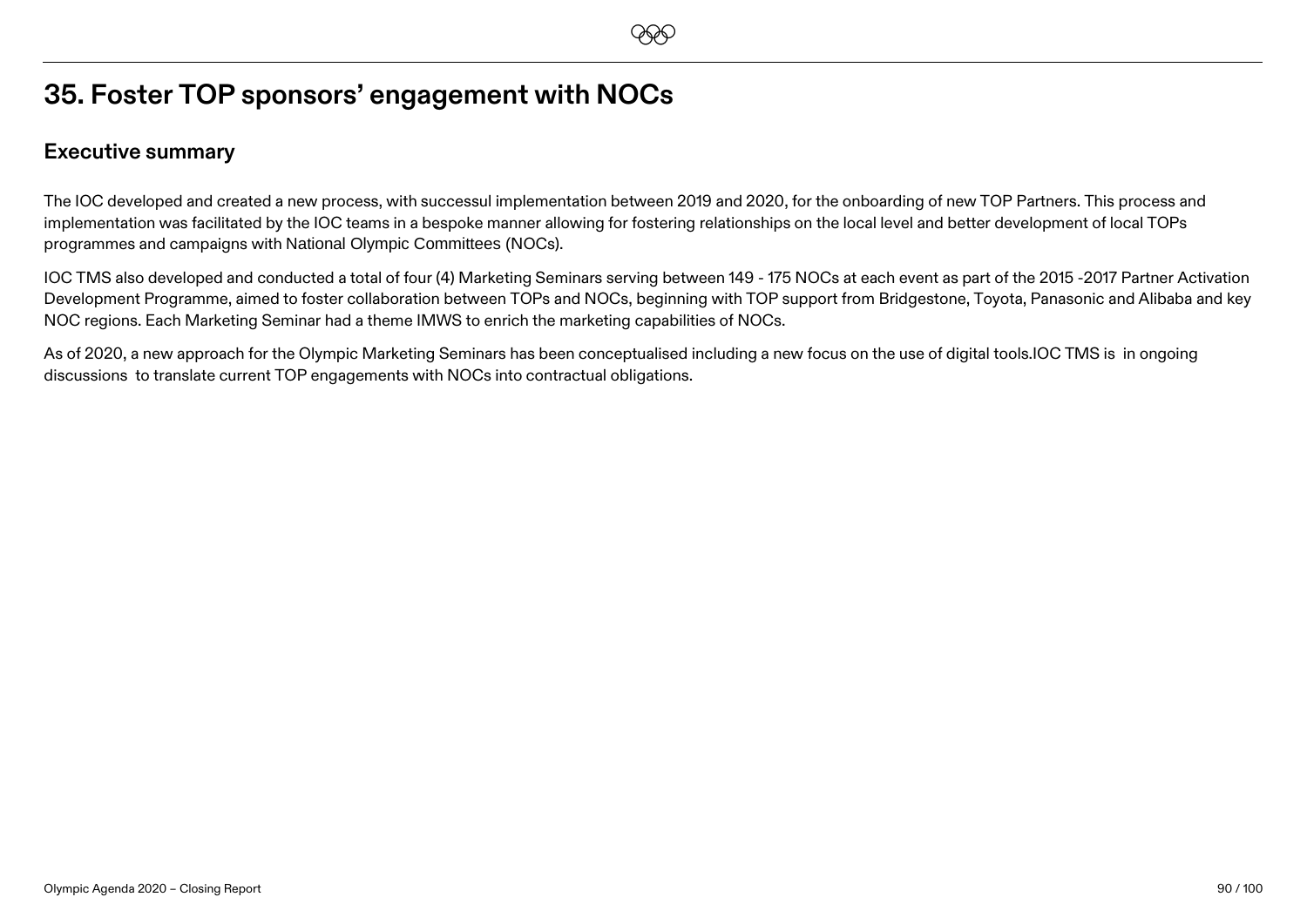# 35. Foster TOP sponsors' engagement with NOCs

## Executive summary

The IOC developed and created a new process, with successul implementation between 2019 and 2020, for the onboarding of new TOP Partners. This process and implementation was facilitated by the IOC teams in a bespoke manner allowing for fostering relationships on the local level and better development of local TOPs programmes and campaigns with National Olympic Committees (NOCs).

IOC TMS also developed and conducted a total of four (4) Marketing Seminars serving between 149 - 175 NOCs at each event as part of the 2015 -2017 Partner Activation Development Programme, aimed to foster collaboration between TOPs and NOCs, beginning with TOP support from Bridgestone, Toyota, Panasonic and Alibaba and key NOC regions. Each Marketing Seminar had a theme IMWS to enrich the marketing capabilities of NOCs.

As of 2020, a new approach for the Olympic Marketing Seminars has been conceptualised including a new focus on the use of digital tools.IOC TMS is in ongoing discussions to translate current TOP engagements with NOCs into contractual obligations.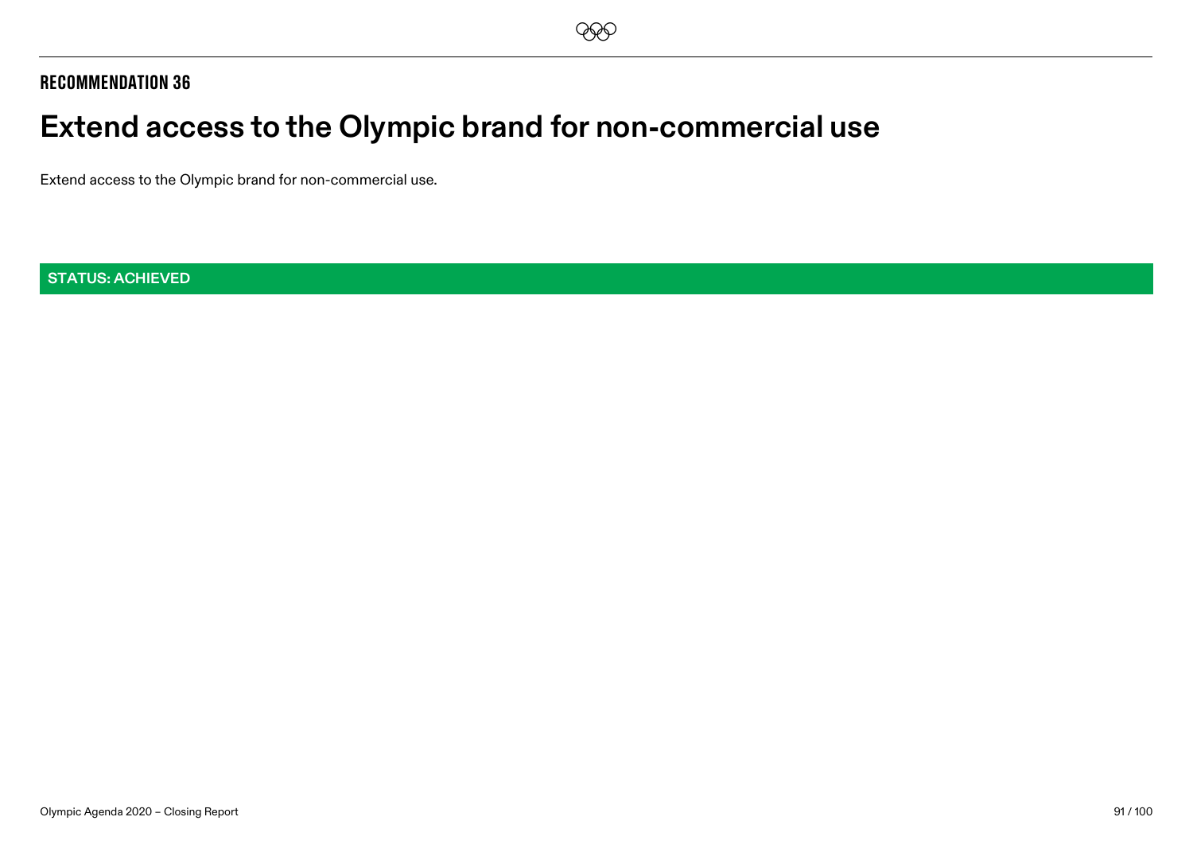RECOMMENDATION 36

# Extend access to the Olympic brand for non-commercial use

Extend access to the Olympic brand for non-commercial use.

**STATUS: ACHIEVED**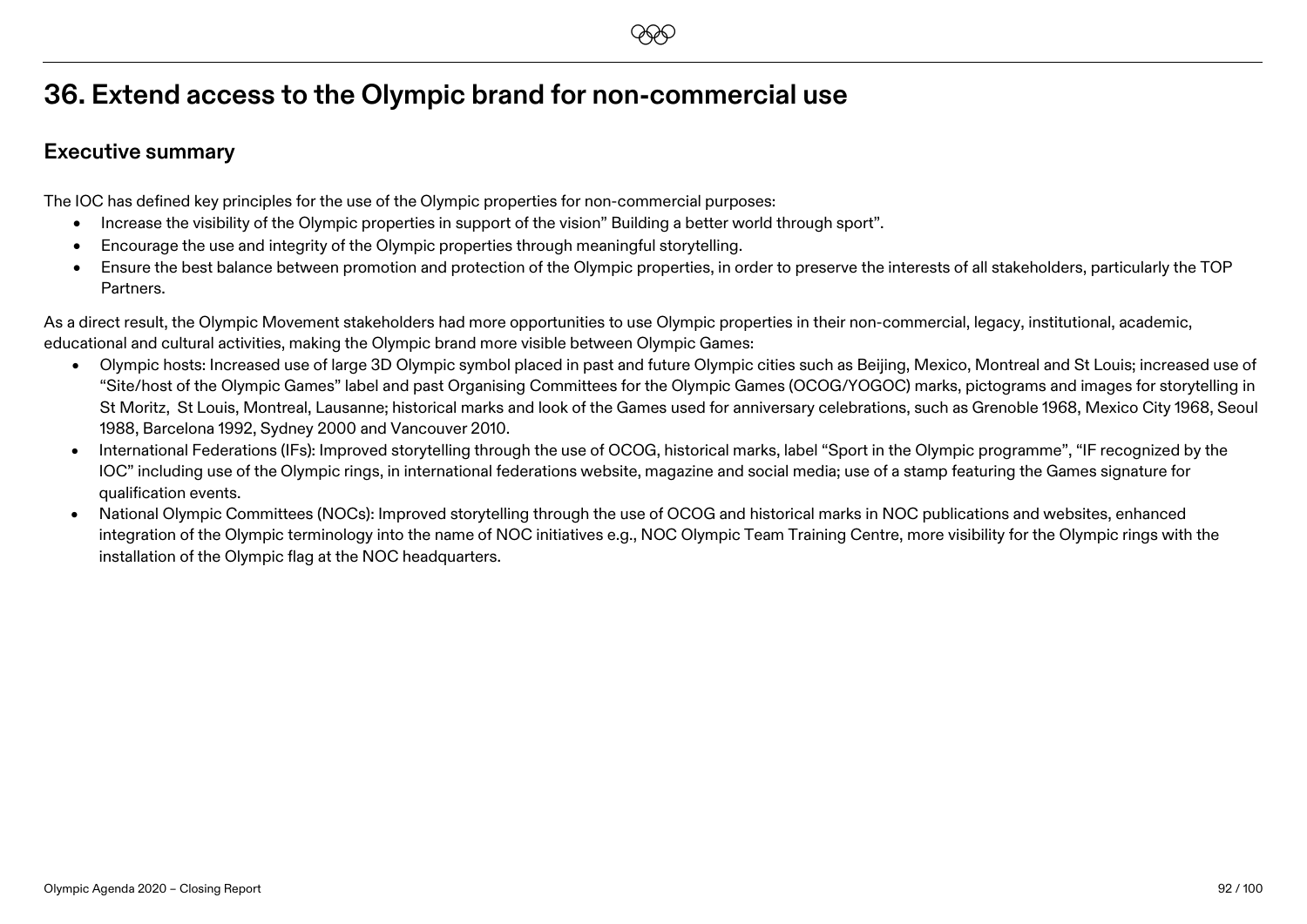# 36. Extend access to the Olympic brand for non-commercial use

## Executive summary

The IOC has defined key principles for the use of the Olympic properties for non-commercial purposes:

- Increase the visibility of the Olympic properties in support of the vision" Building a better world through sport".
- Encourage the use and integrity of the Olympic properties through meaningful storytelling.
- Ensure the best balance between promotion and protection of the Olympic properties, in order to preserve the interests of all stakeholders, particularly the TOP Partners.

As a direct result, the Olympic Movement stakeholders had more opportunities to use Olympic properties in their non-commercial, legacy, institutional, academic, educational and cultural activities, making the Olympic brand more visible between Olympic Games:

- Olympic hosts: Increased use of large 3D Olympic symbol placed in past and future Olympic cities such as Beijing, Mexico, Montreal and St Louis; increased use of "Site/host of the Olympic Games" label and past Organising Committees for the Olympic Games (OCOG/YOGOC) marks, pictograms and images for storytelling in St Moritz, St Louis, Montreal, Lausanne; historical marks and look of the Games used for anniversary celebrations, such as Grenoble 1968, Mexico City 1968, Seoul 1988, Barcelona 1992, Sydney 2000 and Vancouver 2010.
- International Federations (IFs): Improved storytelling through the use of OCOG, historical marks, label "Sport in the Olympic programme", "IF recognized by the IOC" including use of the Olympic rings, in international federations website, magazine and social media; use of a stamp featuring the Games signature for qualification events.
- National Olympic Committees (NOCs): Improved storytelling through the use of OCOG and historical marks in NOC publications and websites, enhanced integration of the Olympic terminology into the name of NOC initiatives e.g., NOC Olympic Team Training Centre, more visibility for the Olympic rings with the installation of the Olympic flag at the NOC headquarters.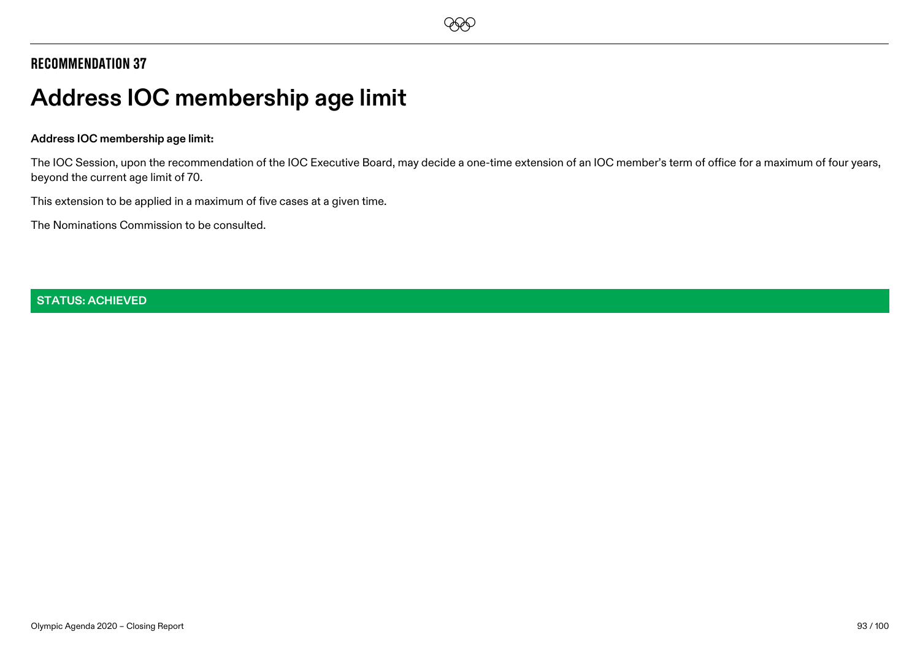## RECOMMENDATION 37

# Address IOC membership age limit

**Address IOC membership age limit:**

The IOC Session, upon the recommendation of the IOC Executive Board, may decide a one-time extension of an IOC member's term of office for a maximum of four years, beyond the current age limit of 70.

This extension to be applied in a maximum of five cases at a given time.

The Nominations Commission to be consulted.

**STATUS: ACHIEVED**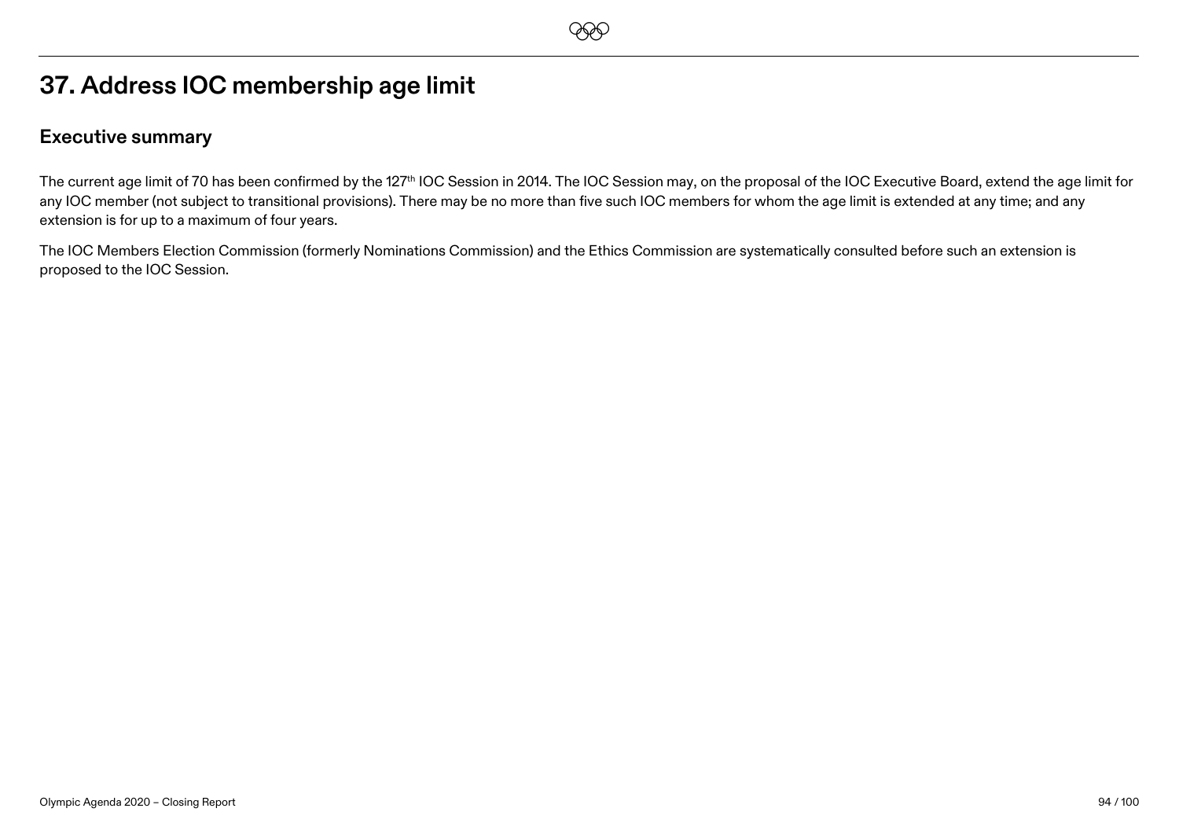# 37. Address IOC membership age limit

## Executive summary

The current age limit of 70 has been confirmed by the 127th IOC Session in 2014. The IOC Session may, on the proposal of the IOC Executive Board, extend the age limit for any IOC member (not subject to transitional provisions). There may be no more than five such IOC members for whom the age limit is extended at any time; and any extension is for up to a maximum of four years.

The IOC Members Election Commission (formerly Nominations Commission) and the Ethics Commission are systematically consulted before such an extension is proposed to the IOC Session.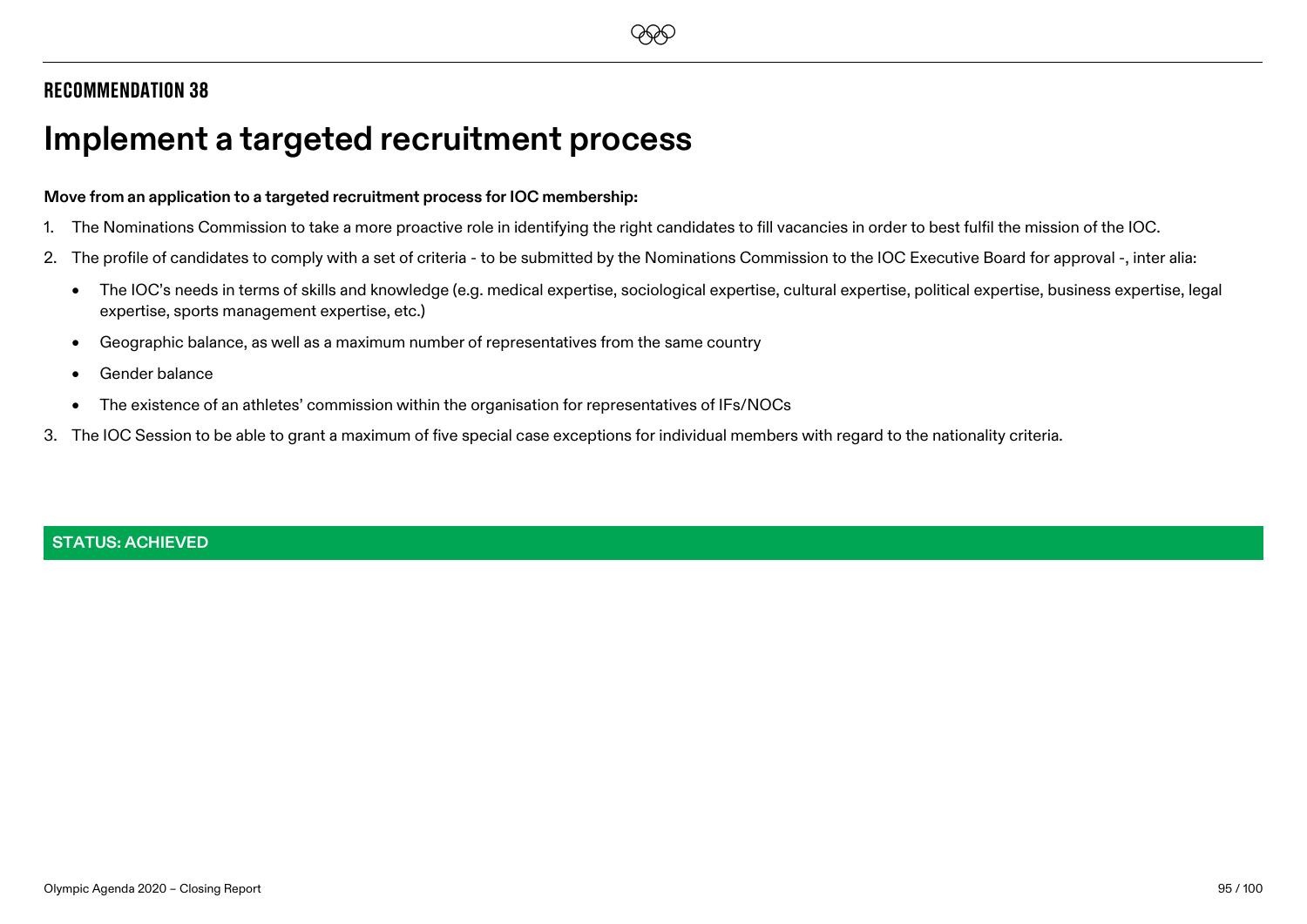## RECOMMENDATION 38

# Implement a targeted recruitment process

**Move from an application to a targeted recruitment process for IOC membership:**

1. The Nominations Commission to take a more proactive role in identifying the right candidates to fill vacancies in order to best fulfil the mission of the IOC.
2. The profile of candidates to comply with a set of criteria - to be submitted by the Nominations Commission to the IOC Executive Board for approval -, inter alia:
   - The IOC's needs in terms of skills and knowledge (e.g. medical expertise, sociological expertise, cultural expertise, political expertise, business expertise, legal expertise, sports management expertise, etc.)
   - Geographic balance, as well as a maximum number of representatives from the same country
   - Gender balance
   - The existence of an athletes' commission within the organisation for representatives of IFs/NOCs
3. The IOC Session to be able to grant a maximum of five special case exceptions for individual members with regard to the nationality criteria.

**STATUS: ACHIEVED**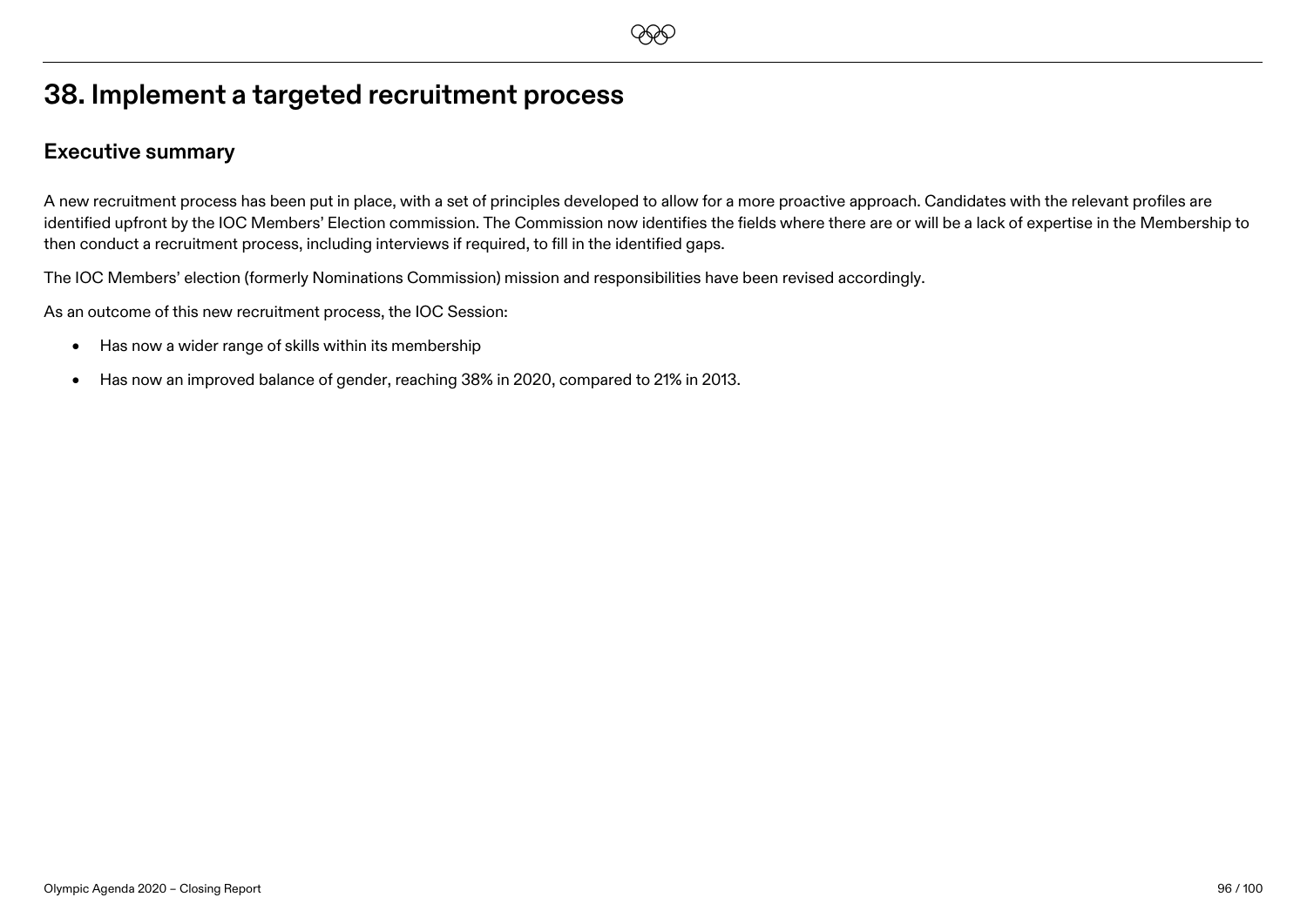# 38. Implement a targeted recruitment process

## Executive summary

A new recruitment process has been put in place, with a set of principles developed to allow for a more proactive approach. Candidates with the relevant profiles are identified upfront by the IOC Members' Election commission. The Commission now identifies the fields where there are or will be a lack of expertise in the Membership to then conduct a recruitment process, including interviews if required, to fill in the identified gaps.

The IOC Members' election (formerly Nominations Commission) mission and responsibilities have been revised accordingly.

As an outcome of this new recruitment process, the IOC Session:

- Has now a wider range of skills within its membership
- Has now an improved balance of gender, reaching 38% in 2020, compared to 21% in 2013.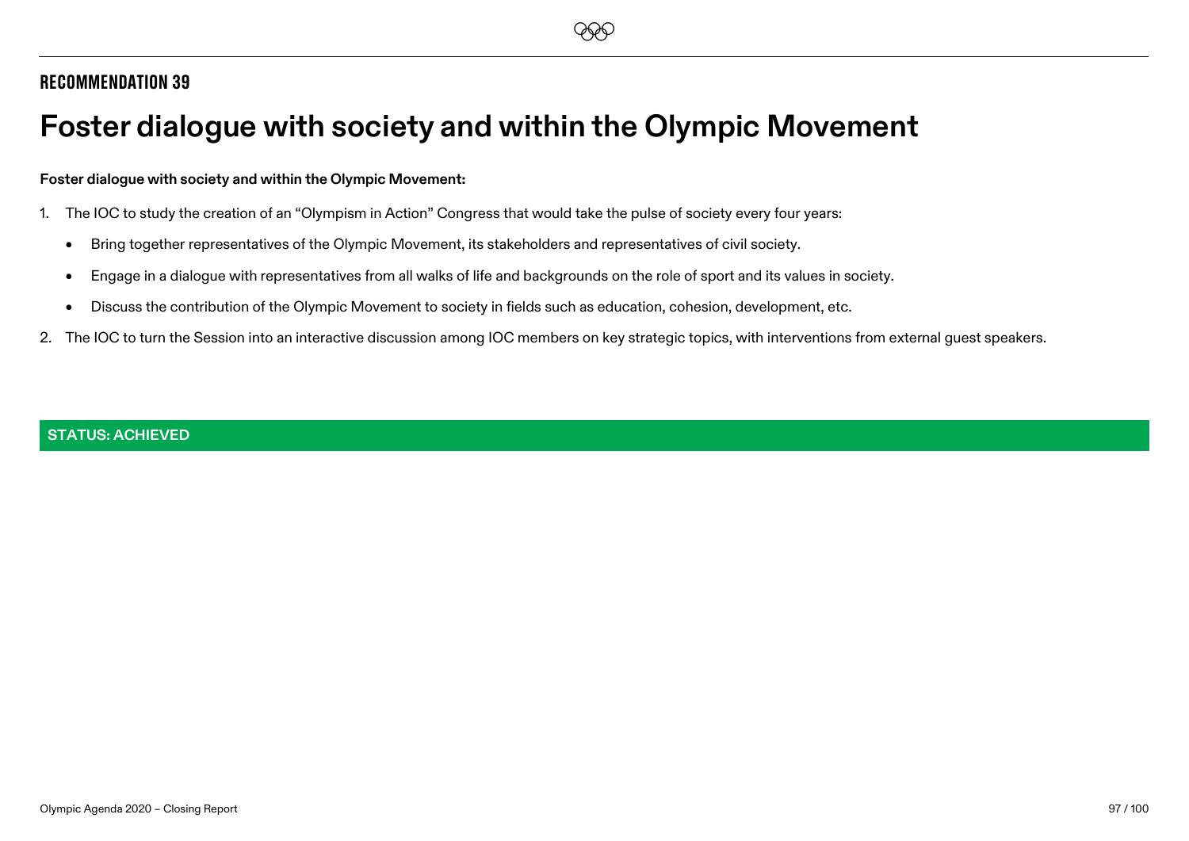## RECOMMENDATION 39

# Foster dialogue with society and within the Olympic Movement

**Foster dialogue with society and within the Olympic Movement:**

1. The IOC to study the creation of an "Olympism in Action" Congress that would take the pulse of society every four years:
   - Bring together representatives of the Olympic Movement, its stakeholders and representatives of civil society.
   - Engage in a dialogue with representatives from all walks of life and backgrounds on the role of sport and its values in society.
   - Discuss the contribution of the Olympic Movement to society in fields such as education, cohesion, development, etc.
2. The IOC to turn the Session into an interactive discussion among IOC members on key strategic topics, with interventions from external guest speakers.

**STATUS: ACHIEVED**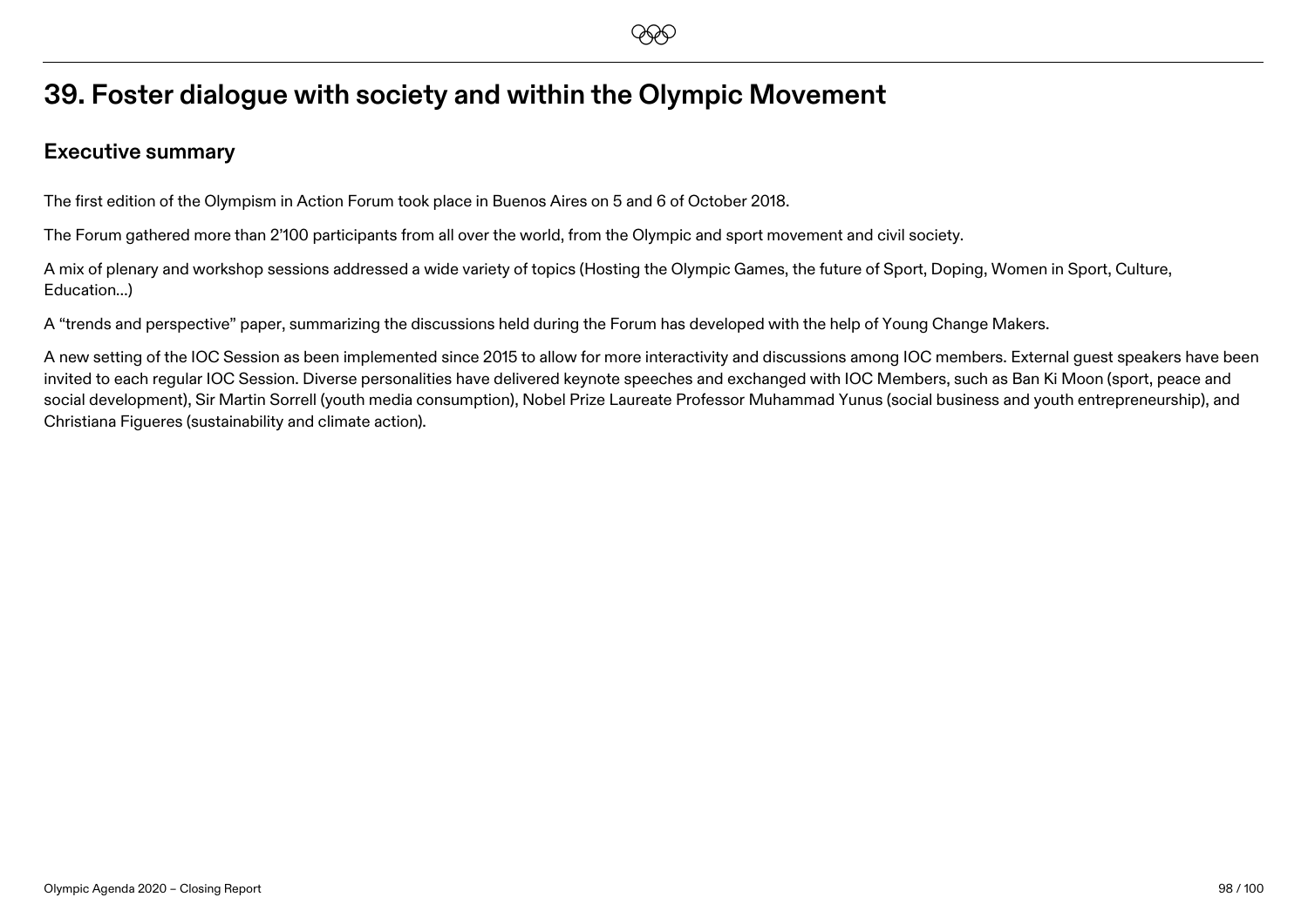# 39. Foster dialogue with society and within the Olympic Movement

## Executive summary

The first edition of the Olympism in Action Forum took place in Buenos Aires on 5 and 6 of October 2018.

The Forum gathered more than 2'100 participants from all over the world, from the Olympic and sport movement and civil society.

A mix of plenary and workshop sessions addressed a wide variety of topics (Hosting the Olympic Games, the future of Sport, Doping, Women in Sport, Culture, Education...)

A "trends and perspective" paper, summarizing the discussions held during the Forum has developed with the help of Young Change Makers.

A new setting of the IOC Session as been implemented since 2015 to allow for more interactivity and discussions among IOC members. External guest speakers have been invited to each regular IOC Session. Diverse personalities have delivered keynote speeches and exchanged with IOC Members, such as Ban Ki Moon (sport, peace and social development), Sir Martin Sorrell (youth media consumption), Nobel Prize Laureate Professor Muhammad Yunus (social business and youth entrepreneurship), and Christiana Figueres (sustainability and climate action).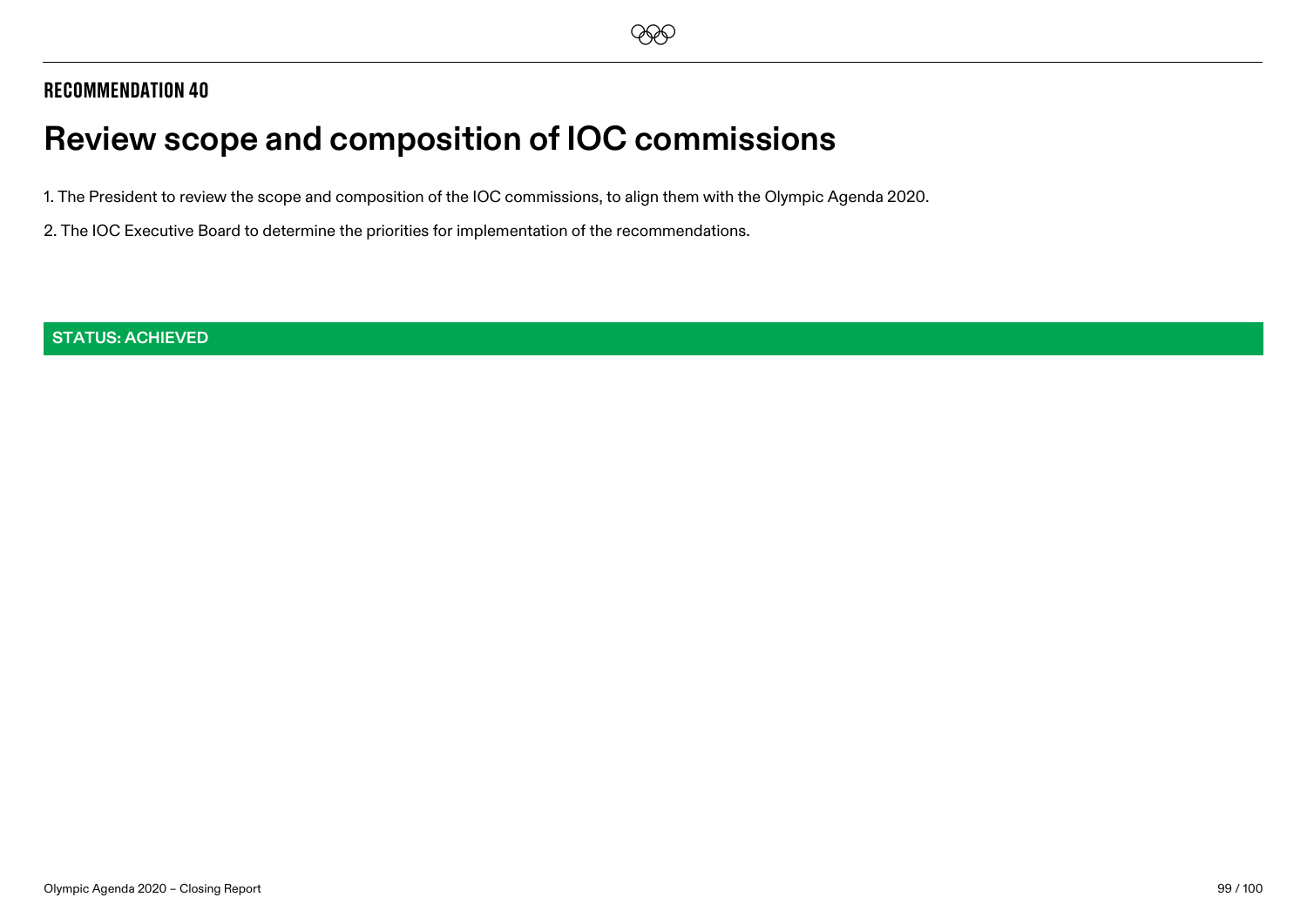## RECOMMENDATION 40

# Review scope and composition of IOC commissions

1. The President to review the scope and composition of the IOC commissions, to align them with the Olympic Agenda 2020.

2. The IOC Executive Board to determine the priorities for implementation of the recommendations.

**STATUS: ACHIEVED**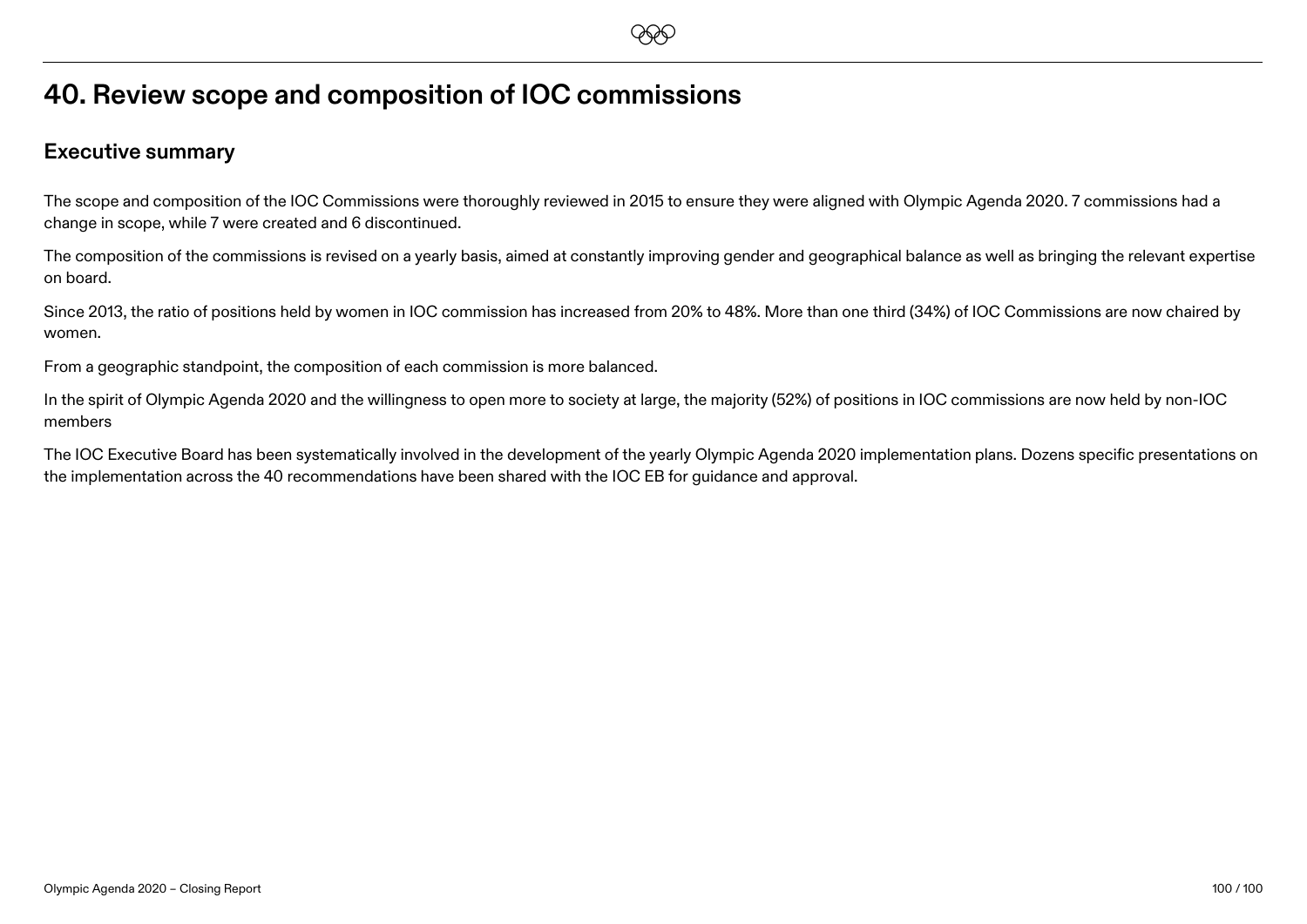# 40. Review scope and composition of IOC commissions

## Executive summary

The scope and composition of the IOC Commissions were thoroughly reviewed in 2015 to ensure they were aligned with Olympic Agenda 2020. 7 commissions had a change in scope, while 7 were created and 6 discontinued.

The composition of the commissions is revised on a yearly basis, aimed at constantly improving gender and geographical balance as well as bringing the relevant expertise on board.

Since 2013, the ratio of positions held by women in IOC commission has increased from 20% to 48%. More than one third (34%) of IOC Commissions are now chaired by women.

From a geographic standpoint, the composition of each commission is more balanced.

In the spirit of Olympic Agenda 2020 and the willingness to open more to society at large, the majority (52%) of positions in IOC commissions are now held by non-IOC members

The IOC Executive Board has been systematically involved in the development of the yearly Olympic Agenda 2020 implementation plans. Dozens specific presentations on the implementation across the 40 recommendations have been shared with the IOC EB for guidance and approval.